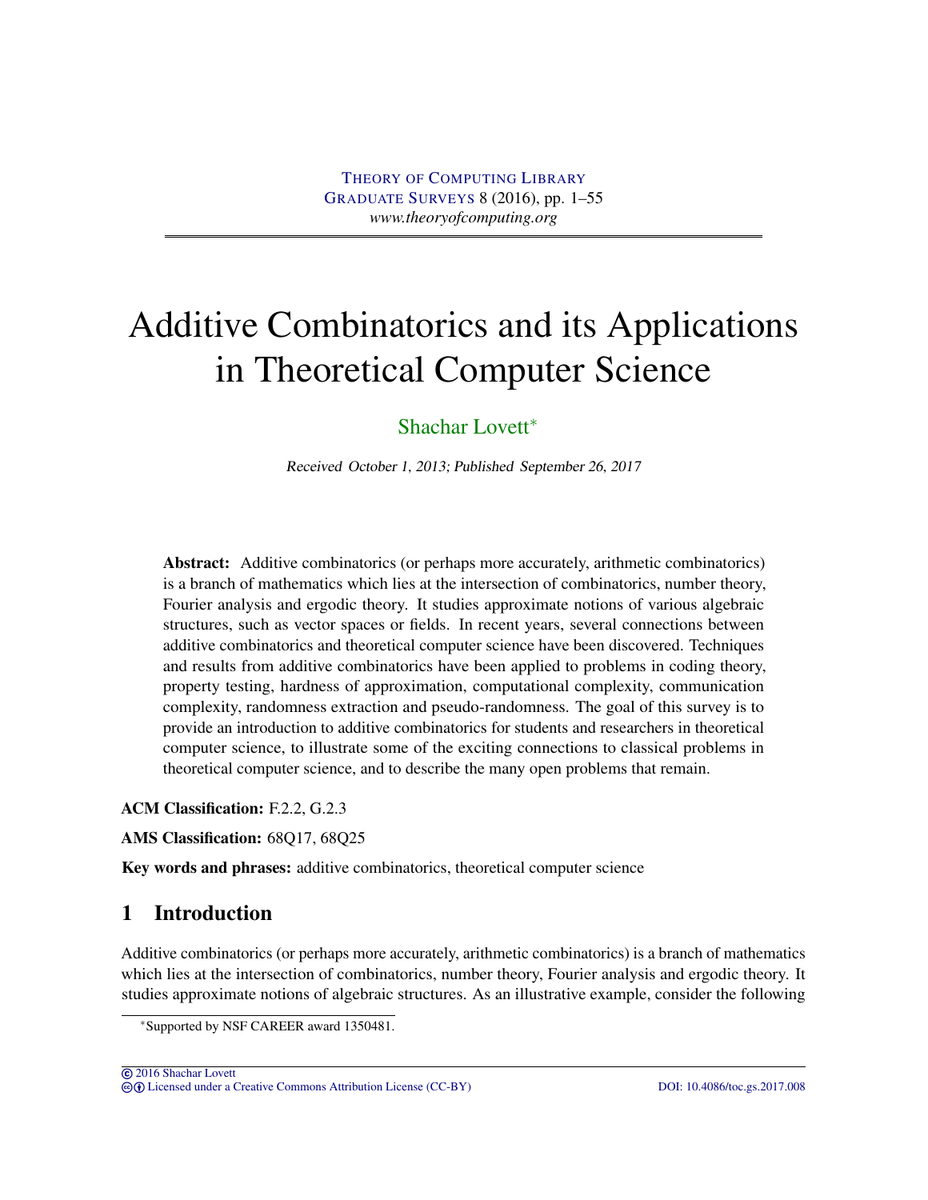THEORY OF COMPUTING LIBRARY
GRADUATE SURVEYS 8 (2016), pp. 1–55
*www.theoryofcomputing.org*

# Additive Combinatorics and its Applications in Theoretical Computer Science

Shachar Lovett*

*Received October 1, 2013; Published September 26, 2017*

**Abstract:** Additive combinatorics (or perhaps more accurately, arithmetic combinatorics) is a branch of mathematics which lies at the intersection of combinatorics, number theory, Fourier analysis and ergodic theory. It studies approximate notions of various algebraic structures, such as vector spaces or fields. In recent years, several connections between additive combinatorics and theoretical computer science have been discovered. Techniques and results from additive combinatorics have been applied to problems in coding theory, property testing, hardness of approximation, computational complexity, communication complexity, randomness extraction and pseudo-randomness. The goal of this survey is to provide an introduction to additive combinatorics for students and researchers in theoretical computer science, to illustrate some of the exciting connections to classical problems in theoretical computer science, and to describe the many open problems that remain.

**ACM Classification:** F.2.2, G.2.3

**AMS Classification:** 68Q17, 68Q25

**Key words and phrases:** additive combinatorics, theoretical computer science

## 1 Introduction

Additive combinatorics (or perhaps more accurately, arithmetic combinatorics) is a branch of mathematics which lies at the intersection of combinatorics, number theory, Fourier analysis and ergodic theory. It studies approximate notions of algebraic structures. As an illustrative example, consider the following

*Supported by NSF CAREER award 1350481.

© 2016 Shachar Lovett
Licensed under a Creative Commons Attribution License (CC-BY) DOI: 10.4086/toc.gs.2017.008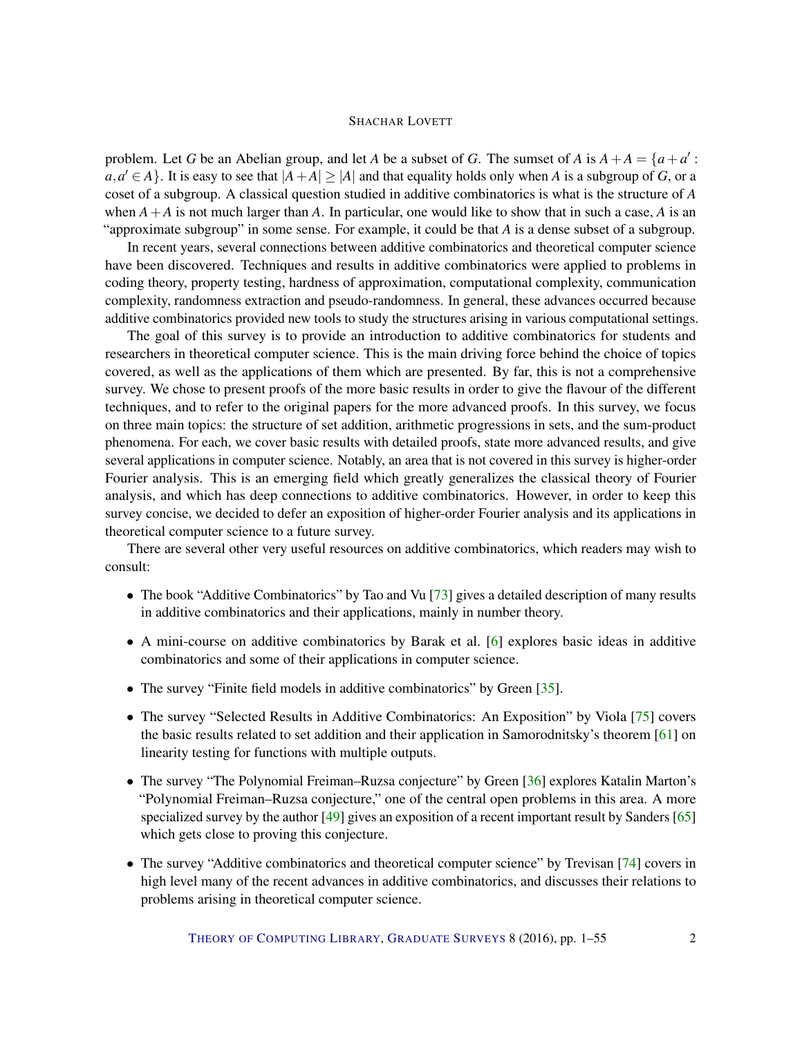problem. Let $G$ be an Abelian group, and let $A$ be a subset of $G$. The sumset of $A$ is $A+A=\{a+a' : a,a' \in A\}$. It is easy to see that $|A+A| \geq |A|$ and that equality holds only when $A$ is a subgroup of $G$, or a coset of a subgroup. A classical question studied in additive combinatorics is what is the structure of $A$ when $A+A$ is not much larger than $A$. In particular, one would like to show that in such a case, $A$ is an "approximate subgroup" in some sense. For example, it could be that $A$ is a dense subset of a subgroup.

In recent years, several connections between additive combinatorics and theoretical computer science have been discovered. Techniques and results in additive combinatorics were applied to problems in coding theory, property testing, hardness of approximation, computational complexity, communication complexity, randomness extraction and pseudo-randomness. In general, these advances occurred because additive combinatorics provided new tools to study the structures arising in various computational settings.

The goal of this survey is to provide an introduction to additive combinatorics for students and researchers in theoretical computer science. This is the main driving force behind the choice of topics covered, as well as the applications of them which are presented. By far, this is not a comprehensive survey. We chose to present proofs of the more basic results in order to give the flavour of the different techniques, and to refer to the original papers for the more advanced proofs. In this survey, we focus on three main topics: the structure of set addition, arithmetic progressions in sets, and the sum-product phenomena. For each, we cover basic results with detailed proofs, state more advanced results, and give several applications in computer science. Notably, an area that is not covered in this survey is higher-order Fourier analysis. This is an emerging field which greatly generalizes the classical theory of Fourier analysis, and which has deep connections to additive combinatorics. However, in order to keep this survey concise, we decided to defer an exposition of higher-order Fourier analysis and its applications in theoretical computer science to a future survey.

There are several other very useful resources on additive combinatorics, which readers may wish to consult:

- The book "Additive Combinatorics" by Tao and Vu [73] gives a detailed description of many results in additive combinatorics and their applications, mainly in number theory.
- A mini-course on additive combinatorics by Barak et al. [6] explores basic ideas in additive combinatorics and some of their applications in computer science.
- The survey "Finite field models in additive combinatorics" by Green [35].
- The survey "Selected Results in Additive Combinatorics: An Exposition" by Viola [75] covers the basic results related to set addition and their application in Samorodnitsky's theorem [61] on linearity testing for functions with multiple outputs.
- The survey "The Polynomial Freiman–Ruzsa conjecture" by Green [36] explores Katalin Marton's "Polynomial Freiman–Ruzsa conjecture," one of the central open problems in this area. A more specialized survey by the author [49] gives an exposition of a recent important result by Sanders [65] which gets close to proving this conjecture.
- The survey "Additive combinatorics and theoretical computer science" by Trevisan [74] covers in high level many of the recent advances in additive combinatorics, and discusses their relations to problems arising in theoretical computer science.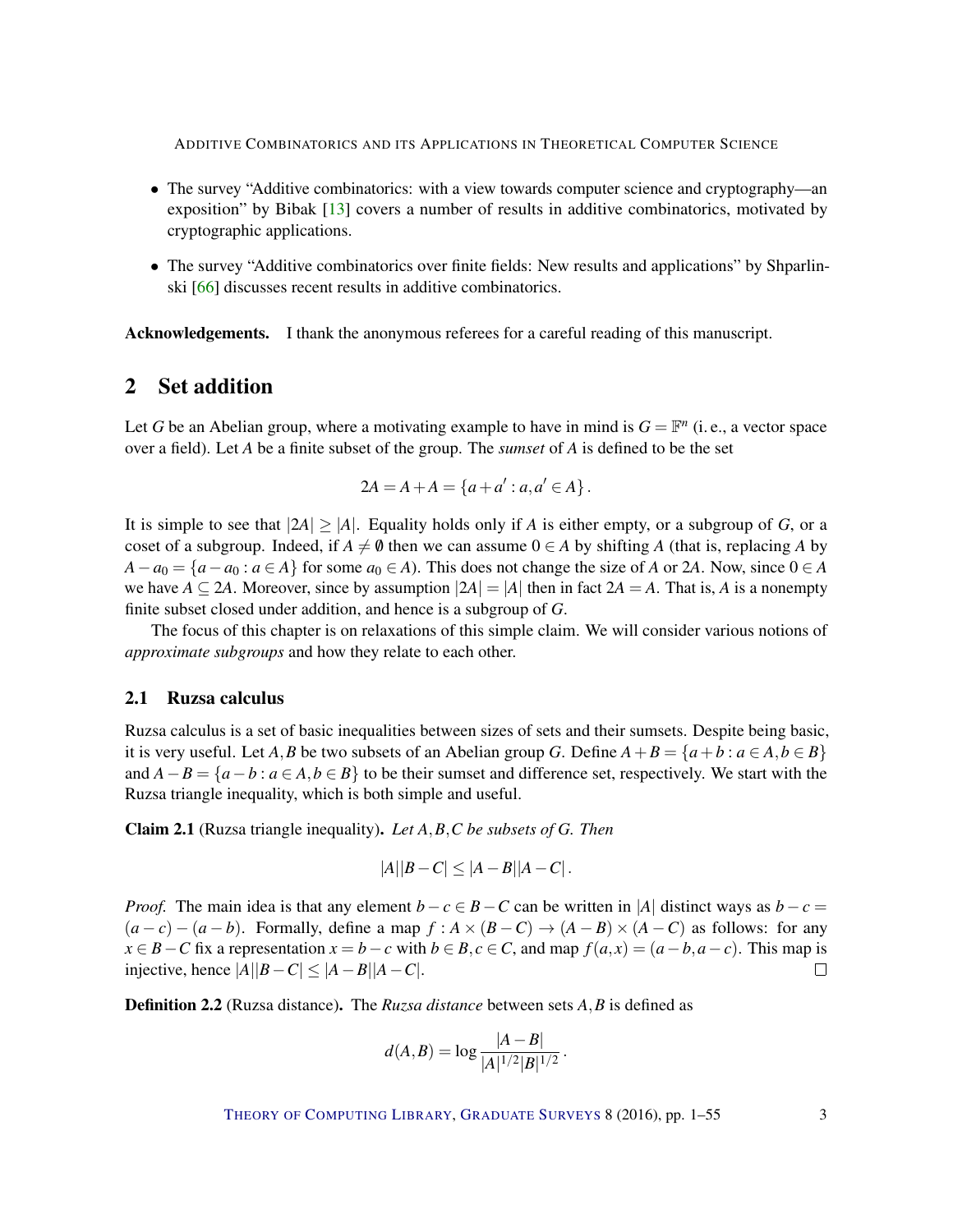- The survey "Additive combinatorics: with a view towards computer science and cryptography—an exposition" by Bibak [13] covers a number of results in additive combinatorics, motivated by cryptographic applications.
- The survey "Additive combinatorics over finite fields: New results and applications" by Shparlinski [66] discusses recent results in additive combinatorics.

**Acknowledgements.** I thank the anonymous referees for a careful reading of this manuscript.

## 2 Set addition

Let $G$ be an Abelian group, where a motivating example to have in mind is $G = \mathbb{F}^n$ (i. e., a vector space over a field). Let $A$ be a finite subset of the group. The *sumset* of $A$ is defined to be the set

$$2A = A + A = \{a + a' : a, a' \in A\}.$$

It is simple to see that $|2A| \geq |A|$. Equality holds only if $A$ is either empty, or a subgroup of $G$, or a coset of a subgroup. Indeed, if $A \neq \emptyset$ then we can assume $0 \in A$ by shifting $A$ (that is, replacing $A$ by $A - a_0 = \{a - a_0 : a \in A\}$ for some $a_0 \in A$). This does not change the size of $A$ or $2A$. Now, since $0 \in A$ we have $A \subseteq 2A$. Moreover, since by assumption $|2A| = |A|$ then in fact $2A = A$. That is, $A$ is a nonempty finite subset closed under addition, and hence is a subgroup of $G$.

The focus of this chapter is on relaxations of this simple claim. We will consider various notions of *approximate subgroups* and how they relate to each other.

### 2.1 Ruzsa calculus

Ruzsa calculus is a set of basic inequalities between sizes of sets and their sumsets. Despite being basic, it is very useful. Let $A, B$ be two subsets of an Abelian group $G$. Define $A + B = \{a + b : a \in A, b \in B\}$ and $A - B = \{a - b : a \in A, b \in B\}$ to be their sumset and difference set, respectively. We start with the Ruzsa triangle inequality, which is both simple and useful.

**Claim 2.1** (Ruzsa triangle inequality). *Let $A, B, C$ be subsets of $G$. Then*

$$|A||B - C| \leq |A - B||A - C|.$$

*Proof.* The main idea is that any element $b - c \in B - C$ can be written in $|A|$ distinct ways as $b - c = (a - c) - (a - b)$. Formally, define a map $f : A \times (B - C) \to (A - B) \times (A - C)$ as follows: for any $x \in B - C$ fix a representation $x = b - c$ with $b \in B, c \in C$, and map $f(a, x) = (a - b, a - c)$. This map is injective, hence $|A||B - C| \leq |A - B||A - C|$. □

**Definition 2.2** (Ruzsa distance). The *Ruzsa distance* between sets $A, B$ is defined as

$$d(A, B) = \log \frac{|A - B|}{|A|^{1/2}|B|^{1/2}}.$$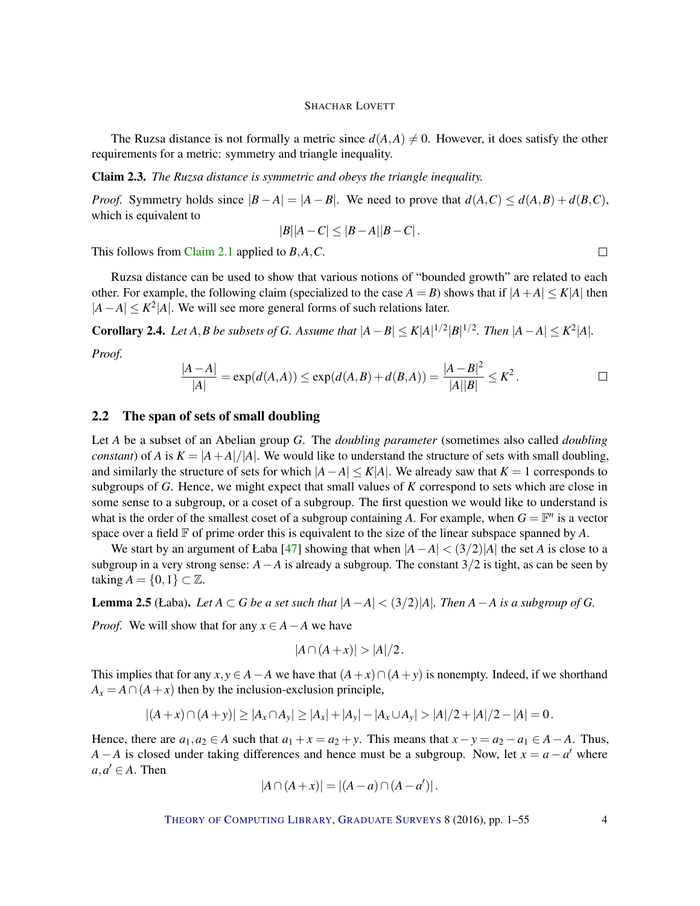The Ruzsa distance is not formally a metric since $d(A,A) \neq 0$. However, it does satisfy the other requirements for a metric: symmetry and triangle inequality.

**Claim 2.3.** *The Ruzsa distance is symmetric and obeys the triangle inequality.*

*Proof.* Symmetry holds since $|B-A| = |A-B|$. We need to prove that $d(A,C) \leq d(A,B) + d(B,C)$, which is equivalent to

$$|B||A-C| \leq |B-A||B-C|\,.$$

This follows from Claim 2.1 applied to $B,A,C$. □

Ruzsa distance can be used to show that various notions of "bounded growth" are related to each other. For example, the following claim (specialized to the case $A = B$) shows that if $|A+A| \leq K|A|$ then $|A-A| \leq K^2|A|$. We will see more general forms of such relations later.

**Corollary 2.4.** *Let $A,B$ be subsets of $G$. Assume that $|A-B| \leq K|A|^{1/2}|B|^{1/2}$. Then $|A-A| \leq K^2|A|$.*

*Proof.*

$$\frac{|A-A|}{|A|} = \exp(d(A,A)) \leq \exp(d(A,B)+d(B,A)) = \frac{|A-B|^2}{|A||B|} \leq K^2\,.$$

□

## 2.2 The span of sets of small doubling

Let $A$ be a subset of an Abelian group $G$. The *doubling parameter* (sometimes also called *doubling constant*) of $A$ is $K = |A+A|/|A|$. We would like to understand the structure of sets with small doubling, and similarly the structure of sets for which $|A-A| \leq K|A|$. We already saw that $K = 1$ corresponds to subgroups of $G$. Hence, we might expect that small values of $K$ correspond to sets which are close in some sense to a subgroup, or a coset of a subgroup. The first question we would like to understand is what is the order of the smallest coset of a subgroup containing $A$. For example, when $G = \mathbb{F}^n$ is a vector space over a field $\mathbb{F}$ of prime order this is equivalent to the size of the linear subspace spanned by $A$.

We start by an argument of Łaba [47] showing that when $|A-A| < (3/2)|A|$ the set $A$ is close to a subgroup in a very strong sense: $A-A$ is already a subgroup. The constant $3/2$ is tight, as can be seen by taking $A = \{0,1\} \subset \mathbb{Z}$.

**Lemma 2.5** (Łaba)**.** *Let $A \subset G$ be a set such that $|A-A| < (3/2)|A|$. Then $A-A$ is a subgroup of $G$.*

*Proof.* We will show that for any $x \in A-A$ we have

$$|A \cap (A+x)| > |A|/2\,.$$

This implies that for any $x,y \in A-A$ we have that $(A+x) \cap (A+y)$ is nonempty. Indeed, if we shorthand $A_x = A \cap (A+x)$ then by the inclusion-exclusion principle,

$$|(A+x) \cap (A+y)| \geq |A_x \cap A_y| \geq |A_x| + |A_y| - |A_x \cup A_y| > |A|/2 + |A|/2 - |A| = 0\,.$$

Hence, there are $a_1, a_2 \in A$ such that $a_1 + x = a_2 + y$. This means that $x - y = a_2 - a_1 \in A-A$. Thus, $A-A$ is closed under taking differences and hence must be a subgroup. Now, let $x = a - a'$ where $a, a' \in A$. Then

$$|A \cap (A+x)| = |(A-a) \cap (A-a')|\,.$$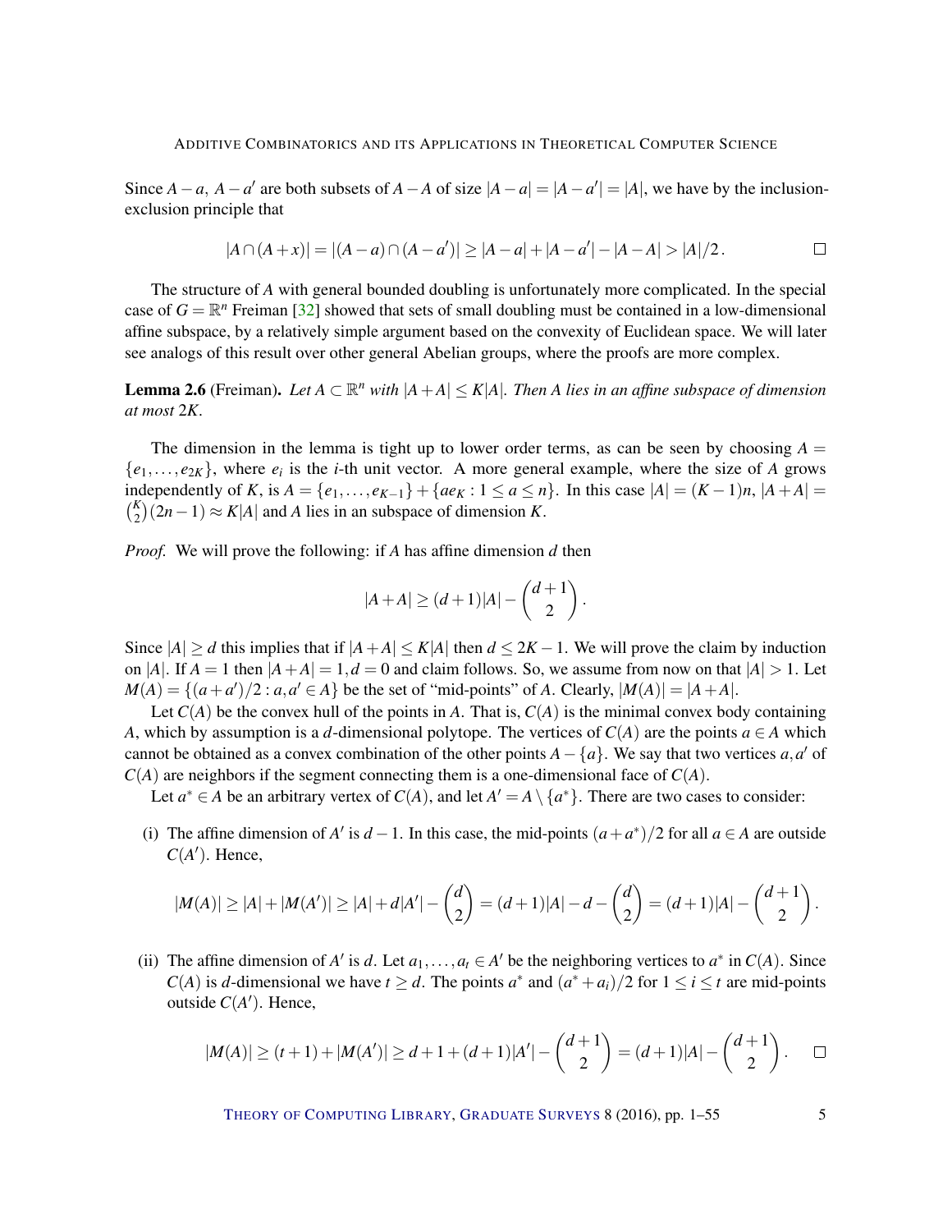Since $A-a$, $A-a'$ are both subsets of $A-A$ of size $|A-a| = |A-a'| = |A|$, we have by the inclusion-exclusion principle that

$$|A \cap (A+x)| = |(A-a) \cap (A-a')| \geq |A-a| + |A-a'| - |A-A| > |A|/2\,. \qquad \square$$

The structure of $A$ with general bounded doubling is unfortunately more complicated. In the special case of $G = \mathbb{R}^n$ Freiman [32] showed that sets of small doubling must be contained in a low-dimensional affine subspace, by a relatively simple argument based on the convexity of Euclidean space. We will later see analogs of this result over other general Abelian groups, where the proofs are more complex.

**Lemma 2.6** (Freiman). *Let $A \subset \mathbb{R}^n$ with $|A+A| \leq K|A|$. Then $A$ lies in an affine subspace of dimension at most $2K$.*

The dimension in the lemma is tight up to lower order terms, as can be seen by choosing $A = \{e_1, \ldots, e_{2K}\}$, where $e_i$ is the $i$-th unit vector. A more general example, where the size of $A$ grows independently of $K$, is $A = \{e_1, \ldots, e_{K-1}\} + \{ae_K : 1 \leq a \leq n\}$. In this case $|A| = (K-1)n$, $|A+A| = \binom{K}{2}(2n-1) \approx K|A|$ and $A$ lies in an subspace of dimension $K$.

*Proof.* We will prove the following: if $A$ has affine dimension $d$ then

$$|A+A| \geq (d+1)|A| - \binom{d+1}{2}.$$

Since $|A| \geq d$ this implies that if $|A+A| \leq K|A|$ then $d \leq 2K-1$. We will prove the claim by induction on $|A|$. If $A = 1$ then $|A+A| = 1, d = 0$ and claim follows. So, we assume from now on that $|A| > 1$. Let $M(A) = \{(a+a')/2 : a, a' \in A\}$ be the set of "mid-points" of $A$. Clearly, $|M(A)| = |A+A|$.

Let $C(A)$ be the convex hull of the points in $A$. That is, $C(A)$ is the minimal convex body containing $A$, which by assumption is a $d$-dimensional polytope. The vertices of $C(A)$ are the points $a \in A$ which cannot be obtained as a convex combination of the other points $A - \{a\}$. We say that two vertices $a, a'$ of $C(A)$ are neighbors if the segment connecting them is a one-dimensional face of $C(A)$.

Let $a^* \in A$ be an arbitrary vertex of $C(A)$, and let $A' = A \setminus \{a^*\}$. There are two cases to consider:

(i) The affine dimension of $A'$ is $d-1$. In this case, the mid-points $(a+a^*)/2$ for all $a \in A$ are outside $C(A')$. Hence,

$$|M(A)| \geq |A| + |M(A')| \geq |A| + d|A'| - \binom{d}{2} = (d+1)|A| - d - \binom{d}{2} = (d+1)|A| - \binom{d+1}{2}.$$

(ii) The affine dimension of $A'$ is $d$. Let $a_1, \ldots, a_t \in A'$ be the neighboring vertices to $a^*$ in $C(A)$. Since $C(A)$ is $d$-dimensional we have $t \geq d$. The points $a^*$ and $(a^* + a_i)/2$ for $1 \leq i \leq t$ are mid-points outside $C(A')$. Hence,

$$|M(A)| \geq (t+1) + |M(A')| \geq d + 1 + (d+1)|A'| - \binom{d+1}{2} = (d+1)|A| - \binom{d+1}{2}. \qquad \square$$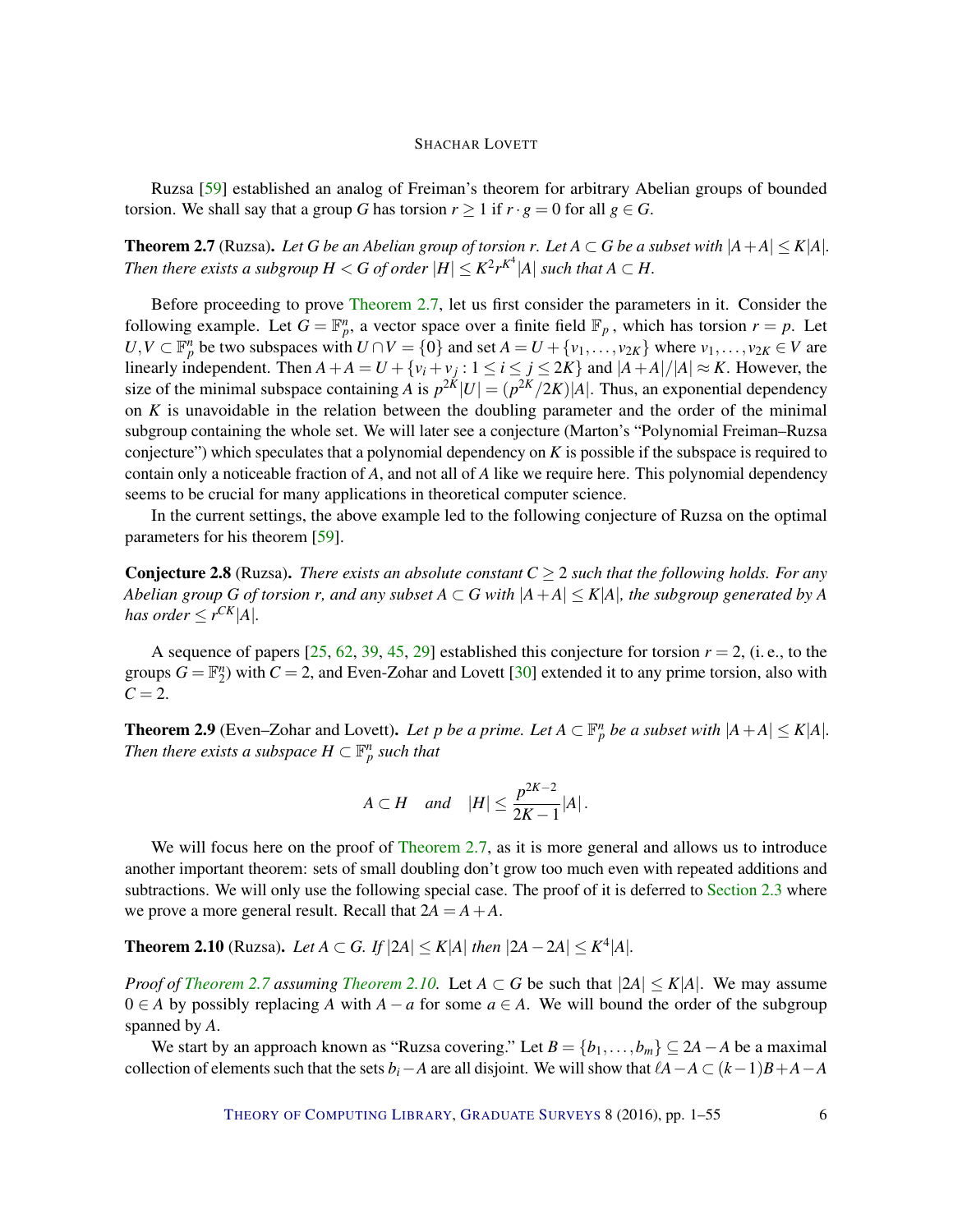Ruzsa [59] established an analog of Freiman's theorem for arbitrary Abelian groups of bounded torsion. We shall say that a group $G$ has torsion $r \geq 1$ if $r \cdot g = 0$ for all $g \in G$.

**Theorem 2.7** (Ruzsa)**.** *Let $G$ be an Abelian group of torsion $r$. Let $A \subset G$ be a subset with $|A+A| \leq K|A|$. Then there exists a subgroup $H < G$ of order $|H| \leq K^2 r^{K^4}|A|$ such that $A \subset H$.*

Before proceeding to prove Theorem 2.7, let us first consider the parameters in it. Consider the following example. Let $G = \mathbb{F}_p^n$, a vector space over a finite field $\mathbb{F}_p$, which has torsion $r = p$. Let $U, V \subset \mathbb{F}_p^n$ be two subspaces with $U \cap V = \{0\}$ and set $A = U + \{v_1, \ldots, v_{2K}\}$ where $v_1, \ldots, v_{2K} \in V$ are linearly independent. Then $A + A = U + \{v_i + v_j : 1 \leq i \leq j \leq 2K\}$ and $|A+A|/|A| \approx K$. However, the size of the minimal subspace containing $A$ is $p^{2K}|U| = (p^{2K}/2K)|A|$. Thus, an exponential dependency on $K$ is unavoidable in the relation between the doubling parameter and the order of the minimal subgroup containing the whole set. We will later see a conjecture (Marton's "Polynomial Freiman–Ruzsa conjecture") which speculates that a polynomial dependency on $K$ is possible if the subspace is required to contain only a noticeable fraction of $A$, and not all of $A$ like we require here. This polynomial dependency seems to be crucial for many applications in theoretical computer science.

In the current settings, the above example led to the following conjecture of Ruzsa on the optimal parameters for his theorem [59].

**Conjecture 2.8** (Ruzsa)**.** *There exists an absolute constant $C \geq 2$ such that the following holds. For any Abelian group $G$ of torsion $r$, and any subset $A \subset G$ with $|A+A| \leq K|A|$, the subgroup generated by $A$ has order $\leq r^{CK}|A|$.*

A sequence of papers [25, 62, 39, 45, 29] established this conjecture for torsion $r = 2$, (i. e., to the groups $G = \mathbb{F}_2^n$) with $C = 2$, and Even-Zohar and Lovett [30] extended it to any prime torsion, also with $C = 2$.

**Theorem 2.9** (Even–Zohar and Lovett)**.** *Let $p$ be a prime. Let $A \subset \mathbb{F}_p^n$ be a subset with $|A+A| \leq K|A|$. Then there exists a subspace $H \subset \mathbb{F}_p^n$ such that*

$$A \subset H \quad \text{and} \quad |H| \leq \frac{p^{2K-2}}{2K-1}|A|.$$

We will focus here on the proof of Theorem 2.7, as it is more general and allows us to introduce another important theorem: sets of small doubling don't grow too much even with repeated additions and subtractions. We will only use the following special case. The proof of it is deferred to Section 2.3 where we prove a more general result. Recall that $2A = A + A$.

**Theorem 2.10** (Ruzsa)**.** *Let $A \subset G$. If $|2A| \leq K|A|$ then $|2A - 2A| \leq K^4|A|$.*

*Proof of Theorem 2.7 assuming Theorem 2.10.* Let $A \subset G$ be such that $|2A| \leq K|A|$. We may assume $0 \in A$ by possibly replacing $A$ with $A - a$ for some $a \in A$. We will bound the order of the subgroup spanned by $A$.

We start by an approach known as "Ruzsa covering." Let $B = \{b_1, \ldots, b_m\} \subseteq 2A - A$ be a maximal collection of elements such that the sets $b_i - A$ are all disjoint. We will show that $\ell A - A \subset (k-1)B + A - A$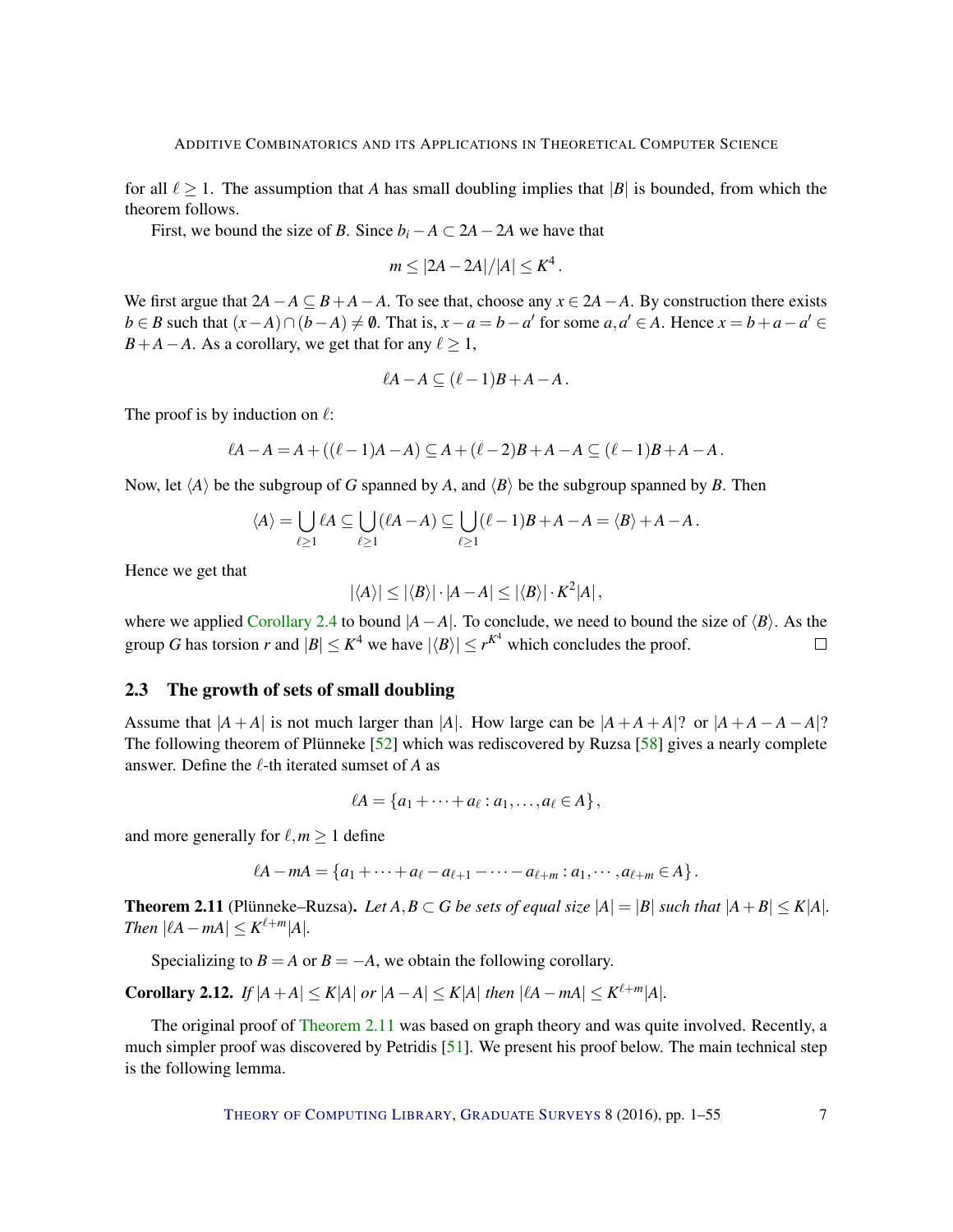for all $\ell \geq 1$. The assumption that $A$ has small doubling implies that $|B|$ is bounded, from which the theorem follows.

First, we bound the size of $B$. Since $b_i - A \subset 2A - 2A$ we have that

$$m \leq |2A-2A|/|A| \leq K^4 .$$

We first argue that $2A - A \subseteq B + A - A$. To see that, choose any $x \in 2A - A$. By construction there exists $b \in B$ such that $(x-A) \cap (b-A) \neq \emptyset$. That is, $x - a = b - a'$ for some $a, a' \in A$. Hence $x = b + a - a' \in B + A - A$. As a corollary, we get that for any $\ell \geq 1$,

$$\ell A - A \subseteq (\ell - 1)B + A - A .$$

The proof is by induction on $\ell$:

$$\ell A - A = A + ((\ell-1)A - A) \subseteq A + (\ell-2)B + A - A \subseteq (\ell-1)B + A - A .$$

Now, let $\langle A \rangle$ be the subgroup of $G$ spanned by $A$, and $\langle B \rangle$ be the subgroup spanned by $B$. Then

$$\langle A \rangle = \bigcup_{\ell \geq 1} \ell A \subseteq \bigcup_{\ell \geq 1} (\ell A - A) \subseteq \bigcup_{\ell \geq 1} (\ell-1)B + A - A = \langle B \rangle + A - A .$$

Hence we get that

$$|\langle A \rangle| \leq |\langle B \rangle| \cdot |A - A| \leq |\langle B \rangle| \cdot K^2 |A| ,$$

where we applied Corollary 2.4 to bound $|A - A|$. To conclude, we need to bound the size of $\langle B \rangle$. As the group $G$ has torsion $r$ and $|B| \leq K^4$ we have $|\langle B \rangle| \leq r^{K^4}$ which concludes the proof. $\square$

### 2.3 The growth of sets of small doubling

Assume that $|A + A|$ is not much larger than $|A|$. How large can be $|A + A + A|$? or $|A + A - A - A|$? The following theorem of Plünneke [52] which was rediscovered by Ruzsa [58] gives a nearly complete answer. Define the $\ell$-th iterated sumset of $A$ as

$$\ell A = \{a_1 + \cdots + a_\ell : a_1, \ldots, a_\ell \in A\} ,$$

and more generally for $\ell, m \geq 1$ define

$$\ell A - mA = \{a_1 + \cdots + a_\ell - a_{\ell+1} - \cdots - a_{\ell+m} : a_1, \cdots, a_{\ell+m} \in A\} .$$

**Theorem 2.11** (Plünneke–Ruzsa). *Let $A, B \subset G$ be sets of equal size $|A| = |B|$ such that $|A + B| \leq K|A|$. Then $|\ell A - mA| \leq K^{\ell+m}|A|$.*

Specializing to $B = A$ or $B = -A$, we obtain the following corollary.

**Corollary 2.12.** *If $|A + A| \leq K|A|$ or $|A - A| \leq K|A|$ then $|\ell A - mA| \leq K^{\ell+m}|A|$.*

The original proof of Theorem 2.11 was based on graph theory and was quite involved. Recently, a much simpler proof was discovered by Petridis [51]. We present his proof below. The main technical step is the following lemma.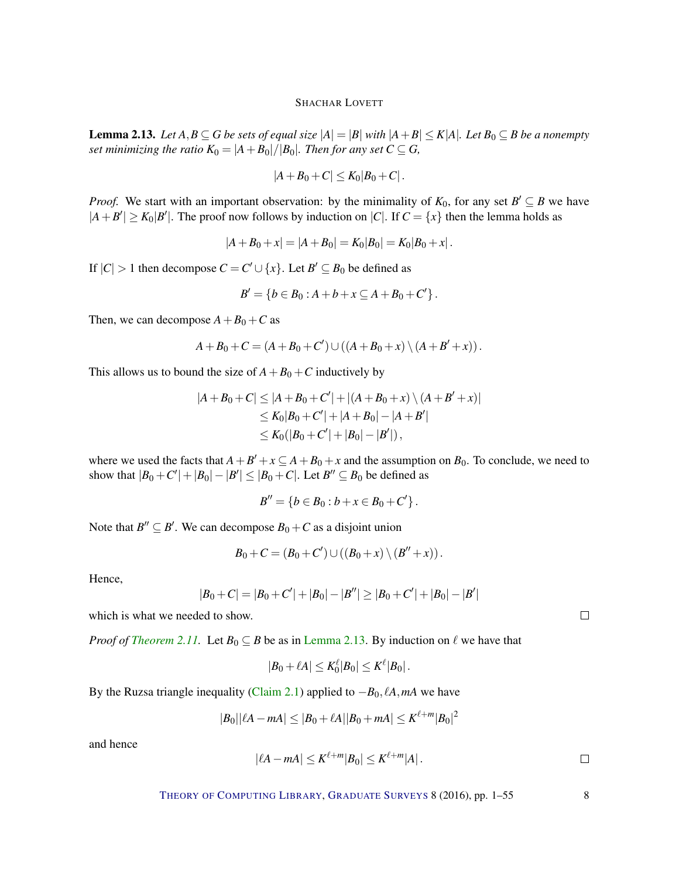**Lemma 2.13.** *Let $A, B \subseteq G$ be sets of equal size $|A| = |B|$ with $|A+B| \le K|A|$. Let $B_0 \subseteq B$ be a nonempty set minimizing the ratio $K_0 = |A+B_0|/|B_0|$. Then for any set $C \subseteq G$,*

$$|A+B_0+C| \le K_0|B_0+C|\,.$$

*Proof.* We start with an important observation: by the minimality of $K_0$, for any set $B' \subseteq B$ we have $|A+B'| \ge K_0|B'|$. The proof now follows by induction on $|C|$. If $C = \{x\}$ then the lemma holds as

$$|A+B_0+x| = |A+B_0| = K_0|B_0| = K_0|B_0+x|\,.$$

If $|C| > 1$ then decompose $C = C' \cup \{x\}$. Let $B' \subseteq B_0$ be defined as

$$B' = \{b \in B_0 : A+b+x \subseteq A+B_0+C'\}\,.$$

Then, we can decompose $A+B_0+C$ as

$$A+B_0+C = (A+B_0+C') \cup ((A+B_0+x) \setminus (A+B'+x))\,.$$

This allows us to bound the size of $A+B_0+C$ inductively by

$$\begin{aligned}
|A+B_0+C| &\le |A+B_0+C'| + |(A+B_0+x) \setminus (A+B'+x)| \\
&\le K_0|B_0+C'| + |A+B_0| - |A+B'| \\
&\le K_0(|B_0+C'| + |B_0| - |B'|)\,,
\end{aligned}$$

where we used the facts that $A+B'+x \subseteq A+B_0+x$ and the assumption on $B_0$. To conclude, we need to show that $|B_0+C'| + |B_0| - |B'| \le |B_0+C|$. Let $B'' \subseteq B_0$ be defined as

$$B'' = \{b \in B_0 : b+x \in B_0+C'\}\,.$$

Note that $B'' \subseteq B'$. We can decompose $B_0+C$ as a disjoint union

$$B_0+C = (B_0+C') \cup ((B_0+x) \setminus (B''+x))\,.$$

Hence,

$$|B_0+C| = |B_0+C'| + |B_0| - |B''| \ge |B_0+C'| + |B_0| - |B'|$$

which is what we needed to show. □

*Proof of Theorem 2.11.* Let $B_0 \subseteq B$ be as in Lemma 2.13. By induction on $\ell$ we have that

$$|B_0+\ell A| \le K_0^{\ell}|B_0| \le K^{\ell}|B_0|\,.$$

By the Ruzsa triangle inequality (Claim 2.1) applied to $-B_0, \ell A, mA$ we have

$$|B_0||\ell A - mA| \le |B_0+\ell A||B_0+mA| \le K^{\ell+m}|B_0|^2$$

and hence

$$|\ell A - mA| \le K^{\ell+m}|B_0| \le K^{\ell+m}|A|\,.$$

□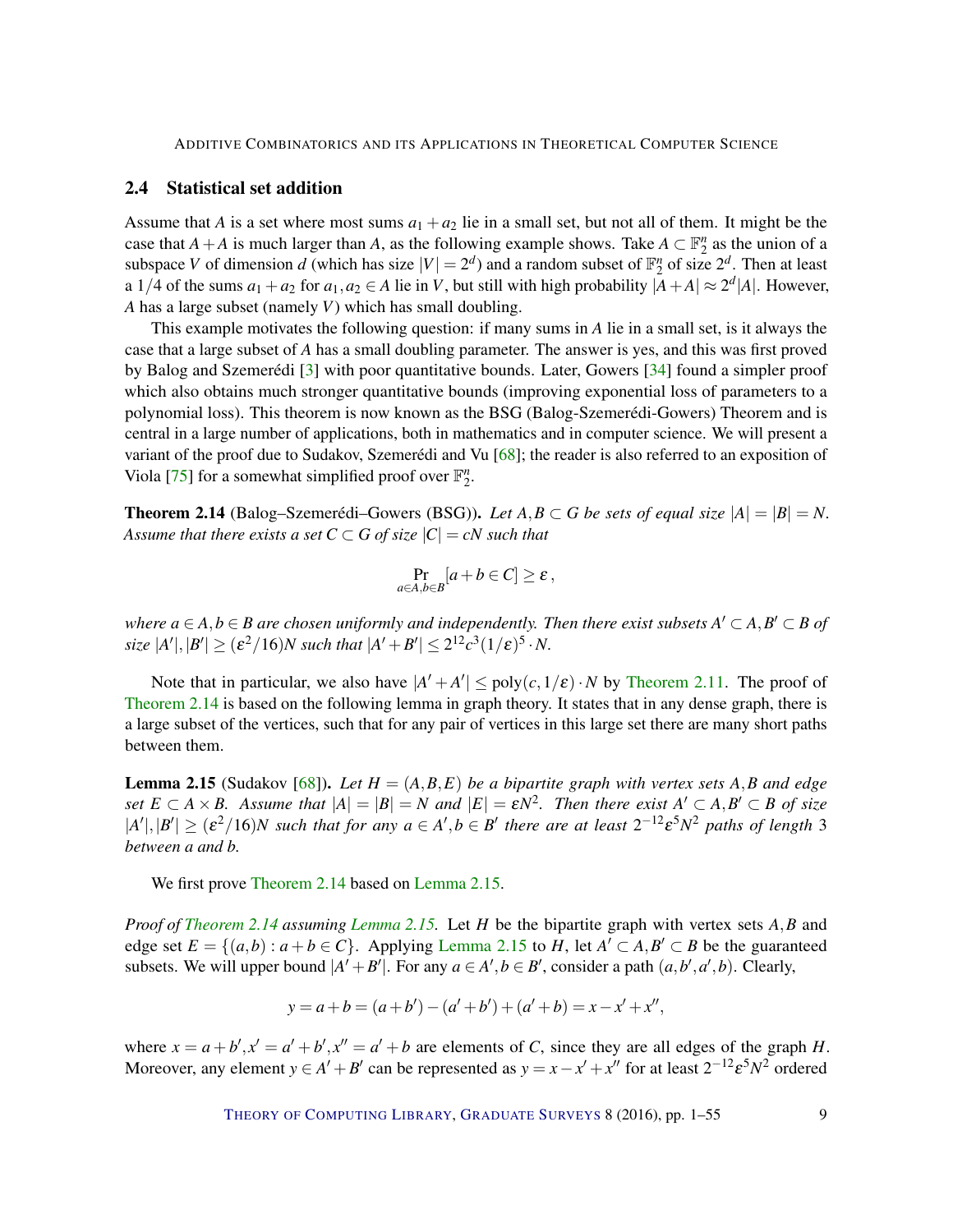### 2.4 Statistical set addition

Assume that $A$ is a set where most sums $a_1 + a_2$ lie in a small set, but not all of them. It might be the case that $A + A$ is much larger than $A$, as the following example shows. Take $A \subset \mathbb{F}_2^n$ as the union of a subspace $V$ of dimension $d$ (which has size $|V| = 2^d$) and a random subset of $\mathbb{F}_2^n$ of size $2^d$. Then at least a $1/4$ of the sums $a_1 + a_2$ for $a_1, a_2 \in A$ lie in $V$, but still with high probability $|A + A| \approx 2^d |A|$. However, $A$ has a large subset (namely $V$) which has small doubling.

This example motivates the following question: if many sums in $A$ lie in a small set, is it always the case that a large subset of $A$ has a small doubling parameter. The answer is yes, and this was first proved by Balog and Szemerédi [3] with poor quantitative bounds. Later, Gowers [34] found a simpler proof which also obtains much stronger quantitative bounds (improving exponential loss of parameters to a polynomial loss). This theorem is now known as the BSG (Balog-Szemerédi-Gowers) Theorem and is central in a large number of applications, both in mathematics and in computer science. We will present a variant of the proof due to Sudakov, Szemerédi and Vu [68]; the reader is also referred to an exposition of Viola [75] for a somewhat simplified proof over $\mathbb{F}_2^n$.

**Theorem 2.14** (Balog–Szemerédi–Gowers (BSG)). *Let $A, B \subset G$ be sets of equal size $|A| = |B| = N$. Assume that there exists a set $C \subset G$ of size $|C| = cN$ such that*

$$\Pr_{a \in A, b \in B}[a + b \in C] \geq \varepsilon\,,$$

*where $a \in A, b \in B$ are chosen uniformly and independently. Then there exist subsets $A' \subset A, B' \subset B$ of size $|A'|, |B'| \geq (\varepsilon^2/16)N$ such that $|A' + B'| \leq 2^{12} c^3 (1/\varepsilon)^5 \cdot N$.*

Note that in particular, we also have $|A' + A'| \leq \mathrm{poly}(c, 1/\varepsilon) \cdot N$ by Theorem 2.11. The proof of Theorem 2.14 is based on the following lemma in graph theory. It states that in any dense graph, there is a large subset of the vertices, such that for any pair of vertices in this large set there are many short paths between them.

**Lemma 2.15** (Sudakov [68]). *Let $H = (A, B, E)$ be a bipartite graph with vertex sets $A, B$ and edge set $E \subset A \times B$. Assume that $|A| = |B| = N$ and $|E| = \varepsilon N^2$. Then there exist $A' \subset A, B' \subset B$ of size $|A'|, |B'| \geq (\varepsilon^2/16)N$ such that for any $a \in A', b \in B'$ there are at least $2^{-12}\varepsilon^5 N^2$ paths of length 3 between $a$ and $b$.*

We first prove Theorem 2.14 based on Lemma 2.15.

*Proof of Theorem 2.14 assuming Lemma 2.15.* Let $H$ be the bipartite graph with vertex sets $A, B$ and edge set $E = \{(a, b) : a + b \in C\}$. Applying Lemma 2.15 to $H$, let $A' \subset A, B' \subset B$ be the guaranteed subsets. We will upper bound $|A' + B'|$. For any $a \in A', b \in B'$, consider a path $(a, b', a', b)$. Clearly,

$$y = a + b = (a + b') - (a' + b') + (a' + b) = x - x' + x'',$$

where $x = a + b', x' = a' + b', x'' = a' + b$ are elements of $C$, since they are all edges of the graph $H$. Moreover, any element $y \in A' + B'$ can be represented as $y = x - x' + x''$ for at least $2^{-12}\varepsilon^5 N^2$ ordered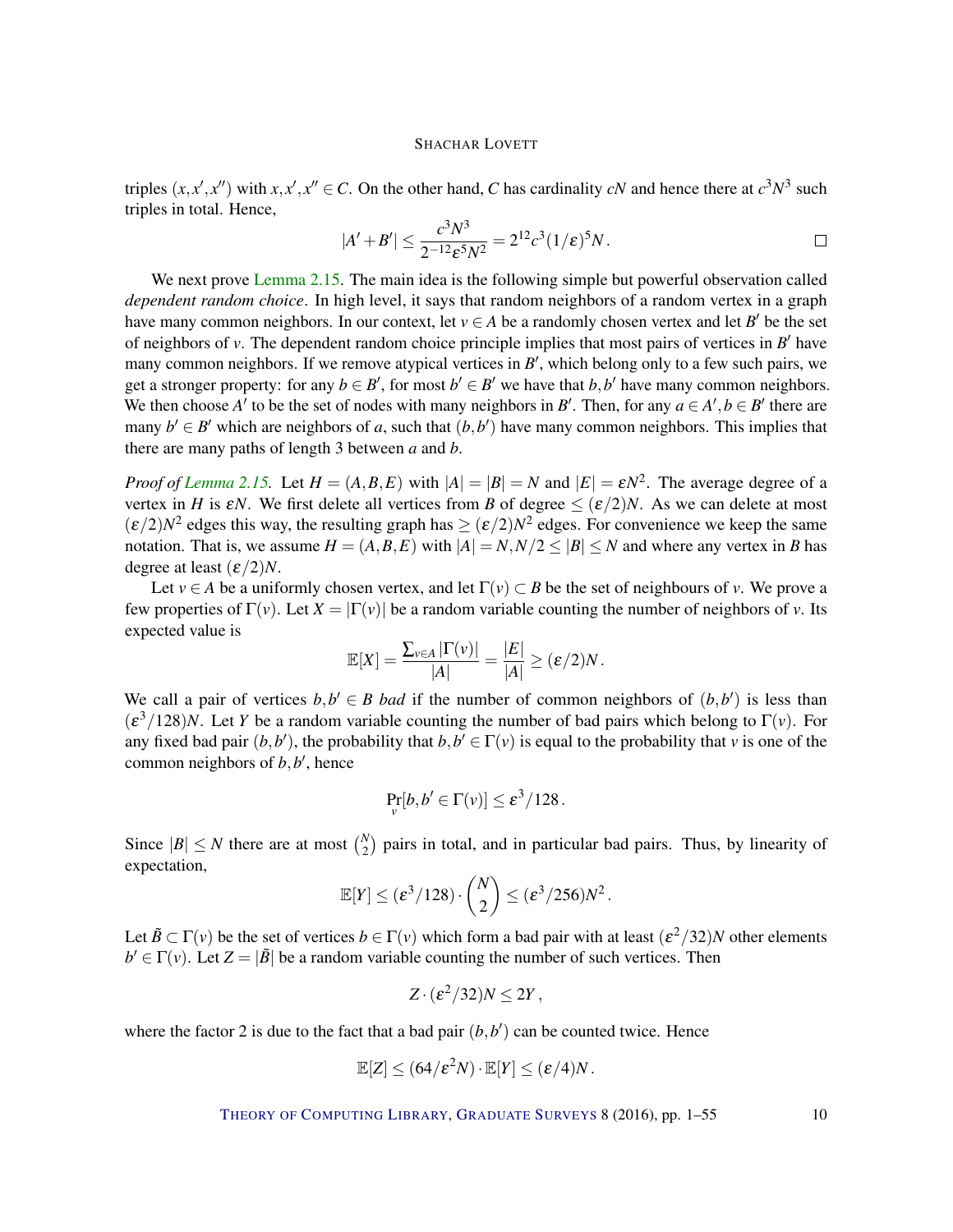triples $(x, x', x'')$ with $x, x', x'' \in C$. On the other hand, $C$ has cardinality $cN$ and hence there at $c^3N^3$ such triples in total. Hence,

$$|A' + B'| \leq \frac{c^3N^3}{2^{-12}\varepsilon^5N^2} = 2^{12}c^3(1/\varepsilon)^5N. \qquad \square$$

We next prove Lemma 2.15. The main idea is the following simple but powerful observation called *dependent random choice*. In high level, it says that random neighbors of a random vertex in a graph have many common neighbors. In our context, let $v \in A$ be a randomly chosen vertex and let $B'$ be the set of neighbors of $v$. The dependent random choice principle implies that most pairs of vertices in $B'$ have many common neighbors. If we remove atypical vertices in $B'$, which belong only to a few such pairs, we get a stronger property: for any $b \in B'$, for most $b' \in B'$ we have that $b, b'$ have many common neighbors. We then choose $A'$ to be the set of nodes with many neighbors in $B'$. Then, for any $a \in A', b \in B'$ there are many $b' \in B'$ which are neighbors of $a$, such that $(b, b')$ have many common neighbors. This implies that there are many paths of length 3 between $a$ and $b$.

*Proof of Lemma 2.15.* Let $H = (A, B, E)$ with $|A| = |B| = N$ and $|E| = \varepsilon N^2$. The average degree of a vertex in $H$ is $\varepsilon N$. We first delete all vertices from $B$ of degree $\leq (\varepsilon/2)N$. As we can delete at most $(\varepsilon/2)N^2$ edges this way, the resulting graph has $\geq (\varepsilon/2)N^2$ edges. For convenience we keep the same notation. That is, we assume $H = (A, B, E)$ with $|A| = N, N/2 \leq |B| \leq N$ and where any vertex in $B$ has degree at least $(\varepsilon/2)N$.

Let $v \in A$ be a uniformly chosen vertex, and let $\Gamma(v) \subset B$ be the set of neighbours of $v$. We prove a few properties of $\Gamma(v)$. Let $X = |\Gamma(v)|$ be a random variable counting the number of neighbors of $v$. Its expected value is

$$\mathbb{E}[X] = \frac{\sum_{v \in A} |\Gamma(v)|}{|A|} = \frac{|E|}{|A|} \geq (\varepsilon/2)N.$$

We call a pair of vertices $b, b' \in B$ *bad* if the number of common neighbors of $(b, b')$ is less than $(\varepsilon^3/128)N$. Let $Y$ be a random variable counting the number of bad pairs which belong to $\Gamma(v)$. For any fixed bad pair $(b, b')$, the probability that $b, b' \in \Gamma(v)$ is equal to the probability that $v$ is one of the common neighbors of $b, b'$, hence

$$\Pr_v[b, b' \in \Gamma(v)] \leq \varepsilon^3/128.$$

Since $|B| \leq N$ there are at most $\binom{N}{2}$ pairs in total, and in particular bad pairs. Thus, by linearity of expectation,

$$\mathbb{E}[Y] \leq (\varepsilon^3/128) \cdot \binom{N}{2} \leq (\varepsilon^3/256)N^2.$$

Let $\tilde{B} \subset \Gamma(v)$ be the set of vertices $b \in \Gamma(v)$ which form a bad pair with at least $(\varepsilon^2/32)N$ other elements $b' \in \Gamma(v)$. Let $Z = |\tilde{B}|$ be a random variable counting the number of such vertices. Then

$$Z \cdot (\varepsilon^2/32)N \leq 2Y,$$

where the factor 2 is due to the fact that a bad pair $(b, b')$ can be counted twice. Hence

$$\mathbb{E}[Z] \leq (64/\varepsilon^2 N) \cdot \mathbb{E}[Y] \leq (\varepsilon/4)N.$$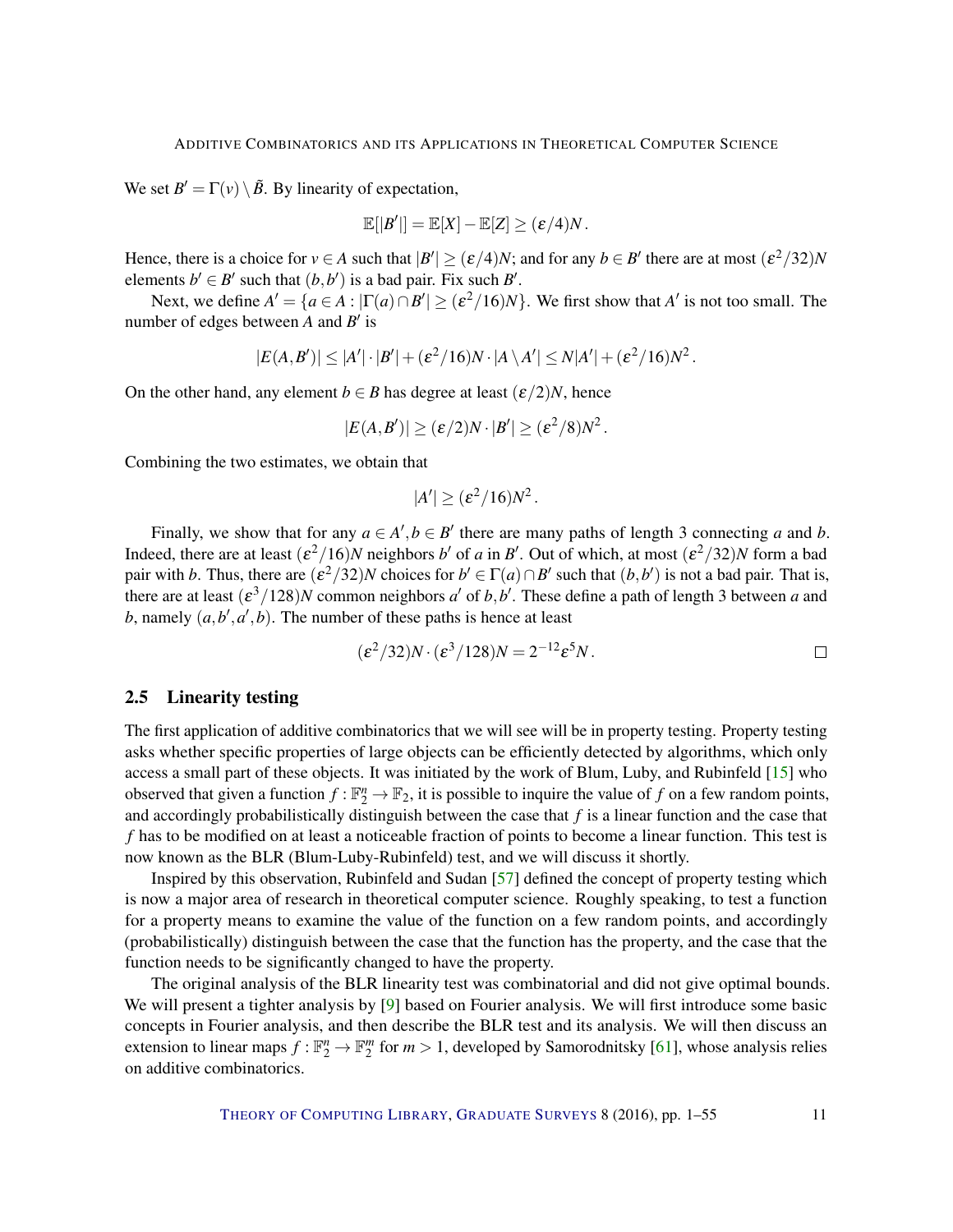We set $B' = \Gamma(v) \setminus \tilde{B}$. By linearity of expectation,

$$\mathbb{E}[|B'|] = \mathbb{E}[X] - \mathbb{E}[Z] \geq (\varepsilon/4)N\,.$$

Hence, there is a choice for $v \in A$ such that $|B'| \geq (\varepsilon/4)N$; and for any $b \in B'$ there are at most $(\varepsilon^2/32)N$ elements $b' \in B'$ such that $(b, b')$ is a bad pair. Fix such $B'$.

Next, we define $A' = \{a \in A : |\Gamma(a) \cap B'| \geq (\varepsilon^2/16)N\}$. We first show that $A'$ is not too small. The number of edges between $A$ and $B'$ is

$$|E(A,B')| \leq |A'| \cdot |B'| + (\varepsilon^2/16)N \cdot |A \setminus A'| \leq N|A'| + (\varepsilon^2/16)N^2\,.$$

On the other hand, any element $b \in B$ has degree at least $(\varepsilon/2)N$, hence

$$|E(A,B')| \geq (\varepsilon/2)N \cdot |B'| \geq (\varepsilon^2/8)N^2\,.$$

Combining the two estimates, we obtain that

$$|A'| \geq (\varepsilon^2/16)N^2\,.$$

Finally, we show that for any $a \in A', b \in B'$ there are many paths of length 3 connecting $a$ and $b$. Indeed, there are at least $(\varepsilon^2/16)N$ neighbors $b'$ of $a$ in $B'$. Out of which, at most $(\varepsilon^2/32)N$ form a bad pair with $b$. Thus, there are $(\varepsilon^2/32)N$ choices for $b' \in \Gamma(a) \cap B'$ such that $(b, b')$ is not a bad pair. That is, there are at least $(\varepsilon^3/128)N$ common neighbors $a'$ of $b, b'$. These define a path of length 3 between $a$ and $b$, namely $(a, b', a', b)$. The number of these paths is hence at least

$$(\varepsilon^2/32)N \cdot (\varepsilon^3/128)N = 2^{-12}\varepsilon^5 N\,. \qquad \square$$

## 2.5 Linearity testing

The first application of additive combinatorics that we will see will be in property testing. Property testing asks whether specific properties of large objects can be efficiently detected by algorithms, which only access a small part of these objects. It was initiated by the work of Blum, Luby, and Rubinfeld [15] who observed that given a function $f : \mathbb{F}_2^n \to \mathbb{F}_2$, it is possible to inquire the value of $f$ on a few random points, and accordingly probabilistically distinguish between the case that $f$ is a linear function and the case that $f$ has to be modified on at least a noticeable fraction of points to become a linear function. This test is now known as the BLR (Blum-Luby-Rubinfeld) test, and we will discuss it shortly.

Inspired by this observation, Rubinfeld and Sudan [57] defined the concept of property testing which is now a major area of research in theoretical computer science. Roughly speaking, to test a function for a property means to examine the value of the function on a few random points, and accordingly (probabilistically) distinguish between the case that the function has the property, and the case that the function needs to be significantly changed to have the property.

The original analysis of the BLR linearity test was combinatorial and did not give optimal bounds. We will present a tighter analysis by [9] based on Fourier analysis. We will first introduce some basic concepts in Fourier analysis, and then describe the BLR test and its analysis. We will then discuss an extension to linear maps $f : \mathbb{F}_2^n \to \mathbb{F}_2^m$ for $m > 1$, developed by Samorodnitsky [61], whose analysis relies on additive combinatorics.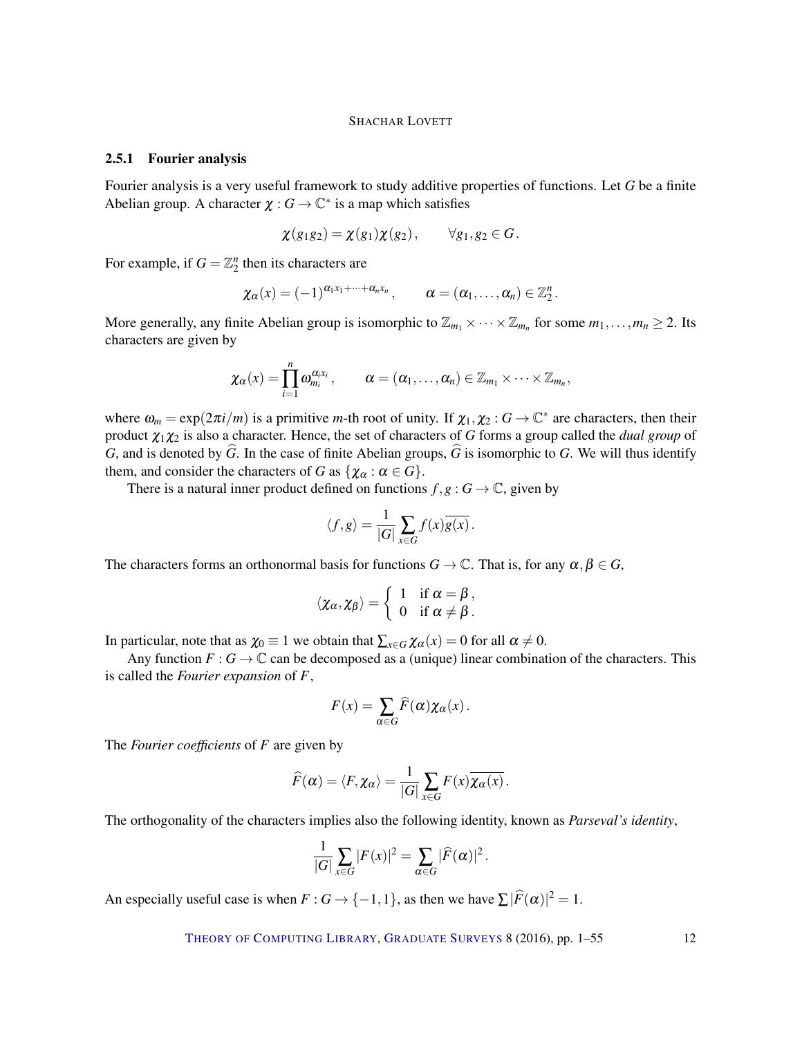### 2.5.1 Fourier analysis

Fourier analysis is a very useful framework to study additive properties of functions. Let $G$ be a finite Abelian group. A character $\chi : G \to \mathbb{C}^*$ is a map which satisfies

$$\chi(g_1 g_2) = \chi(g_1)\chi(g_2), \qquad \forall g_1, g_2 \in G.$$

For example, if $G = \mathbb{Z}_2^n$ then its characters are

$$\chi_\alpha(x) = (-1)^{\alpha_1 x_1 + \cdots + \alpha_n x_n}, \qquad \alpha = (\alpha_1, \ldots, \alpha_n) \in \mathbb{Z}_2^n.$$

More generally, any finite Abelian group is isomorphic to $\mathbb{Z}_{m_1} \times \cdots \times \mathbb{Z}_{m_n}$ for some $m_1, \ldots, m_n \geq 2$. Its characters are given by

$$\chi_\alpha(x) = \prod_{i=1}^{n} \omega_{m_i}^{\alpha_i x_i}, \qquad \alpha = (\alpha_1, \ldots, \alpha_n) \in \mathbb{Z}_{m_1} \times \cdots \times \mathbb{Z}_{m_n},$$

where $\omega_m = \exp(2\pi i/m)$ is a primitive $m$-th root of unity. If $\chi_1, \chi_2 : G \to \mathbb{C}^*$ are characters, then their product $\chi_1 \chi_2$ is also a character. Hence, the set of characters of $G$ forms a group called the *dual group* of $G$, and is denoted by $\widehat{G}$. In the case of finite Abelian groups, $\widehat{G}$ is isomorphic to $G$. We will thus identify them, and consider the characters of $G$ as $\{\chi_\alpha : \alpha \in G\}$.

There is a natural inner product defined on functions $f, g : G \to \mathbb{C}$, given by

$$\langle f, g \rangle = \frac{1}{|G|} \sum_{x \in G} f(x) \overline{g(x)}.$$

The characters forms an orthonormal basis for functions $G \to \mathbb{C}$. That is, for any $\alpha, \beta \in G$,

$$\langle \chi_\alpha, \chi_\beta \rangle = \begin{cases} 1 & \text{if } \alpha = \beta, \\ 0 & \text{if } \alpha \neq \beta. \end{cases}$$

In particular, note that as $\chi_0 \equiv 1$ we obtain that $\sum_{x \in G} \chi_\alpha(x) = 0$ for all $\alpha \neq 0$.

Any function $F : G \to \mathbb{C}$ can be decomposed as a (unique) linear combination of the characters. This is called the *Fourier expansion* of $F$,

$$F(x) = \sum_{\alpha \in G} \widehat{F}(\alpha) \chi_\alpha(x).$$

The *Fourier coefficients* of $F$ are given by

$$\widehat{F}(\alpha) = \langle F, \chi_\alpha \rangle = \frac{1}{|G|} \sum_{x \in G} F(x) \overline{\chi_\alpha(x)}.$$

The orthogonality of the characters implies also the following identity, known as *Parseval's identity*,

$$\frac{1}{|G|} \sum_{x \in G} |F(x)|^2 = \sum_{\alpha \in G} |\widehat{F}(\alpha)|^2.$$

An especially useful case is when $F : G \to \{-1, 1\}$, as then we have $\sum |\widehat{F}(\alpha)|^2 = 1$.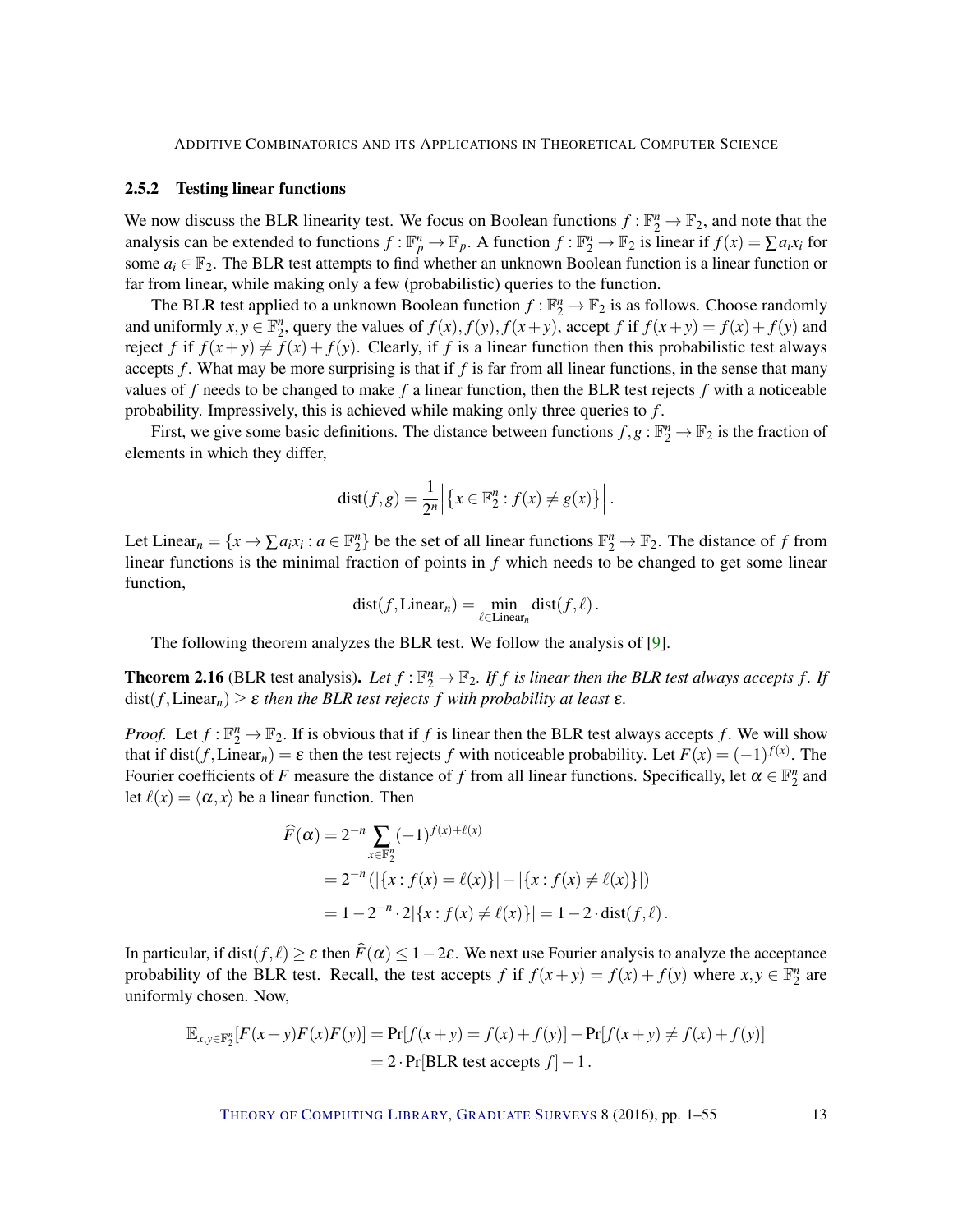### 2.5.2 Testing linear functions

We now discuss the BLR linearity test. We focus on Boolean functions $f : \mathbb{F}_2^n \to \mathbb{F}_2$, and note that the analysis can be extended to functions $f : \mathbb{F}_p^n \to \mathbb{F}_p$. A function $f : \mathbb{F}_2^n \to \mathbb{F}_2$ is linear if $f(x) = \sum a_i x_i$ for some $a_i \in \mathbb{F}_2$. The BLR test attempts to find whether an unknown Boolean function is a linear function or far from linear, while making only a few (probabilistic) queries to the function.

The BLR test applied to a unknown Boolean function $f : \mathbb{F}_2^n \to \mathbb{F}_2$ is as follows. Choose randomly and uniformly $x, y \in \mathbb{F}_2^n$, query the values of $f(x), f(y), f(x+y)$, accept $f$ if $f(x+y) = f(x) + f(y)$ and reject $f$ if $f(x+y) \neq f(x) + f(y)$. Clearly, if $f$ is a linear function then this probabilistic test always accepts $f$. What may be more surprising is that if $f$ is far from all linear functions, in the sense that many values of $f$ needs to be changed to make $f$ a linear function, then the BLR test rejects $f$ with a noticeable probability. Impressively, this is achieved while making only three queries to $f$.

First, we give some basic definitions. The distance between functions $f, g : \mathbb{F}_2^n \to \mathbb{F}_2$ is the fraction of elements in which they differ,

$$\operatorname{dist}(f,g) = \frac{1}{2^n} \left| \left\{ x \in \mathbb{F}_2^n : f(x) \neq g(x) \right\} \right| .$$

Let $\mathrm{Linear}_n = \{x \to \sum a_i x_i : a \in \mathbb{F}_2^n\}$ be the set of all linear functions $\mathbb{F}_2^n \to \mathbb{F}_2$. The distance of $f$ from linear functions is the minimal fraction of points in $f$ which needs to be changed to get some linear function,

$$\operatorname{dist}(f, \mathrm{Linear}_n) = \min_{\ell \in \mathrm{Linear}_n} \operatorname{dist}(f, \ell) .$$

The following theorem analyzes the BLR test. We follow the analysis of [9].

**Theorem 2.16** (BLR test analysis)**.** *Let $f : \mathbb{F}_2^n \to \mathbb{F}_2$. If $f$ is linear then the BLR test always accepts $f$. If $\operatorname{dist}(f, \mathrm{Linear}_n) \geq \varepsilon$ then the BLR test rejects $f$ with probability at least $\varepsilon$.*

*Proof.* Let $f : \mathbb{F}_2^n \to \mathbb{F}_2$. If is obvious that if $f$ is linear then the BLR test always accepts $f$. We will show that if $\operatorname{dist}(f, \mathrm{Linear}_n) = \varepsilon$ then the test rejects $f$ with noticeable probability. Let $F(x) = (-1)^{f(x)}$. The Fourier coefficients of $F$ measure the distance of $f$ from all linear functions. Specifically, let $\alpha \in \mathbb{F}_2^n$ and let $\ell(x) = \langle \alpha, x \rangle$ be a linear function. Then

$$\begin{aligned}
\widehat{F}(\alpha) &= 2^{-n} \sum_{x \in \mathbb{F}_2^n} (-1)^{f(x) + \ell(x)} \\
&= 2^{-n} \left( |\{x : f(x) = \ell(x)\}| - |\{x : f(x) \neq \ell(x)\}| \right) \\
&= 1 - 2^{-n} \cdot 2 |\{x : f(x) \neq \ell(x)\}| = 1 - 2 \cdot \operatorname{dist}(f, \ell) .
\end{aligned}$$

In particular, if $\operatorname{dist}(f, \ell) \geq \varepsilon$ then $\widehat{F}(\alpha) \leq 1 - 2\varepsilon$. We next use Fourier analysis to analyze the acceptance probability of the BLR test. Recall, the test accepts $f$ if $f(x+y) = f(x) + f(y)$ where $x, y \in \mathbb{F}_2^n$ are uniformly chosen. Now,

$$\begin{aligned}
\mathbb{E}_{x,y \in \mathbb{F}_2^n}[F(x+y)F(x)F(y)] &= \Pr[f(x+y) = f(x) + f(y)] - \Pr[f(x+y) \neq f(x) + f(y)] \\
&= 2 \cdot \Pr[\text{BLR test accepts } f] - 1 .
\end{aligned}$$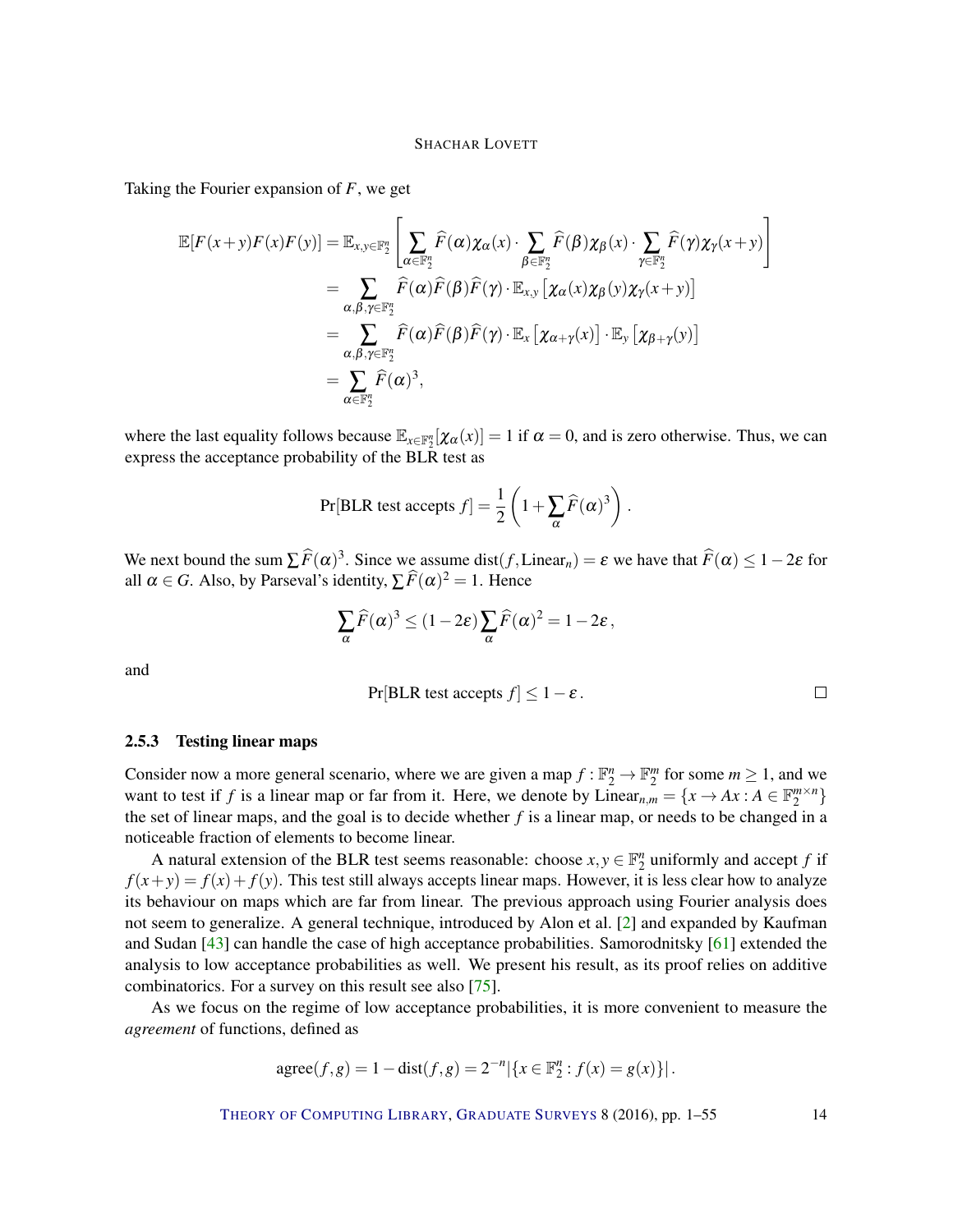Taking the Fourier expansion of $F$, we get

$$
\begin{aligned}
\mathbb{E}[F(x+y)F(x)F(y)] &= \mathbb{E}_{x,y\in\mathbb{F}_2^n}\left[\sum_{\alpha\in\mathbb{F}_2^n}\widehat{F}(\alpha)\chi_\alpha(x)\cdot\sum_{\beta\in\mathbb{F}_2^n}\widehat{F}(\beta)\chi_\beta(x)\cdot\sum_{\gamma\in\mathbb{F}_2^n}\widehat{F}(\gamma)\chi_\gamma(x+y)\right] \\
&= \sum_{\alpha,\beta,\gamma\in\mathbb{F}_2^n}\widehat{F}(\alpha)\widehat{F}(\beta)\widehat{F}(\gamma)\cdot\mathbb{E}_{x,y}\left[\chi_\alpha(x)\chi_\beta(y)\chi_\gamma(x+y)\right] \\
&= \sum_{\alpha,\beta,\gamma\in\mathbb{F}_2^n}\widehat{F}(\alpha)\widehat{F}(\beta)\widehat{F}(\gamma)\cdot\mathbb{E}_x\left[\chi_{\alpha+\gamma}(x)\right]\cdot\mathbb{E}_y\left[\chi_{\beta+\gamma}(y)\right] \\
&= \sum_{\alpha\in\mathbb{F}_2^n}\widehat{F}(\alpha)^3,
\end{aligned}
$$

where the last equality follows because $\mathbb{E}_{x\in\mathbb{F}_2^n}[\chi_\alpha(x)] = 1$ if $\alpha = 0$, and is zero otherwise. Thus, we can express the acceptance probability of the BLR test as

$$
\Pr[\text{BLR test accepts } f] = \frac{1}{2}\left(1+\sum_\alpha \widehat{F}(\alpha)^3\right).
$$

We next bound the sum $\sum \widehat{F}(\alpha)^3$. Since we assume $\text{dist}(f, \text{Linear}_n) = \varepsilon$ we have that $\widehat{F}(\alpha) \le 1-2\varepsilon$ for all $\alpha \in G$. Also, by Parseval's identity, $\sum \widehat{F}(\alpha)^2 = 1$. Hence

$$
\sum_\alpha \widehat{F}(\alpha)^3 \le (1-2\varepsilon)\sum_\alpha \widehat{F}(\alpha)^2 = 1-2\varepsilon\,,
$$

and

$$
\Pr[\text{BLR test accepts } f] \le 1-\varepsilon\,. \qquad \square
$$

### 2.5.3 Testing linear maps

Consider now a more general scenario, where we are given a map $f : \mathbb{F}_2^n \to \mathbb{F}_2^m$ for some $m \ge 1$, and we want to test if $f$ is a linear map or far from it. Here, we denote by $\text{Linear}_{n,m} = \{x \to Ax : A \in \mathbb{F}_2^{m\times n}\}$ the set of linear maps, and the goal is to decide whether $f$ is a linear map, or needs to be changed in a noticeable fraction of elements to become linear.

A natural extension of the BLR test seems reasonable: choose $x, y \in \mathbb{F}_2^n$ uniformly and accept $f$ if $f(x+y) = f(x)+f(y)$. This test still always accepts linear maps. However, it is less clear how to analyze its behaviour on maps which are far from linear. The previous approach using Fourier analysis does not seem to generalize. A general technique, introduced by Alon et al. [2] and expanded by Kaufman and Sudan [43] can handle the case of high acceptance probabilities. Samorodnitsky [61] extended the analysis to low acceptance probabilities as well. We present his result, as its proof relies on additive combinatorics. For a survey on this result see also [75].

As we focus on the regime of low acceptance probabilities, it is more convenient to measure the *agreement* of functions, defined as

$$
\text{agree}(f,g) = 1-\text{dist}(f,g) = 2^{-n}|\{x \in \mathbb{F}_2^n : f(x) = g(x)\}|\,.
$$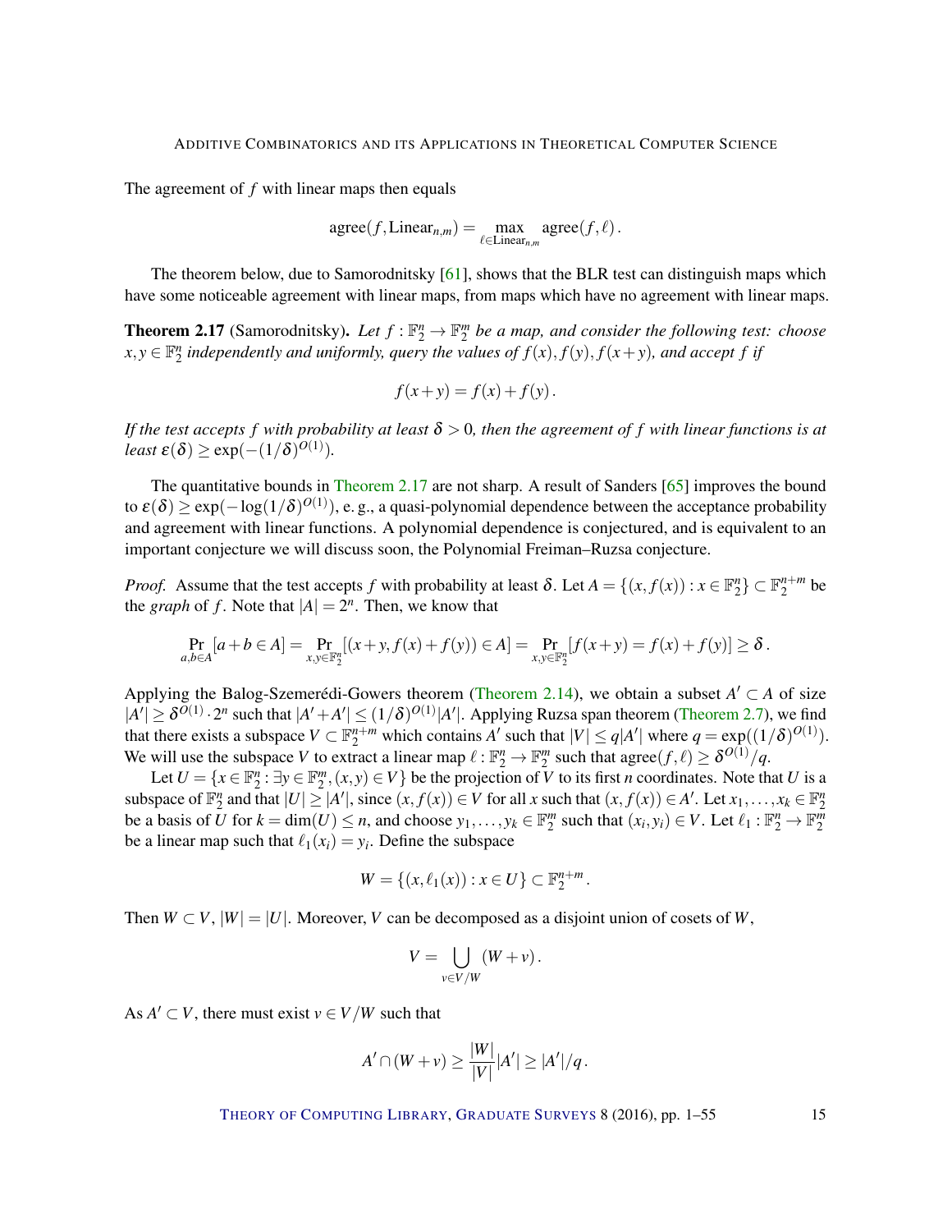The agreement of $f$ with linear maps then equals

$$\text{agree}(f, \text{Linear}_{n,m}) = \max_{\ell \in \text{Linear}_{n,m}} \text{agree}(f, \ell).$$

The theorem below, due to Samorodnitsky [61], shows that the BLR test can distinguish maps which have some noticeable agreement with linear maps, from maps which have no agreement with linear maps.

**Theorem 2.17** (Samorodnitsky). *Let $f : \mathbb{F}_2^n \to \mathbb{F}_2^m$ be a map, and consider the following test: choose $x, y \in \mathbb{F}_2^n$ independently and uniformly, query the values of $f(x), f(y), f(x+y)$, and accept $f$ if*

$$f(x+y) = f(x) + f(y).$$

*If the test accepts $f$ with probability at least $\delta > 0$, then the agreement of $f$ with linear functions is at least $\varepsilon(\delta) \geq \exp(-(1/\delta)^{O(1)})$.*

The quantitative bounds in Theorem 2.17 are not sharp. A result of Sanders [65] improves the bound to $\varepsilon(\delta) \geq \exp(-\log(1/\delta)^{O(1)})$, e. g., a quasi-polynomial dependence between the acceptance probability and agreement with linear functions. A polynomial dependence is conjectured, and is equivalent to an important conjecture we will discuss soon, the Polynomial Freiman–Ruzsa conjecture.

*Proof.* Assume that the test accepts $f$ with probability at least $\delta$. Let $A = \{(x, f(x)) : x \in \mathbb{F}_2^n\} \subset \mathbb{F}_2^{n+m}$ be the *graph* of $f$. Note that $|A| = 2^n$. Then, we know that

$$\Pr_{a,b \in A}[a+b \in A] = \Pr_{x,y \in \mathbb{F}_2^n}[(x+y, f(x)+f(y)) \in A] = \Pr_{x,y \in \mathbb{F}_2^n}[f(x+y) = f(x)+f(y)] \geq \delta.$$

Applying the Balog-Szemerédi-Gowers theorem (Theorem 2.14), we obtain a subset $A' \subset A$ of size $|A'| \geq \delta^{O(1)} \cdot 2^n$ such that $|A' + A'| \leq (1/\delta)^{O(1)}|A'|$. Applying Ruzsa span theorem (Theorem 2.7), we find that there exists a subspace $V \subset \mathbb{F}_2^{n+m}$ which contains $A'$ such that $|V| \leq q|A'|$ where $q = \exp((1/\delta)^{O(1)})$. We will use the subspace $V$ to extract a linear map $\ell : \mathbb{F}_2^n \to \mathbb{F}_2^m$ such that $\text{agree}(f, \ell) \geq \delta^{O(1)}/q$.

Let $U = \{x \in \mathbb{F}_2^n : \exists y \in \mathbb{F}_2^m, (x,y) \in V\}$ be the projection of $V$ to its first $n$ coordinates. Note that $U$ is a subspace of $\mathbb{F}_2^n$ and that $|U| \geq |A'|$, since $(x, f(x)) \in V$ for all $x$ such that $(x, f(x)) \in A'$. Let $x_1, \ldots, x_k \in \mathbb{F}_2^n$ be a basis of $U$ for $k = \dim(U) \leq n$, and choose $y_1, \ldots, y_k \in \mathbb{F}_2^m$ such that $(x_i, y_i) \in V$. Let $\ell_1 : \mathbb{F}_2^n \to \mathbb{F}_2^m$ be a linear map such that $\ell_1(x_i) = y_i$. Define the subspace

$$W = \{(x, \ell_1(x)) : x \in U\} \subset \mathbb{F}_2^{n+m}.$$

Then $W \subset V$, $|W| = |U|$. Moreover, $V$ can be decomposed as a disjoint union of cosets of $W$,

$$V = \bigcup_{v \in V/W} (W + v).$$

As $A' \subset V$, there must exist $v \in V/W$ such that

$$A' \cap (W+v) \geq \frac{|W|}{|V|}|A'| \geq |A'|/q.$$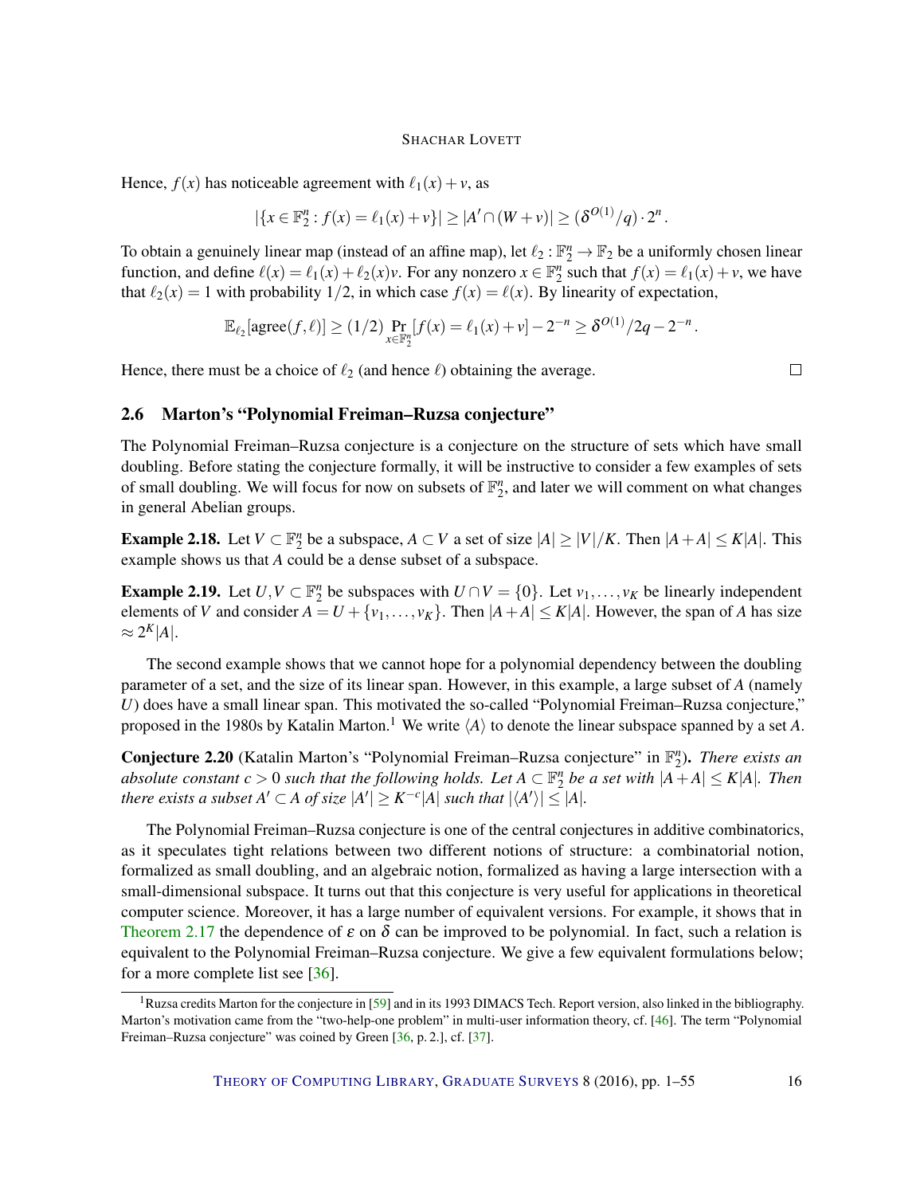Hence, $f(x)$ has noticeable agreement with $\ell_1(x)+v$, as

$$|\{x \in \mathbb{F}_2^n : f(x) = \ell_1(x)+v\}| \geq |A' \cap (W+v)| \geq (\delta^{O(1)}/q) \cdot 2^n .$$

To obtain a genuinely linear map (instead of an affine map), let $\ell_2 : \mathbb{F}_2^n \to \mathbb{F}_2$ be a uniformly chosen linear function, and define $\ell(x) = \ell_1(x) + \ell_2(x)v$. For any nonzero $x \in \mathbb{F}_2^n$ such that $f(x) = \ell_1(x)+v$, we have that $\ell_2(x) = 1$ with probability $1/2$, in which case $f(x) = \ell(x)$. By linearity of expectation,

$$\mathbb{E}_{\ell_2}[\text{agree}(f,\ell)] \geq (1/2) \Pr_{x \in \mathbb{F}_2^n}[f(x) = \ell_1(x)+v] - 2^{-n} \geq \delta^{O(1)}/2q - 2^{-n} .$$

Hence, there must be a choice of $\ell_2$ (and hence $\ell$) obtaining the average. □

## 2.6 Marton's "Polynomial Freiman–Ruzsa conjecture"

The Polynomial Freiman–Ruzsa conjecture is a conjecture on the structure of sets which have small doubling. Before stating the conjecture formally, it will be instructive to consider a few examples of sets of small doubling. We will focus for now on subsets of $\mathbb{F}_2^n$, and later we will comment on what changes in general Abelian groups.

**Example 2.18.** Let $V \subset \mathbb{F}_2^n$ be a subspace, $A \subset V$ a set of size $|A| \geq |V|/K$. Then $|A+A| \leq K|A|$. This example shows us that $A$ could be a dense subset of a subspace.

**Example 2.19.** Let $U, V \subset \mathbb{F}_2^n$ be subspaces with $U \cap V = \{0\}$. Let $v_1, \ldots, v_K$ be linearly independent elements of $V$ and consider $A = U + \{v_1, \ldots, v_K\}$. Then $|A+A| \leq K|A|$. However, the span of $A$ has size $\approx 2^K|A|$.

The second example shows that we cannot hope for a polynomial dependency between the doubling parameter of a set, and the size of its linear span. However, in this example, a large subset of $A$ (namely $U$) does have a small linear span. This motivated the so-called "Polynomial Freiman–Ruzsa conjecture," proposed in the 1980s by Katalin Marton.[1] We write $\langle A \rangle$ to denote the linear subspace spanned by a set $A$.

**Conjecture 2.20** (Katalin Marton's "Polynomial Freiman–Ruzsa conjecture" in $\mathbb{F}_2^n$)**.** *There exists an absolute constant $c > 0$ such that the following holds. Let $A \subset \mathbb{F}_2^n$ be a set with $|A+A| \leq K|A|$. Then there exists a subset $A' \subset A$ of size $|A'| \geq K^{-c}|A|$ such that $|\langle A' \rangle| \leq |A|$.*

The Polynomial Freiman–Ruzsa conjecture is one of the central conjectures in additive combinatorics, as it speculates tight relations between two different notions of structure: a combinatorial notion, formalized as small doubling, and an algebraic notion, formalized as having a large intersection with a small-dimensional subspace. It turns out that this conjecture is very useful for applications in theoretical computer science. Moreover, it has a large number of equivalent versions. For example, it shows that in Theorem 2.17 the dependence of $\varepsilon$ on $\delta$ can be improved to be polynomial. In fact, such a relation is equivalent to the Polynomial Freiman–Ruzsa conjecture. We give a few equivalent formulations below; for a more complete list see [36].

---

[1] Ruzsa credits Marton for the conjecture in [59] and in its 1993 DIMACS Tech. Report version, also linked in the bibliography. Marton's motivation came from the "two-help-one problem" in multi-user information theory, cf. [46]. The term "Polynomial Freiman–Ruzsa conjecture" was coined by Green [36, p. 2.], cf. [37].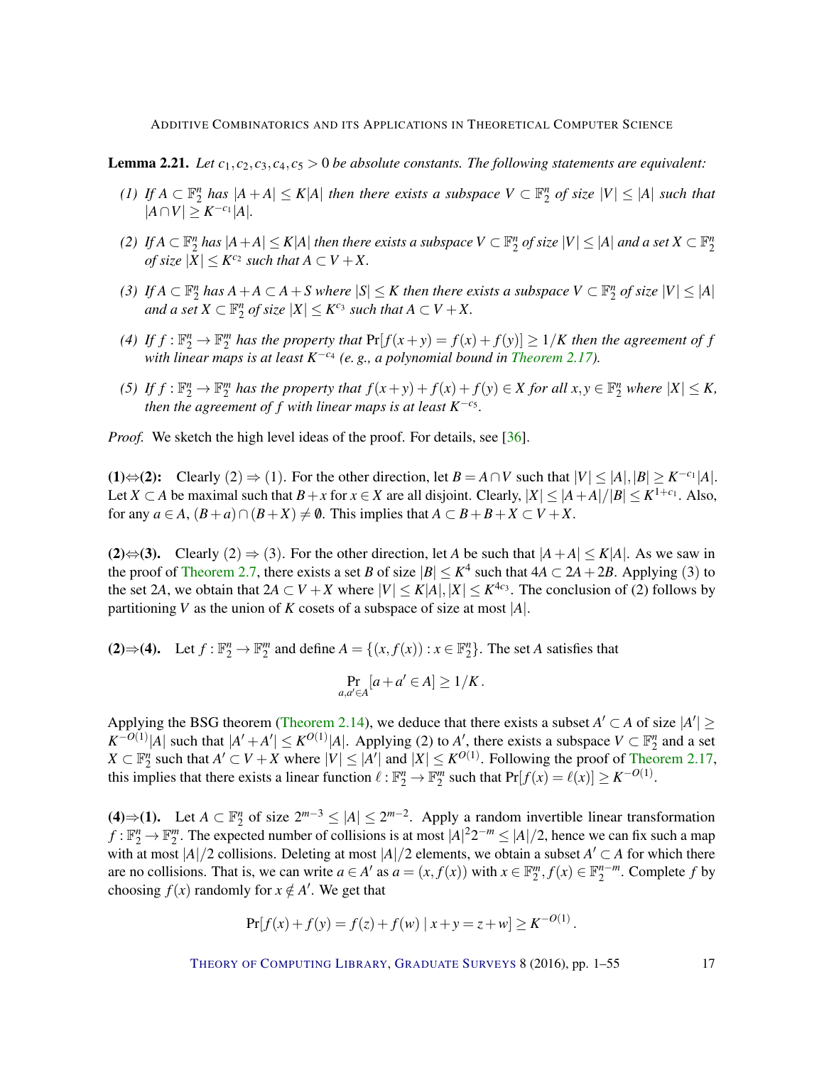**Lemma 2.21.** *Let $c_1, c_2, c_3, c_4, c_5 > 0$ be absolute constants. The following statements are equivalent:*

*(1) If $A \subset \mathbb{F}_2^n$ has $|A+A| \le K|A|$ then there exists a subspace $V \subset \mathbb{F}_2^n$ of size $|V| \le |A|$ such that $|A \cap V| \ge K^{-c_1}|A|$.*

*(2) If $A \subset \mathbb{F}_2^n$ has $|A+A| \le K|A|$ then there exists a subspace $V \subset \mathbb{F}_2^n$ of size $|V| \le |A|$ and a set $X \subset \mathbb{F}_2^n$ of size $|X| \le K^{c_2}$ such that $A \subset V + X$.*

*(3) If $A \subset \mathbb{F}_2^n$ has $A + A \subset A + S$ where $|S| \le K$ then there exists a subspace $V \subset \mathbb{F}_2^n$ of size $|V| \le |A|$ and a set $X \subset \mathbb{F}_2^n$ of size $|X| \le K^{c_3}$ such that $A \subset V + X$.*

*(4) If $f : \mathbb{F}_2^n \to \mathbb{F}_2^m$ has the property that $\Pr[f(x+y) = f(x) + f(y)] \ge 1/K$ then the agreement of $f$ with linear maps is at least $K^{-c_4}$ (e. g., a polynomial bound in Theorem 2.17).*

*(5) If $f : \mathbb{F}_2^n \to \mathbb{F}_2^m$ has the property that $f(x+y) + f(x) + f(y) \in X$ for all $x, y \in \mathbb{F}_2^n$ where $|X| \le K$, then the agreement of $f$ with linear maps is at least $K^{-c_5}$.*

*Proof.* We sketch the high level ideas of the proof. For details, see [36].

**(1)⇔(2):** Clearly $(2) \Rightarrow (1)$. For the other direction, let $B = A \cap V$ such that $|V| \le |A|, |B| \ge K^{-c_1}|A|$. Let $X \subset A$ be maximal such that $B + x$ for $x \in X$ are all disjoint. Clearly, $|X| \le |A+A|/|B| \le K^{1+c_1}$. Also, for any $a \in A$, $(B+a) \cap (B+X) \neq \emptyset$. This implies that $A \subset B + B + X \subset V + X$.

**(2)⇔(3).** Clearly $(2) \Rightarrow (3)$. For the other direction, let $A$ be such that $|A+A| \le K|A|$. As we saw in the proof of Theorem 2.7, there exists a set $B$ of size $|B| \le K^4$ such that $4A \subset 2A + 2B$. Applying (3) to the set $2A$, we obtain that $2A \subset V + X$ where $|V| \le K|A|, |X| \le K^{4c_3}$. The conclusion of (2) follows by partitioning $V$ as the union of $K$ cosets of a subspace of size at most $|A|$.

**(2)⇒(4).** Let $f : \mathbb{F}_2^n \to \mathbb{F}_2^m$ and define $A = \{(x, f(x)) : x \in \mathbb{F}_2^n\}$. The set $A$ satisfies that

$$\Pr_{a,a' \in A}[a + a' \in A] \ge 1/K \,.$$

Applying the BSG theorem (Theorem 2.14), we deduce that there exists a subset $A' \subset A$ of size $|A'| \ge K^{-O(1)}|A|$ such that $|A' + A'| \le K^{O(1)}|A|$. Applying (2) to $A'$, there exists a subspace $V \subset \mathbb{F}_2^n$ and a set $X \subset \mathbb{F}_2^n$ such that $A' \subset V + X$ where $|V| \le |A'|$ and $|X| \le K^{O(1)}$. Following the proof of Theorem 2.17, this implies that there exists a linear function $\ell : \mathbb{F}_2^n \to \mathbb{F}_2^m$ such that $\Pr[f(x) = \ell(x)] \ge K^{-O(1)}$.

**(4)⇒(1).** Let $A \subset \mathbb{F}_2^n$ of size $2^{m-3} \le |A| \le 2^{m-2}$. Apply a random invertible linear transformation $f : \mathbb{F}_2^n \to \mathbb{F}_2^m$. The expected number of collisions is at most $|A|^2 2^{-m} \le |A|/2$, hence we can fix such a map with at most $|A|/2$ collisions. Deleting at most $|A|/2$ elements, we obtain a subset $A' \subset A$ for which there are no collisions. That is, we can write $a \in A'$ as $a = (x, f(x))$ with $x \in \mathbb{F}_2^m, f(x) \in \mathbb{F}_2^{n-m}$. Complete $f$ by choosing $f(x)$ randomly for $x \notin A'$. We get that

$$\Pr[f(x) + f(y) = f(z) + f(w) \mid x + y = z + w] \ge K^{-O(1)} \,.$$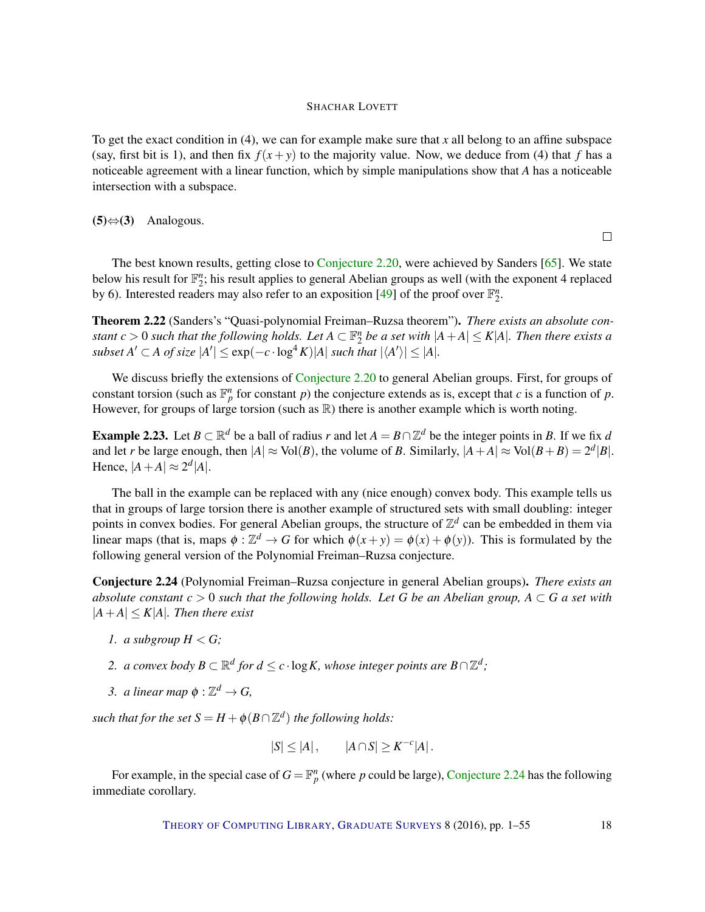To get the exact condition in (4), we can for example make sure that $x$ all belong to an affine subspace (say, first bit is 1), and then fix $f(x+y)$ to the majority value. Now, we deduce from (4) that $f$ has a noticeable agreement with a linear function, which by simple manipulations show that $A$ has a noticeable intersection with a subspace.

**(5)⇔(3)** Analogous.

□

The best known results, getting close to Conjecture 2.20, were achieved by Sanders [65]. We state below his result for $\mathbb{F}_2^n$; his result applies to general Abelian groups as well (with the exponent 4 replaced by 6). Interested readers may also refer to an exposition [49] of the proof over $\mathbb{F}_2^n$.

**Theorem 2.22** (Sanders's "Quasi-polynomial Freiman–Ruzsa theorem"). *There exists an absolute constant $c > 0$ such that the following holds. Let $A \subset \mathbb{F}_2^n$ be a set with $|A+A| \le K|A|$. Then there exists a subset $A' \subset A$ of size $|A'| \le \exp(-c \cdot \log^4 K)|A|$ such that $|\langle A' \rangle| \le |A|$.*

We discuss briefly the extensions of Conjecture 2.20 to general Abelian groups. First, for groups of constant torsion (such as $\mathbb{F}_p^n$ for constant $p$) the conjecture extends as is, except that $c$ is a function of $p$. However, for groups of large torsion (such as $\mathbb{R}$) there is another example which is worth noting.

**Example 2.23.** Let $B \subset \mathbb{R}^d$ be a ball of radius $r$ and let $A = B \cap \mathbb{Z}^d$ be the integer points in $B$. If we fix $d$ and let $r$ be large enough, then $|A| \approx \mathrm{Vol}(B)$, the volume of $B$. Similarly, $|A+A| \approx \mathrm{Vol}(B+B) = 2^d|B|$. Hence, $|A+A| \approx 2^d|A|$.

The ball in the example can be replaced with any (nice enough) convex body. This example tells us that in groups of large torsion there is another example of structured sets with small doubling: integer points in convex bodies. For general Abelian groups, the structure of $\mathbb{Z}^d$ can be embedded in them via linear maps (that is, maps $\phi : \mathbb{Z}^d \to G$ for which $\phi(x+y) = \phi(x) + \phi(y)$). This is formulated by the following general version of the Polynomial Freiman–Ruzsa conjecture.

**Conjecture 2.24** (Polynomial Freiman–Ruzsa conjecture in general Abelian groups). *There exists an absolute constant $c > 0$ such that the following holds. Let $G$ be an Abelian group, $A \subset G$ a set with $|A+A| \le K|A|$. Then there exist*

1. *a subgroup $H < G$;*
2. *a convex body $B \subset \mathbb{R}^d$ for $d \le c \cdot \log K$, whose integer points are $B \cap \mathbb{Z}^d$;*
3. *a linear map $\phi : \mathbb{Z}^d \to G$,*

*such that for the set $S = H + \phi(B \cap \mathbb{Z}^d)$ the following holds:*

$$|S| \le |A|, \qquad |A \cap S| \ge K^{-c}|A|.$$

For example, in the special case of $G = \mathbb{F}_p^n$ (where $p$ could be large), Conjecture 2.24 has the following immediate corollary.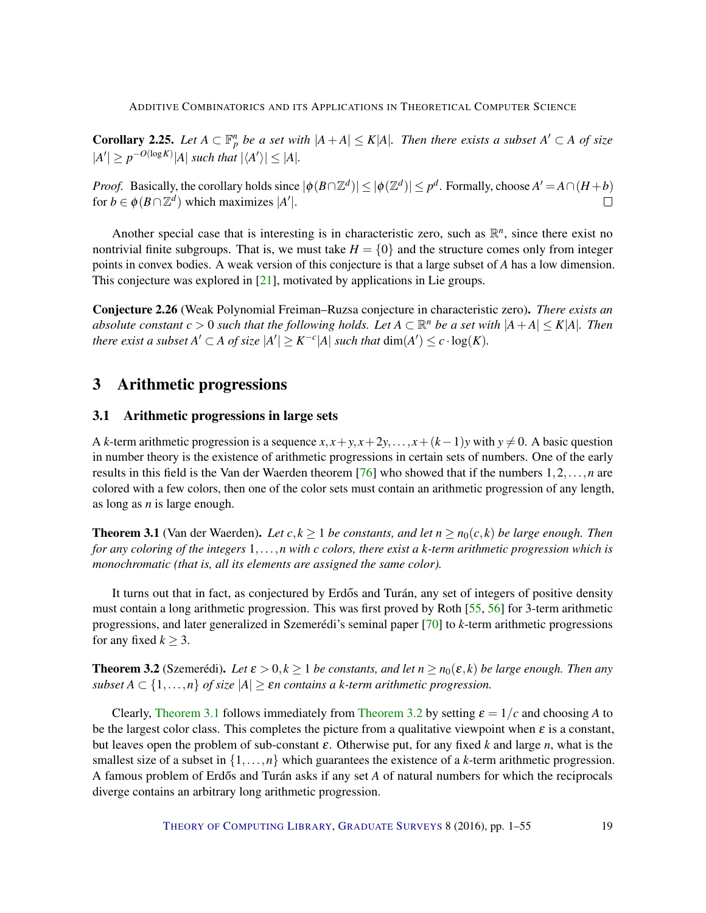**Corollary 2.25.** *Let $A \subset \mathbb{F}_p^n$ be a set with $|A+A| \le K|A|$. Then there exists a subset $A' \subset A$ of size $|A'| \ge p^{-O(\log K)}|A|$ such that $|\langle A' \rangle| \le |A|$.*

*Proof.* Basically, the corollary holds since $|\phi(B \cap \mathbb{Z}^d)| \le |\phi(\mathbb{Z}^d)| \le p^d$. Formally, choose $A' = A \cap (H+b)$ for $b \in \phi(B \cap \mathbb{Z}^d)$ which maximizes $|A'|$. □

Another special case that is interesting is in characteristic zero, such as $\mathbb{R}^n$, since there exist no nontrivial finite subgroups. That is, we must take $H = \{0\}$ and the structure comes only from integer points in convex bodies. A weak version of this conjecture is that a large subset of $A$ has a low dimension. This conjecture was explored in [21], motivated by applications in Lie groups.

**Conjecture 2.26** (Weak Polynomial Freiman–Ruzsa conjecture in characteristic zero)**.** *There exists an absolute constant $c > 0$ such that the following holds. Let $A \subset \mathbb{R}^n$ be a set with $|A+A| \le K|A|$. Then there exist a subset $A' \subset A$ of size $|A'| \ge K^{-c}|A|$ such that $\dim(A') \le c \cdot \log(K)$.*

## 3 Arithmetic progressions

### 3.1 Arithmetic progressions in large sets

A $k$-term arithmetic progression is a sequence $x, x+y, x+2y, \ldots, x+(k-1)y$ with $y \ne 0$. A basic question in number theory is the existence of arithmetic progressions in certain sets of numbers. One of the early results in this field is the Van der Waerden theorem [76] who showed that if the numbers $1, 2, \ldots, n$ are colored with a few colors, then one of the color sets must contain an arithmetic progression of any length, as long as $n$ is large enough.

**Theorem 3.1** (Van der Waerden)**.** *Let $c, k \ge 1$ be constants, and let $n \ge n_0(c,k)$ be large enough. Then for any coloring of the integers $1, \ldots, n$ with $c$ colors, there exist a $k$-term arithmetic progression which is monochromatic (that is, all its elements are assigned the same color).*

It turns out that in fact, as conjectured by Erdős and Turán, any set of integers of positive density must contain a long arithmetic progression. This was first proved by Roth [55, 56] for 3-term arithmetic progressions, and later generalized in Szemerédi's seminal paper [70] to $k$-term arithmetic progressions for any fixed $k \ge 3$.

**Theorem 3.2** (Szemerédi)**.** *Let $\varepsilon > 0, k \ge 1$ be constants, and let $n \ge n_0(\varepsilon, k)$ be large enough. Then any subset $A \subset \{1, \ldots, n\}$ of size $|A| \ge \varepsilon n$ contains a $k$-term arithmetic progression.*

Clearly, Theorem 3.1 follows immediately from Theorem 3.2 by setting $\varepsilon = 1/c$ and choosing $A$ to be the largest color class. This completes the picture from a qualitative viewpoint when $\varepsilon$ is a constant, but leaves open the problem of sub-constant $\varepsilon$. Otherwise put, for any fixed $k$ and large $n$, what is the smallest size of a subset in $\{1, \ldots, n\}$ which guarantees the existence of a $k$-term arithmetic progression. A famous problem of Erdős and Turán asks if any set $A$ of natural numbers for which the reciprocals diverge contains an arbitrary long arithmetic progression.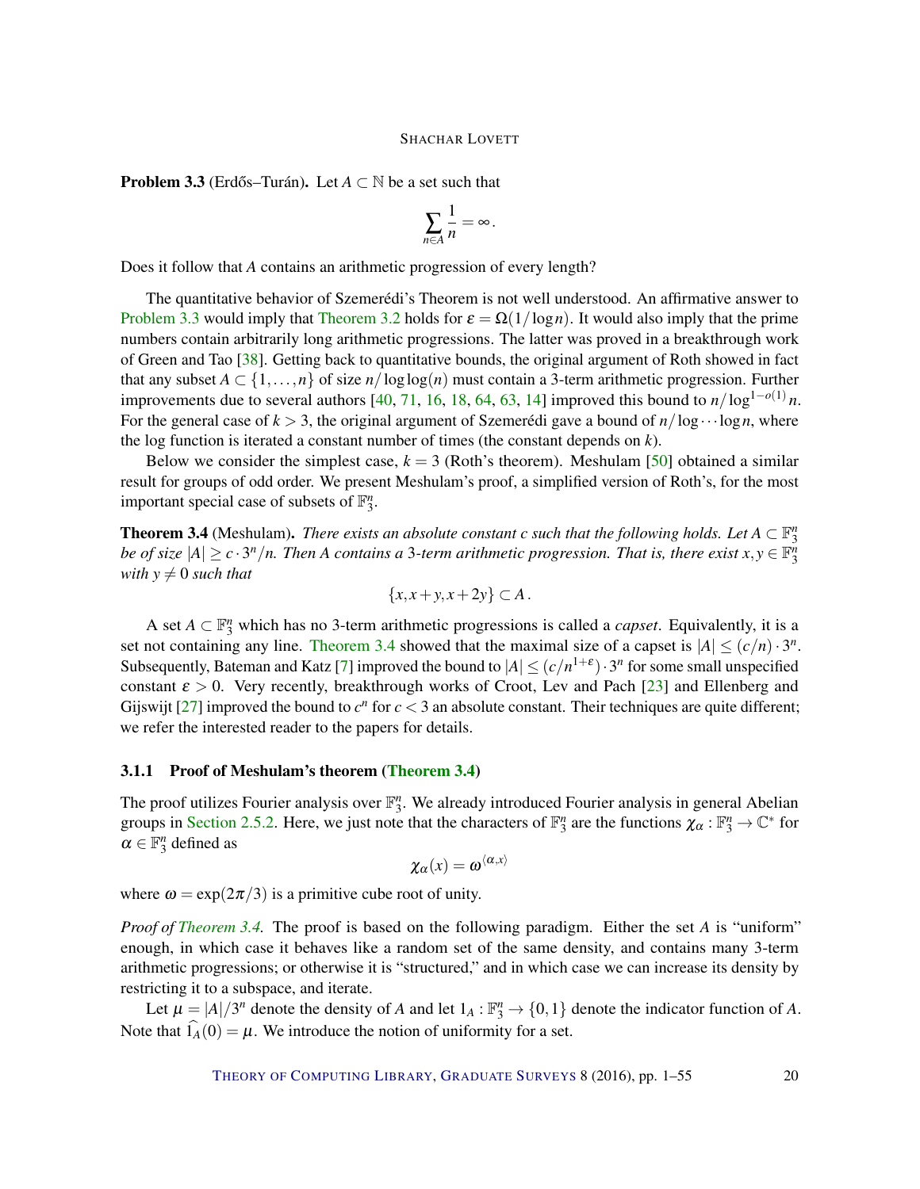**Problem 3.3** (Erdős–Turán). Let $A \subset \mathbb{N}$ be a set such that

$$\sum_{n \in A} \frac{1}{n} = \infty .$$

Does it follow that $A$ contains an arithmetic progression of every length?

The quantitative behavior of Szemerédi's Theorem is not well understood. An affirmative answer to Problem 3.3 would imply that Theorem 3.2 holds for $\varepsilon = \Omega(1/\log n)$. It would also imply that the prime numbers contain arbitrarily long arithmetic progressions. The latter was proved in a breakthrough work of Green and Tao [38]. Getting back to quantitative bounds, the original argument of Roth showed in fact that any subset $A \subset \{1, \dots, n\}$ of size $n/\log\log(n)$ must contain a 3-term arithmetic progression. Further improvements due to several authors [40, 71, 16, 18, 64, 63, 14] improved this bound to $n/\log^{1-o(1)} n$. For the general case of $k > 3$, the original argument of Szemerédi gave a bound of $n/\log \cdots \log n$, where the log function is iterated a constant number of times (the constant depends on $k$).

Below we consider the simplest case, $k = 3$ (Roth's theorem). Meshulam [50] obtained a similar result for groups of odd order. We present Meshulam's proof, a simplified version of Roth's, for the most important special case of subsets of $\mathbb{F}_3^n$.

**Theorem 3.4** (Meshulam). *There exists an absolute constant $c$ such that the following holds. Let $A \subset \mathbb{F}_3^n$ be of size $|A| \geq c \cdot 3^n/n$. Then $A$ contains a 3-term arithmetic progression. That is, there exist $x, y \in \mathbb{F}_3^n$ with $y \neq 0$ such that*

$$\{x, x+y, x+2y\} \subset A .$$

A set $A \subset \mathbb{F}_3^n$ which has no 3-term arithmetic progressions is called a *capset*. Equivalently, it is a set not containing any line. Theorem 3.4 showed that the maximal size of a capset is $|A| \leq (c/n) \cdot 3^n$. Subsequently, Bateman and Katz [7] improved the bound to $|A| \leq (c/n^{1+\varepsilon}) \cdot 3^n$ for some small unspecified constant $\varepsilon > 0$. Very recently, breakthrough works of Croot, Lev and Pach [23] and Ellenberg and Gijswijt [27] improved the bound to $c^n$ for $c < 3$ an absolute constant. Their techniques are quite different; we refer the interested reader to the papers for details.

### 3.1.1 Proof of Meshulam's theorem (Theorem 3.4)

The proof utilizes Fourier analysis over $\mathbb{F}_3^n$. We already introduced Fourier analysis in general Abelian groups in Section 2.5.2. Here, we just note that the characters of $\mathbb{F}_3^n$ are the functions $\chi_\alpha : \mathbb{F}_3^n \to \mathbb{C}^*$ for $\alpha \in \mathbb{F}_3^n$ defined as

$$\chi_\alpha(x) = \omega^{\langle \alpha, x \rangle}$$

where $\omega = \exp(2\pi/3)$ is a primitive cube root of unity.

*Proof of Theorem 3.4.* The proof is based on the following paradigm. Either the set $A$ is "uniform" enough, in which case it behaves like a random set of the same density, and contains many 3-term arithmetic progressions; or otherwise it is "structured," and in which case we can increase its density by restricting it to a subspace, and iterate.

Let $\mu = |A|/3^n$ denote the density of $A$ and let $1_A : \mathbb{F}_3^n \to \{0, 1\}$ denote the indicator function of $A$. Note that $\widehat{1_A}(0) = \mu$. We introduce the notion of uniformity for a set.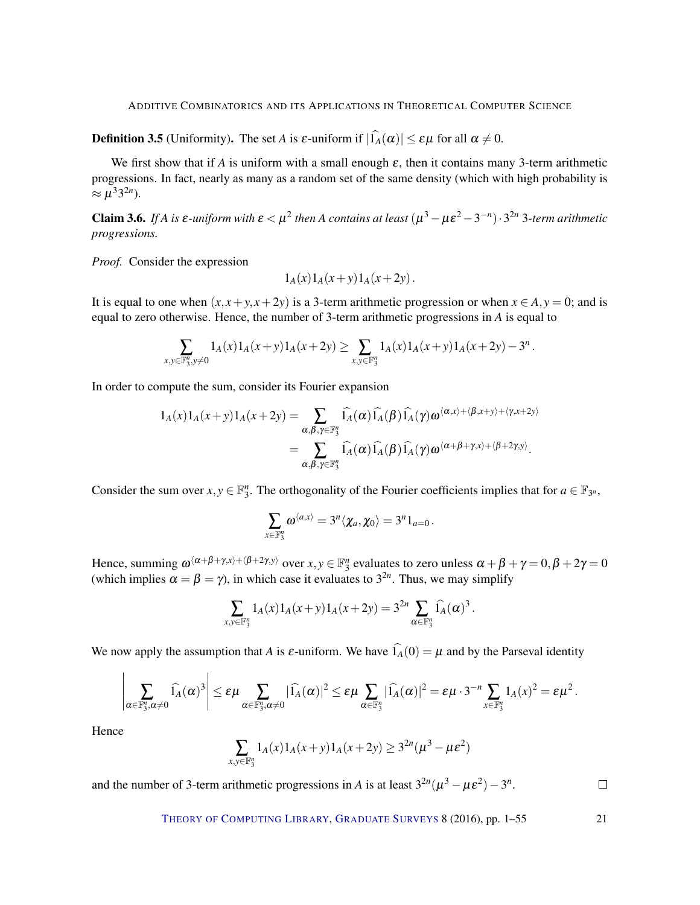**Definition 3.5** (Uniformity). The set $A$ is $\varepsilon$-uniform if $|\widehat{1_A}(\alpha)| \le \varepsilon\mu$ for all $\alpha \ne 0$.

We first show that if $A$ is uniform with a small enough $\varepsilon$, then it contains many 3-term arithmetic progressions. In fact, nearly as many as a random set of the same density (which with high probability is $\approx \mu^3 3^{2n}$).

**Claim 3.6.** *If $A$ is $\varepsilon$-uniform with $\varepsilon < \mu^2$ then $A$ contains at least $(\mu^3 - \mu\varepsilon^2 - 3^{-n}) \cdot 3^{2n}$ 3-term arithmetic progressions.*

*Proof.* Consider the expression

$$1_A(x)1_A(x+y)1_A(x+2y).$$

It is equal to one when $(x, x+y, x+2y)$ is a 3-term arithmetic progression or when $x \in A, y = 0$; and is equal to zero otherwise. Hence, the number of 3-term arithmetic progressions in $A$ is equal to

$$\sum_{x,y \in \mathbb{F}_3^n, y \ne 0} 1_A(x)1_A(x+y)1_A(x+2y) \ge \sum_{x,y \in \mathbb{F}_3^n} 1_A(x)1_A(x+y)1_A(x+2y) - 3^n.$$

In order to compute the sum, consider its Fourier expansion

$$\begin{aligned} 1_A(x)1_A(x+y)1_A(x+2y) &= \sum_{\alpha,\beta,\gamma \in \mathbb{F}_3^n} \widehat{1_A}(\alpha)\widehat{1_A}(\beta)\widehat{1_A}(\gamma)\omega^{\langle \alpha,x \rangle + \langle \beta,x+y \rangle + \langle \gamma,x+2y \rangle} \\ &= \sum_{\alpha,\beta,\gamma \in \mathbb{F}_3^n} \widehat{1_A}(\alpha)\widehat{1_A}(\beta)\widehat{1_A}(\gamma)\omega^{\langle \alpha+\beta+\gamma,x \rangle + \langle \beta+2\gamma,y \rangle}. \end{aligned}$$

Consider the sum over $x, y \in \mathbb{F}_3^n$. The orthogonality of the Fourier coefficients implies that for $a \in \mathbb{F}_{3^n}$,

$$\sum_{x \in \mathbb{F}_3^n} \omega^{\langle a,x \rangle} = 3^n \langle \chi_a, \chi_0 \rangle = 3^n 1_{a=0}.$$

Hence, summing $\omega^{\langle \alpha+\beta+\gamma,x \rangle + \langle \beta+2\gamma,y \rangle}$ over $x, y \in \mathbb{F}_3^n$ evaluates to zero unless $\alpha+\beta+\gamma = 0, \beta+2\gamma = 0$ (which implies $\alpha = \beta = \gamma$), in which case it evaluates to $3^{2n}$. Thus, we may simplify

$$\sum_{x,y \in \mathbb{F}_3^n} 1_A(x)1_A(x+y)1_A(x+2y) = 3^{2n} \sum_{\alpha \in \mathbb{F}_3^n} \widehat{1_A}(\alpha)^3.$$

We now apply the assumption that $A$ is $\varepsilon$-uniform. We have $\widehat{1_A}(0) = \mu$ and by the Parseval identity

$$\left| \sum_{\alpha \in \mathbb{F}_3^n, \alpha \ne 0} \widehat{1_A}(\alpha)^3 \right| \le \varepsilon\mu \sum_{\alpha \in \mathbb{F}_3^n, \alpha \ne 0} |\widehat{1_A}(\alpha)|^2 \le \varepsilon\mu \sum_{\alpha \in \mathbb{F}_3^n} |\widehat{1_A}(\alpha)|^2 = \varepsilon\mu \cdot 3^{-n} \sum_{x \in \mathbb{F}_3^n} 1_A(x)^2 = \varepsilon\mu^2.$$

Hence

$$\sum_{x,y \in \mathbb{F}_3^n} 1_A(x)1_A(x+y)1_A(x+2y) \ge 3^{2n}(\mu^3 - \mu\varepsilon^2)$$

and the number of 3-term arithmetic progressions in $A$ is at least $3^{2n}(\mu^3 - \mu\varepsilon^2) - 3^n$. $\square$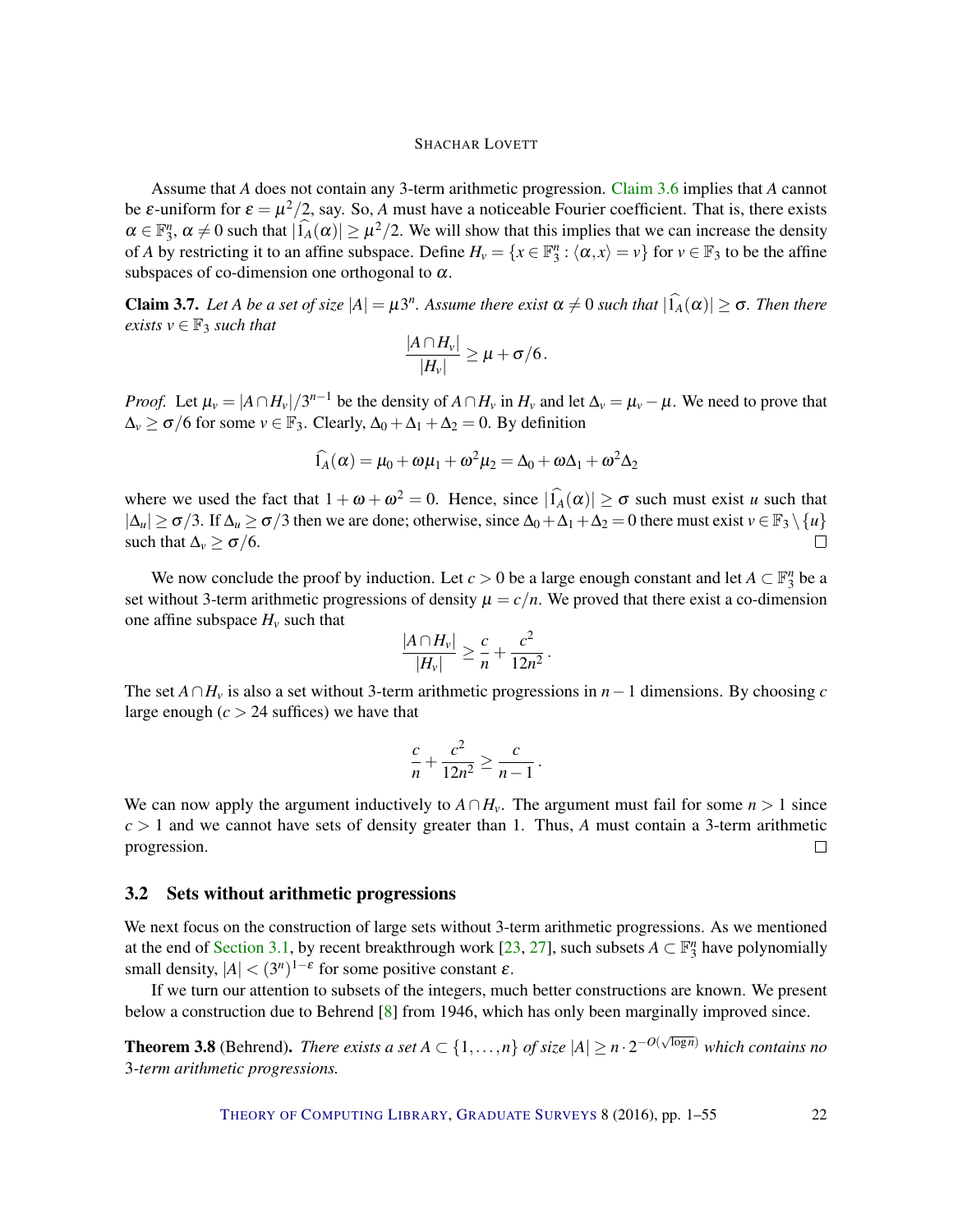Assume that $A$ does not contain any 3-term arithmetic progression. Claim 3.6 implies that $A$ cannot be $\varepsilon$-uniform for $\varepsilon = \mu^2/2$, say. So, $A$ must have a noticeable Fourier coefficient. That is, there exists $\alpha \in \mathbb{F}_3^n$, $\alpha \neq 0$ such that $|\widehat{1_A}(\alpha)| \geq \mu^2/2$. We will show that this implies that we can increase the density of $A$ by restricting it to an affine subspace. Define $H_v = \{x \in \mathbb{F}_3^n : \langle \alpha, x \rangle = v\}$ for $v \in \mathbb{F}_3$ to be the affine subspaces of co-dimension one orthogonal to $\alpha$.

**Claim 3.7.** *Let $A$ be a set of size $|A| = \mu 3^n$. Assume there exist $\alpha \neq 0$ such that $|\widehat{1_A}(\alpha)| \geq \sigma$. Then there exists $v \in \mathbb{F}_3$ such that*

$$\frac{|A \cap H_v|}{|H_v|} \geq \mu + \sigma/6\,.$$

*Proof.* Let $\mu_v = |A \cap H_v|/3^{n-1}$ be the density of $A \cap H_v$ in $H_v$ and let $\Delta_v = \mu_v - \mu$. We need to prove that $\Delta_v \geq \sigma/6$ for some $v \in \mathbb{F}_3$. Clearly, $\Delta_0 + \Delta_1 + \Delta_2 = 0$. By definition

$$\widehat{1_A}(\alpha) = \mu_0 + \omega\mu_1 + \omega^2\mu_2 = \Delta_0 + \omega\Delta_1 + \omega^2\Delta_2$$

where we used the fact that $1 + \omega + \omega^2 = 0$. Hence, since $|\widehat{1_A}(\alpha)| \geq \sigma$ such must exist $u$ such that $|\Delta_u| \geq \sigma/3$. If $\Delta_u \geq \sigma/3$ then we are done; otherwise, since $\Delta_0 + \Delta_1 + \Delta_2 = 0$ there must exist $v \in \mathbb{F}_3 \setminus \{u\}$ such that $\Delta_v \geq \sigma/6$. ◻

We now conclude the proof by induction. Let $c > 0$ be a large enough constant and let $A \subset \mathbb{F}_3^n$ be a set without 3-term arithmetic progressions of density $\mu = c/n$. We proved that there exist a co-dimension one affine subspace $H_v$ such that

$$\frac{|A \cap H_v|}{|H_v|} \geq \frac{c}{n} + \frac{c^2}{12n^2}\,.$$

The set $A \cap H_v$ is also a set without 3-term arithmetic progressions in $n-1$ dimensions. By choosing $c$ large enough ($c > 24$ suffices) we have that

$$\frac{c}{n} + \frac{c^2}{12n^2} \geq \frac{c}{n-1}\,.$$

We can now apply the argument inductively to $A \cap H_v$. The argument must fail for some $n > 1$ since $c > 1$ and we cannot have sets of density greater than 1. Thus, $A$ must contain a 3-term arithmetic progression. ◻

## 3.2 Sets without arithmetic progressions

We next focus on the construction of large sets without 3-term arithmetic progressions. As we mentioned at the end of Section 3.1, by recent breakthrough work [23, 27], such subsets $A \subset \mathbb{F}_3^n$ have polynomially small density, $|A| < (3^n)^{1-\varepsilon}$ for some positive constant $\varepsilon$.

If we turn our attention to subsets of the integers, much better constructions are known. We present below a construction due to Behrend [8] from 1946, which has only been marginally improved since.

**Theorem 3.8** (Behrend). *There exists a set $A \subset \{1, \ldots, n\}$ of size $|A| \geq n \cdot 2^{-O(\sqrt{\log n})}$ which contains no 3-term arithmetic progressions.*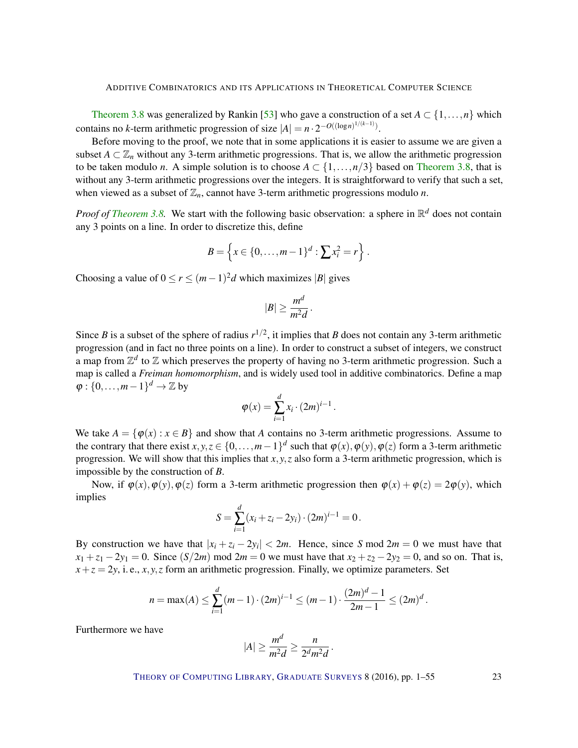Theorem 3.8 was generalized by Rankin [53] who gave a construction of a set $A \subset \{1,\ldots,n\}$ which contains no $k$-term arithmetic progression of size $|A| = n \cdot 2^{-O((\log n)^{1/(k-1)})}$.

Before moving to the proof, we note that in some applications it is easier to assume we are given a subset $A \subset \mathbb{Z}_n$ without any 3-term arithmetic progressions. That is, we allow the arithmetic progression to be taken modulo $n$. A simple solution is to choose $A \subset \{1,\ldots,n/3\}$ based on Theorem 3.8, that is without any 3-term arithmetic progressions over the integers. It is straightforward to verify that such a set, when viewed as a subset of $\mathbb{Z}_n$, cannot have 3-term arithmetic progressions modulo $n$.

*Proof of Theorem 3.8.* We start with the following basic observation: a sphere in $\mathbb{R}^d$ does not contain any 3 points on a line. In order to discretize this, define

$$B = \left\{ x \in \{0,\ldots,m-1\}^d : \sum x_i^2 = r \right\}.$$

Choosing a value of $0 \le r \le (m-1)^2 d$ which maximizes $|B|$ gives

$$|B| \ge \frac{m^d}{m^2 d}.$$

Since $B$ is a subset of the sphere of radius $r^{1/2}$, it implies that $B$ does not contain any 3-term arithmetic progression (and in fact no three points on a line). In order to construct a subset of integers, we construct a map from $\mathbb{Z}^d$ to $\mathbb{Z}$ which preserves the property of having no 3-term arithmetic progression. Such a map is called a *Freiman homomorphism*, and is widely used tool in additive combinatorics. Define a map $\varphi : \{0,\ldots,m-1\}^d \to \mathbb{Z}$ by

$$\varphi(x) = \sum_{i=1}^{d} x_i \cdot (2m)^{i-1}.$$

We take $A = \{\varphi(x) : x \in B\}$ and show that $A$ contains no 3-term arithmetic progressions. Assume to the contrary that there exist $x,y,z \in \{0,\ldots,m-1\}^d$ such that $\varphi(x),\varphi(y),\varphi(z)$ form a 3-term arithmetic progression. We will show that this implies that $x,y,z$ also form a 3-term arithmetic progression, which is impossible by the construction of $B$.

Now, if $\varphi(x),\varphi(y),\varphi(z)$ form a 3-term arithmetic progression then $\varphi(x)+\varphi(z) = 2\varphi(y)$, which implies

$$S = \sum_{i=1}^{d} (x_i + z_i - 2y_i) \cdot (2m)^{i-1} = 0.$$

By construction we have that $|x_i + z_i - 2y_i| < 2m$. Hence, since $S \bmod 2m = 0$ we must have that $x_1 + z_1 - 2y_1 = 0$. Since $(S/2m) \bmod 2m = 0$ we must have that $x_2 + z_2 - 2y_2 = 0$, and so on. That is, $x + z = 2y$, i. e., $x,y,z$ form an arithmetic progression. Finally, we optimize parameters. Set

$$n = \max(A) \le \sum_{i=1}^{d} (m-1) \cdot (2m)^{i-1} \le (m-1) \cdot \frac{(2m)^d - 1}{2m-1} \le (2m)^d.$$

Furthermore we have

$$|A| \ge \frac{m^d}{m^2 d} \ge \frac{n}{2^d m^2 d}.$$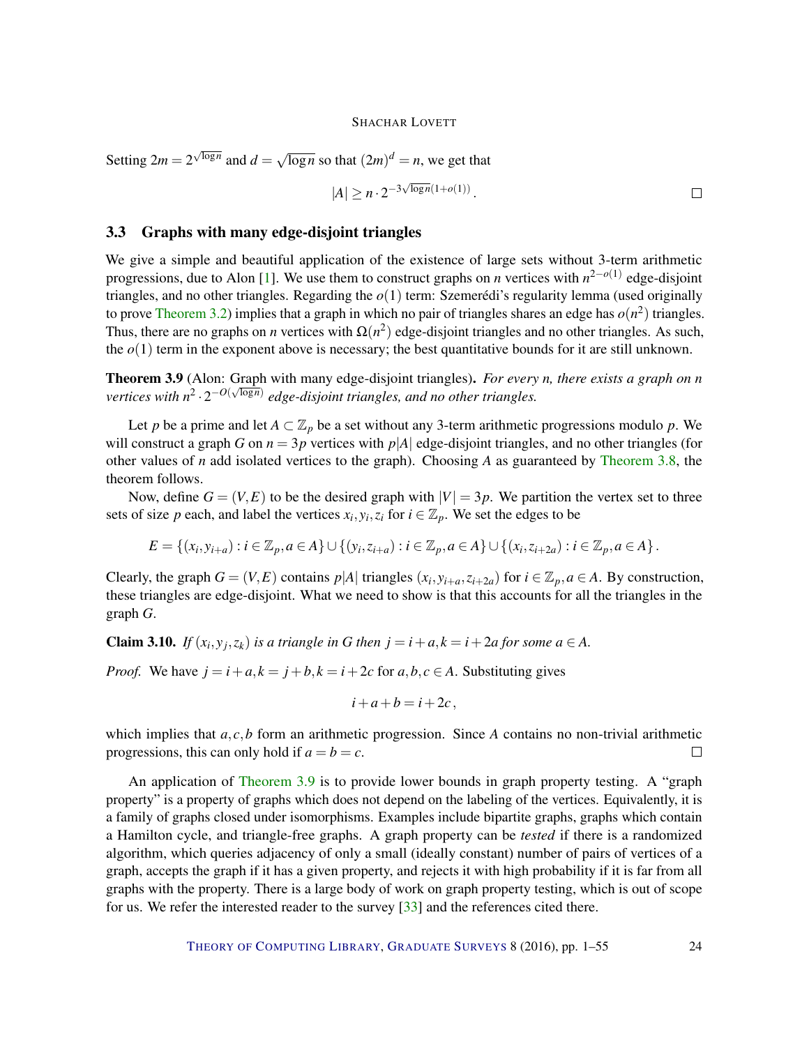Setting $2m = 2^{\sqrt{\log n}}$ and $d = \sqrt{\log n}$ so that $(2m)^d = n$, we get that

$$|A| \geq n \cdot 2^{-3\sqrt{\log n}(1+o(1))}.$$

□

## 3.3 Graphs with many edge-disjoint triangles

We give a simple and beautiful application of the existence of large sets without 3-term arithmetic progressions, due to Alon [1]. We use them to construct graphs on $n$ vertices with $n^{2-o(1)}$ edge-disjoint triangles, and no other triangles. Regarding the $o(1)$ term: Szemerédi's regularity lemma (used originally to prove Theorem 3.2) implies that a graph in which no pair of triangles shares an edge has $o(n^2)$ triangles. Thus, there are no graphs on $n$ vertices with $\Omega(n^2)$ edge-disjoint triangles and no other triangles. As such, the $o(1)$ term in the exponent above is necessary; the best quantitative bounds for it are still unknown.

**Theorem 3.9** (Alon: Graph with many edge-disjoint triangles). *For every $n$, there exists a graph on $n$ vertices with $n^2 \cdot 2^{-O(\sqrt{\log n})}$ edge-disjoint triangles, and no other triangles.*

Let $p$ be a prime and let $A \subset \mathbb{Z}_p$ be a set without any 3-term arithmetic progressions modulo $p$. We will construct a graph $G$ on $n = 3p$ vertices with $p|A|$ edge-disjoint triangles, and no other triangles (for other values of $n$ add isolated vertices to the graph). Choosing $A$ as guaranteed by Theorem 3.8, the theorem follows.

Now, define $G = (V, E)$ to be the desired graph with $|V| = 3p$. We partition the vertex set to three sets of size $p$ each, and label the vertices $x_i, y_i, z_i$ for $i \in \mathbb{Z}_p$. We set the edges to be

$$E = \{(x_i, y_{i+a}) : i \in \mathbb{Z}_p, a \in A\} \cup \{(y_i, z_{i+a}) : i \in \mathbb{Z}_p, a \in A\} \cup \{(x_i, z_{i+2a}) : i \in \mathbb{Z}_p, a \in A\}.$$

Clearly, the graph $G = (V, E)$ contains $p|A|$ triangles $(x_i, y_{i+a}, z_{i+2a})$ for $i \in \mathbb{Z}_p, a \in A$. By construction, these triangles are edge-disjoint. What we need to show is that this accounts for all the triangles in the graph $G$.

**Claim 3.10.** *If $(x_i, y_j, z_k)$ is a triangle in $G$ then $j = i + a, k = i + 2a$ for some $a \in A$.*

*Proof.* We have $j = i + a, k = j + b, k = i + 2c$ for $a, b, c \in A$. Substituting gives

$$i + a + b = i + 2c,$$

which implies that $a, c, b$ form an arithmetic progression. Since $A$ contains no non-trivial arithmetic progressions, this can only hold if $a = b = c$. □

An application of Theorem 3.9 is to provide lower bounds in graph property testing. A "graph property" is a property of graphs which does not depend on the labeling of the vertices. Equivalently, it is a family of graphs closed under isomorphisms. Examples include bipartite graphs, graphs which contain a Hamilton cycle, and triangle-free graphs. A graph property can be *tested* if there is a randomized algorithm, which queries adjacency of only a small (ideally constant) number of pairs of vertices of a graph, accepts the graph if it has a given property, and rejects it with high probability if it is far from all graphs with the property. There is a large body of work on graph property testing, which is out of scope for us. We refer the interested reader to the survey [33] and the references cited there.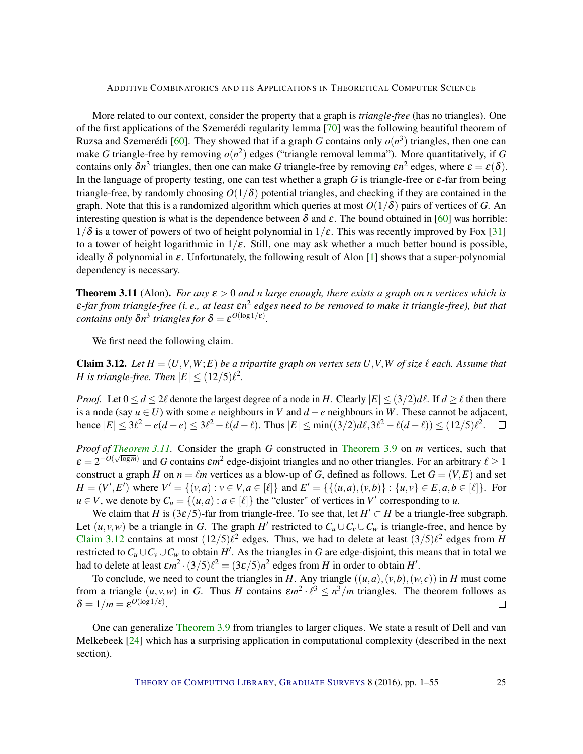More related to our context, consider the property that a graph is *triangle-free* (has no triangles). One of the first applications of the Szemerédi regularity lemma [70] was the following beautiful theorem of Ruzsa and Szemerédi [60]. They showed that if a graph $G$ contains only $o(n^3)$ triangles, then one can make $G$ triangle-free by removing $o(n^2)$ edges ("triangle removal lemma"). More quantitatively, if $G$ contains only $\delta n^3$ triangles, then one can make $G$ triangle-free by removing $\varepsilon n^2$ edges, where $\varepsilon = \varepsilon(\delta)$. In the language of property testing, one can test whether a graph $G$ is triangle-free or $\varepsilon$-far from being triangle-free, by randomly choosing $O(1/\delta)$ potential triangles, and checking if they are contained in the graph. Note that this is a randomized algorithm which queries at most $O(1/\delta)$ pairs of vertices of $G$. An interesting question is what is the dependence between $\delta$ and $\varepsilon$. The bound obtained in [60] was horrible: $1/\delta$ is a tower of powers of two of height polynomial in $1/\varepsilon$. This was recently improved by Fox [31] to a tower of height logarithmic in $1/\varepsilon$. Still, one may ask whether a much better bound is possible, ideally $\delta$ polynomial in $\varepsilon$. Unfortunately, the following result of Alon [1] shows that a super-polynomial dependency is necessary.

**Theorem 3.11** (Alon). *For any $\varepsilon > 0$ and $n$ large enough, there exists a graph on $n$ vertices which is $\varepsilon$-far from triangle-free (i. e., at least $\varepsilon n^2$ edges need to be removed to make it triangle-free), but that contains only $\delta n^3$ triangles for $\delta = \varepsilon^{O(\log 1/\varepsilon)}$.*

We first need the following claim.

**Claim 3.12.** *Let $H = (U,V,W;E)$ be a tripartite graph on vertex sets $U,V,W$ of size $\ell$ each. Assume that $H$ is triangle-free. Then $|E| \le (12/5)\ell^2$.*

*Proof.* Let $0 \le d \le 2\ell$ denote the largest degree of a node in $H$. Clearly $|E| \le (3/2)d\ell$. If $d \ge \ell$ then there is a node (say $u \in U$) with some $e$ neighbours in $V$ and $d-e$ neighbours in $W$. These cannot be adjacent, hence $|E| \le 3\ell^2 - e(d-e) \le 3\ell^2 - \ell(d-\ell)$. Thus $|E| \le \min((3/2)d\ell, 3\ell^2 - \ell(d-\ell)) \le (12/5)\ell^2$. □

*Proof of Theorem 3.11.* Consider the graph $G$ constructed in Theorem 3.9 on $m$ vertices, such that $\varepsilon = 2^{-O(\sqrt{\log m})}$ and $G$ contains $\varepsilon m^2$ edge-disjoint triangles and no other triangles. For an arbitrary $\ell \ge 1$ construct a graph $H$ on $n = \ell m$ vertices as a blow-up of $G$, defined as follows. Let $G = (V,E)$ and set $H = (V',E')$ where $V' = \{(v,a) : v \in V, a \in [\ell]\}$ and $E' = \{\{(u,a),(v,b)\} : \{u,v\} \in E, a,b \in [\ell]\}$. For $u \in V$, we denote by $C_u = \{(u,a) : a \in [\ell]\}$ the "cluster" of vertices in $V'$ corresponding to $u$.

We claim that $H$ is $(3\varepsilon/5)$-far from triangle-free. To see that, let $H' \subset H$ be a triangle-free subgraph. Let $(u,v,w)$ be a triangle in $G$. The graph $H'$ restricted to $C_u \cup C_v \cup C_w$ is triangle-free, and hence by Claim 3.12 contains at most $(12/5)\ell^2$ edges. Thus, we had to delete at least $(3/5)\ell^2$ edges from $H$ restricted to $C_u \cup C_v \cup C_w$ to obtain $H'$. As the triangles in $G$ are edge-disjoint, this means that in total we had to delete at least $\varepsilon m^2 \cdot (3/5)\ell^2 = (3\varepsilon/5)n^2$ edges from $H$ in order to obtain $H'$.

To conclude, we need to count the triangles in $H$. Any triangle $((u,a),(v,b),(w,c))$ in $H$ must come from a triangle $(u,v,w)$ in $G$. Thus $H$ contains $\varepsilon m^2 \cdot \ell^3 \le n^3/m$ triangles. The theorem follows as $\delta = 1/m = \varepsilon^{O(\log 1/\varepsilon)}$. □

One can generalize Theorem 3.9 from triangles to larger cliques. We state a result of Dell and van Melkebeek [24] which has a surprising application in computational complexity (described in the next section).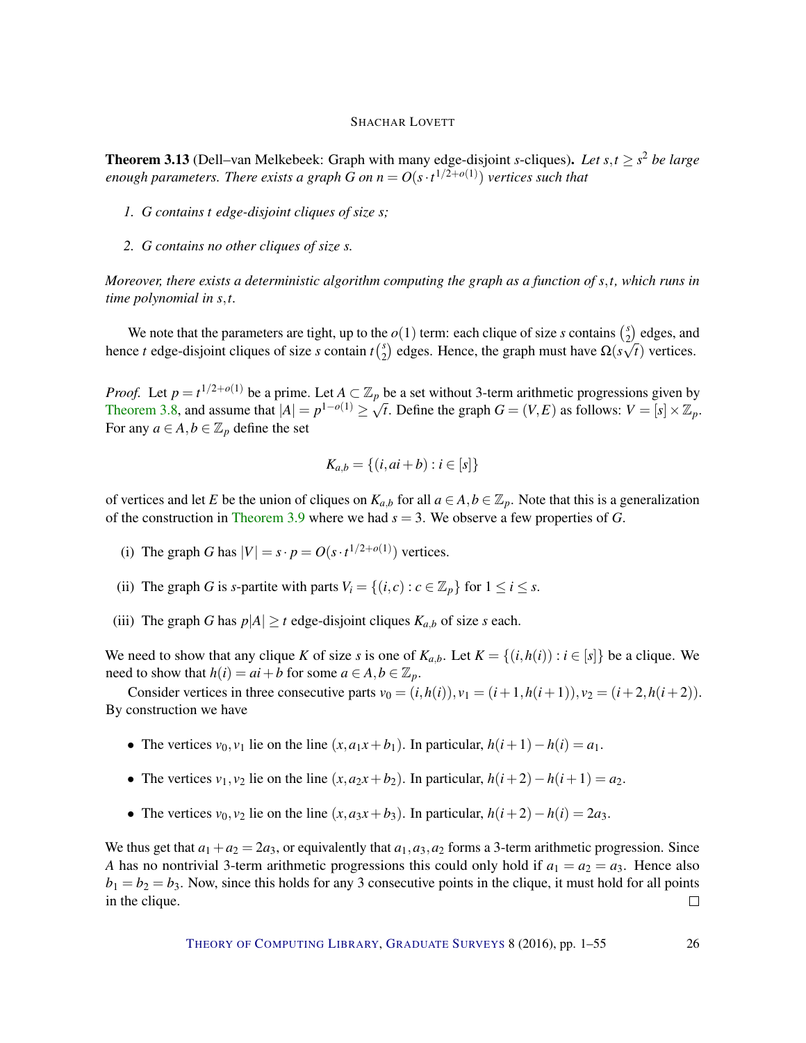**Theorem 3.13** (Dell–van Melkebeek: Graph with many edge-disjoint $s$-cliques)**.** *Let $s,t \geq s^2$ be large enough parameters. There exists a graph $G$ on $n = O(s \cdot t^{1/2+o(1)})$ vertices such that*

1. *$G$ contains $t$ edge-disjoint cliques of size $s$;*
2. *$G$ contains no other cliques of size $s$.*

*Moreover, there exists a deterministic algorithm computing the graph as a function of $s,t$, which runs in time polynomial in $s,t$.*

We note that the parameters are tight, up to the $o(1)$ term: each clique of size $s$ contains $\binom{s}{2}$ edges, and hence $t$ edge-disjoint cliques of size $s$ contain $t\binom{s}{2}$ edges. Hence, the graph must have $\Omega(s\sqrt{t})$ vertices.

*Proof.* Let $p = t^{1/2+o(1)}$ be a prime. Let $A \subset \mathbb{Z}_p$ be a set without 3-term arithmetic progressions given by Theorem 3.8, and assume that $|A| = p^{1-o(1)} \geq \sqrt{t}$. Define the graph $G = (V,E)$ as follows: $V = [s] \times \mathbb{Z}_p$. For any $a \in A, b \in \mathbb{Z}_p$ define the set

$$K_{a,b} = \{(i, ai+b) : i \in [s]\}$$

of vertices and let $E$ be the union of cliques on $K_{a,b}$ for all $a \in A, b \in \mathbb{Z}_p$. Note that this is a generalization of the construction in Theorem 3.9 where we had $s = 3$. We observe a few properties of $G$.

(i) The graph $G$ has $|V| = s \cdot p = O(s \cdot t^{1/2+o(1)})$ vertices.

(ii) The graph $G$ is $s$-partite with parts $V_i = \{(i,c) : c \in \mathbb{Z}_p\}$ for $1 \leq i \leq s$.

(iii) The graph $G$ has $p|A| \geq t$ edge-disjoint cliques $K_{a,b}$ of size $s$ each.

We need to show that any clique $K$ of size $s$ is one of $K_{a,b}$. Let $K = \{(i,h(i)) : i \in [s]\}$ be a clique. We need to show that $h(i) = ai+b$ for some $a \in A, b \in \mathbb{Z}_p$.

Consider vertices in three consecutive parts $v_0 = (i,h(i)), v_1 = (i+1,h(i+1)), v_2 = (i+2,h(i+2))$. By construction we have

- The vertices $v_0, v_1$ lie on the line $(x, a_1x+b_1)$. In particular, $h(i+1) - h(i) = a_1$.
- The vertices $v_1, v_2$ lie on the line $(x, a_2x+b_2)$. In particular, $h(i+2) - h(i+1) = a_2$.
- The vertices $v_0, v_2$ lie on the line $(x, a_3x+b_3)$. In particular, $h(i+2) - h(i) = 2a_3$.

We thus get that $a_1 + a_2 = 2a_3$, or equivalently that $a_1, a_3, a_2$ forms a 3-term arithmetic progression. Since $A$ has no nontrivial 3-term arithmetic progressions this could only hold if $a_1 = a_2 = a_3$. Hence also $b_1 = b_2 = b_3$. Now, since this holds for any 3 consecutive points in the clique, it must hold for all points in the clique. $\square$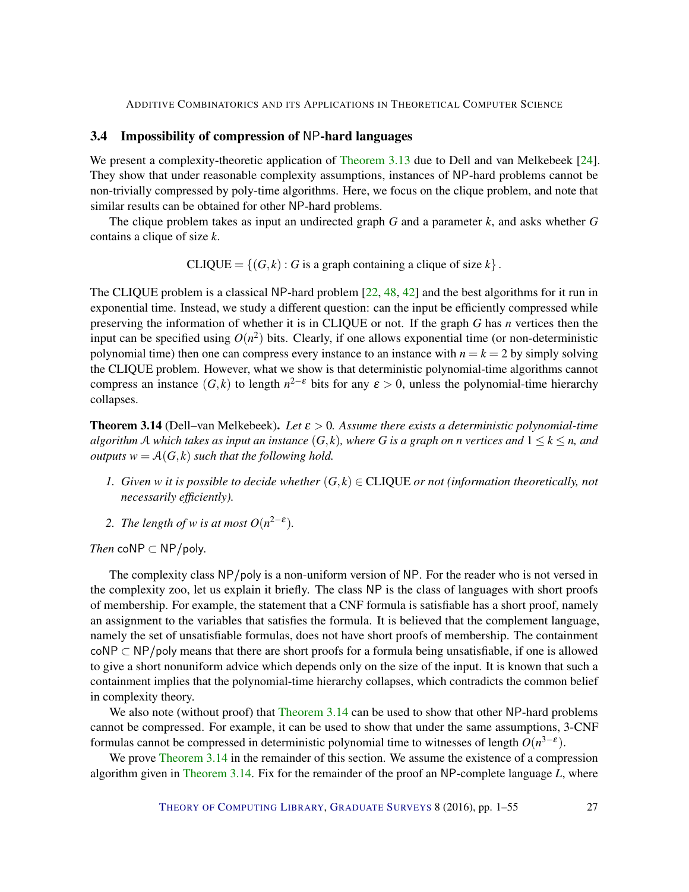### 3.4 Impossibility of compression of NP-hard languages

We present a complexity-theoretic application of Theorem 3.13 due to Dell and van Melkebeek [24]. They show that under reasonable complexity assumptions, instances of NP-hard problems cannot be non-trivially compressed by poly-time algorithms. Here, we focus on the clique problem, and note that similar results can be obtained for other NP-hard problems.

The clique problem takes as input an undirected graph $G$ and a parameter $k$, and asks whether $G$ contains a clique of size $k$.

$$\text{CLIQUE} = \{(G,k) : G \text{ is a graph containing a clique of size } k\}.$$

The CLIQUE problem is a classical NP-hard problem [22, 48, 42] and the best algorithms for it run in exponential time. Instead, we study a different question: can the input be efficiently compressed while preserving the information of whether it is in CLIQUE or not. If the graph $G$ has $n$ vertices then the input can be specified using $O(n^2)$ bits. Clearly, if one allows exponential time (or non-deterministic polynomial time) then one can compress every instance to an instance with $n = k = 2$ by simply solving the CLIQUE problem. However, what we show is that deterministic polynomial-time algorithms cannot compress an instance $(G,k)$ to length $n^{2-\varepsilon}$ bits for any $\varepsilon > 0$, unless the polynomial-time hierarchy collapses.

**Theorem 3.14** (Dell–van Melkebeek). *Let $\varepsilon > 0$. Assume there exists a deterministic polynomial-time algorithm $\mathcal{A}$ which takes as input an instance $(G,k)$, where $G$ is a graph on $n$ vertices and $1 \le k \le n$, and outputs $w = \mathcal{A}(G,k)$ such that the following hold.*

1. *Given $w$ it is possible to decide whether $(G,k) \in$ CLIQUE or not (information theoretically, not necessarily efficiently).*
2. *The length of $w$ is at most $O(n^{2-\varepsilon})$.*

*Then* $\mathsf{coNP} \subset \mathsf{NP/poly}$.

The complexity class NP/poly is a non-uniform version of NP. For the reader who is not versed in the complexity zoo, let us explain it briefly. The class NP is the class of languages with short proofs of membership. For example, the statement that a CNF formula is satisfiable has a short proof, namely an assignment to the variables that satisfies the formula. It is believed that the complement language, namely the set of unsatisfiable formulas, does not have short proofs of membership. The containment $\mathsf{coNP} \subset \mathsf{NP/poly}$ means that there are short proofs for a formula being unsatisfiable, if one is allowed to give a short nonuniform advice which depends only on the size of the input. It is known that such a containment implies that the polynomial-time hierarchy collapses, which contradicts the common belief in complexity theory.

We also note (without proof) that Theorem 3.14 can be used to show that other NP-hard problems cannot be compressed. For example, it can be used to show that under the same assumptions, 3-CNF formulas cannot be compressed in deterministic polynomial time to witnesses of length $O(n^{3-\varepsilon})$.

We prove Theorem 3.14 in the remainder of this section. We assume the existence of a compression algorithm given in Theorem 3.14. Fix for the remainder of the proof an NP-complete language $L$, where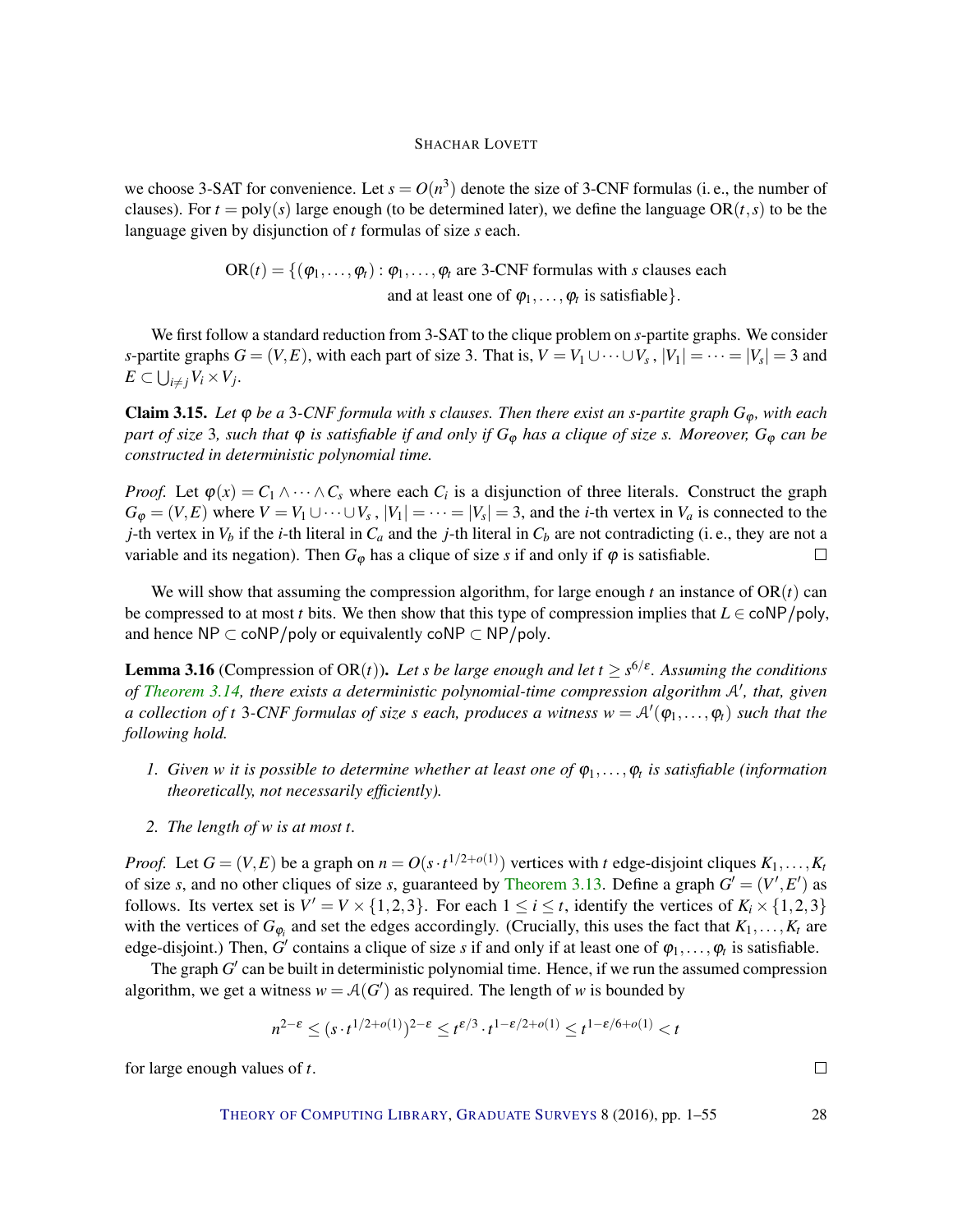we choose 3-SAT for convenience. Let $s = O(n^3)$ denote the size of 3-CNF formulas (i. e., the number of clauses). For $t = \mathrm{poly}(s)$ large enough (to be determined later), we define the language $\mathrm{OR}(t,s)$ to be the language given by disjunction of $t$ formulas of size $s$ each.

$$\mathrm{OR}(t) = \{(\varphi_1,\dots,\varphi_t) : \varphi_1,\dots,\varphi_t \text{ are 3-CNF formulas with } s \text{ clauses each and at least one of } \varphi_1,\dots,\varphi_t \text{ is satisfiable}\}.$$

We first follow a standard reduction from 3-SAT to the clique problem on $s$-partite graphs. We consider $s$-partite graphs $G = (V,E)$, with each part of size 3. That is, $V = V_1 \cup \dots \cup V_s$, $|V_1| = \dots = |V_s| = 3$ and $E \subset \bigcup_{i \neq j} V_i \times V_j$.

**Claim 3.15.** *Let $\varphi$ be a 3-CNF formula with $s$ clauses. Then there exist an $s$-partite graph $G_\varphi$, with each part of size 3, such that $\varphi$ is satisfiable if and only if $G_\varphi$ has a clique of size $s$. Moreover, $G_\varphi$ can be constructed in deterministic polynomial time.*

*Proof.* Let $\varphi(x) = C_1 \wedge \dots \wedge C_s$ where each $C_i$ is a disjunction of three literals. Construct the graph $G_\varphi = (V,E)$ where $V = V_1 \cup \dots \cup V_s$, $|V_1| = \dots = |V_s| = 3$, and the $i$-th vertex in $V_a$ is connected to the $j$-th vertex in $V_b$ if the $i$-th literal in $C_a$ and the $j$-th literal in $C_b$ are not contradicting (i. e., they are not a variable and its negation). Then $G_\varphi$ has a clique of size $s$ if and only if $\varphi$ is satisfiable. □

We will show that assuming the compression algorithm, for large enough $t$ an instance of $\mathrm{OR}(t)$ can be compressed to at most $t$ bits. We then show that this type of compression implies that $L \in \mathsf{coNP/poly}$, and hence $\mathsf{NP} \subset \mathsf{coNP/poly}$ or equivalently $\mathsf{coNP} \subset \mathsf{NP/poly}$.

**Lemma 3.16** (Compression of $\mathrm{OR}(t)$)**.** *Let $s$ be large enough and let $t \geq s^{6/\varepsilon}$. Assuming the conditions of Theorem 3.14, there exists a deterministic polynomial-time compression algorithm $\mathcal{A}'$, that, given a collection of $t$ 3-CNF formulas of size $s$ each, produces a witness $w = \mathcal{A}'(\varphi_1,\dots,\varphi_t)$ such that the following hold.*

1. *Given $w$ it is possible to determine whether at least one of $\varphi_1,\dots,\varphi_t$ is satisfiable (information theoretically, not necessarily efficiently).*
2. *The length of $w$ is at most $t$.*

*Proof.* Let $G = (V,E)$ be a graph on $n = O(s \cdot t^{1/2+o(1)})$ vertices with $t$ edge-disjoint cliques $K_1,\dots,K_t$ of size $s$, and no other cliques of size $s$, guaranteed by Theorem 3.13. Define a graph $G' = (V',E')$ as follows. Its vertex set is $V' = V \times \{1,2,3\}$. For each $1 \leq i \leq t$, identify the vertices of $K_i \times \{1,2,3\}$ with the vertices of $G_{\varphi_i}$ and set the edges accordingly. (Crucially, this uses the fact that $K_1,\dots,K_t$ are edge-disjoint.) Then, $G'$ contains a clique of size $s$ if and only if at least one of $\varphi_1,\dots,\varphi_t$ is satisfiable.

The graph $G'$ can be built in deterministic polynomial time. Hence, if we run the assumed compression algorithm, we get a witness $w = \mathcal{A}(G')$ as required. The length of $w$ is bounded by

$$n^{2-\varepsilon} \leq (s \cdot t^{1/2+o(1)})^{2-\varepsilon} \leq t^{\varepsilon/3} \cdot t^{1-\varepsilon/2+o(1)} \leq t^{1-\varepsilon/6+o(1)} < t$$

for large enough values of $t$. □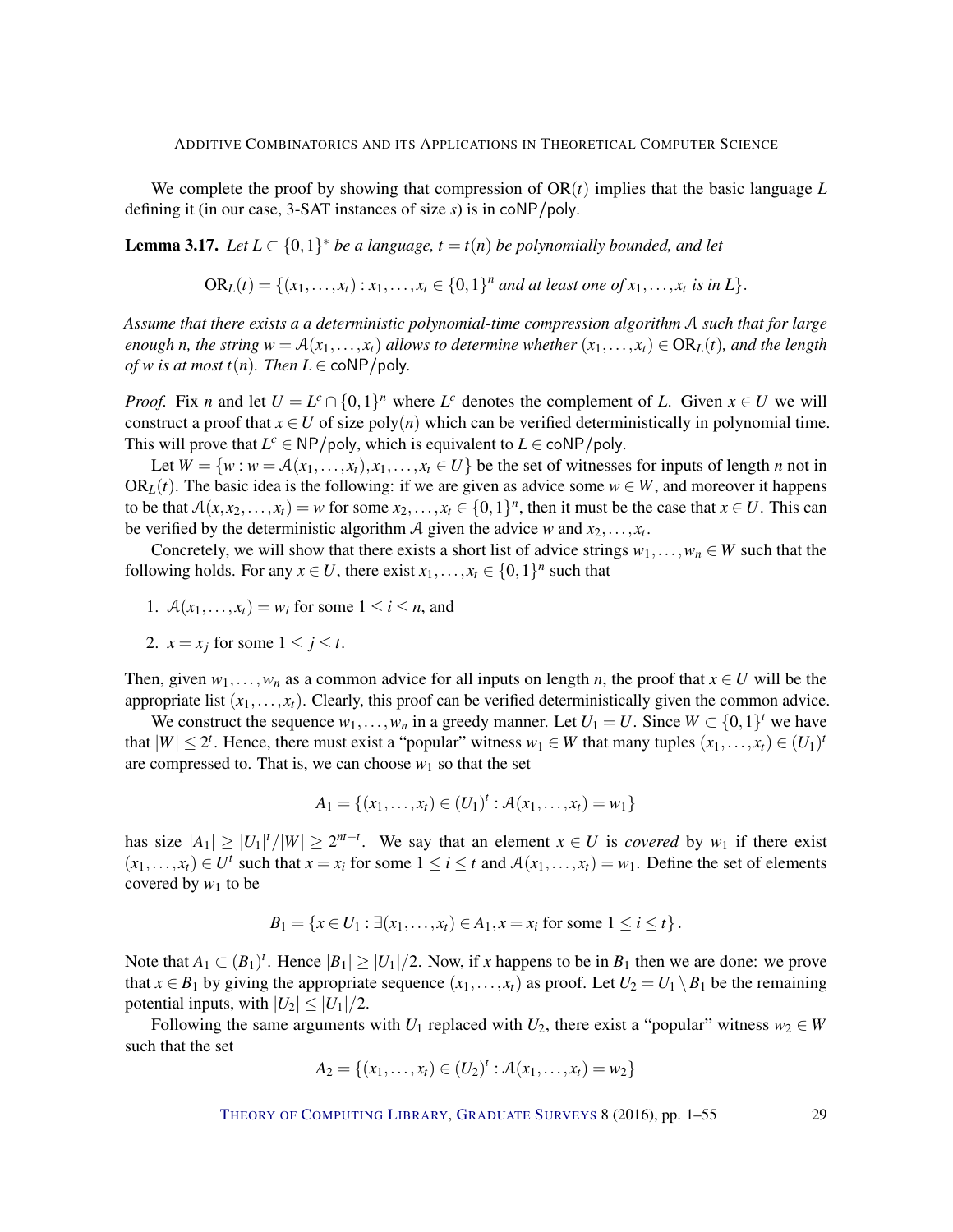We complete the proof by showing that compression of $\mathrm{OR}(t)$ implies that the basic language $L$ defining it (in our case, 3-SAT instances of size $s$) is in $\mathsf{coNP/poly}$.

**Lemma 3.17.** *Let $L \subset \{0,1\}^*$ be a language, $t = t(n)$ be polynomially bounded, and let*

$$\mathrm{OR}_L(t) = \{(x_1,\ldots,x_t) : x_1,\ldots,x_t \in \{0,1\}^n \text{ and at least one of } x_1,\ldots,x_t \text{ is in } L\}.$$

*Assume that there exists a a deterministic polynomial-time compression algorithm $\mathcal{A}$ such that for large enough $n$, the string $w = \mathcal{A}(x_1,\ldots,x_t)$ allows to determine whether $(x_1,\ldots,x_t) \in \mathrm{OR}_L(t)$, and the length of $w$ is at most $t(n)$. Then $L \in \mathsf{coNP/poly}$.*

*Proof.* Fix $n$ and let $U = L^c \cap \{0,1\}^n$ where $L^c$ denotes the complement of $L$. Given $x \in U$ we will construct a proof that $x \in U$ of size $\mathrm{poly}(n)$ which can be verified deterministically in polynomial time. This will prove that $L^c \in \mathsf{NP/poly}$, which is equivalent to $L \in \mathsf{coNP/poly}$.

Let $W = \{w : w = \mathcal{A}(x_1,\ldots,x_t), x_1,\ldots,x_t \in U\}$ be the set of witnesses for inputs of length $n$ not in $\mathrm{OR}_L(t)$. The basic idea is the following: if we are given as advice some $w \in W$, and moreover it happens to be that $\mathcal{A}(x,x_2,\ldots,x_t) = w$ for some $x_2,\ldots,x_t \in \{0,1\}^n$, then it must be the case that $x \in U$. This can be verified by the deterministic algorithm $\mathcal{A}$ given the advice $w$ and $x_2,\ldots,x_t$.

Concretely, we will show that there exists a short list of advice strings $w_1,\ldots,w_n \in W$ such that the following holds. For any $x \in U$, there exist $x_1,\ldots,x_t \in \{0,1\}^n$ such that

1. $\mathcal{A}(x_1,\ldots,x_t) = w_i$ for some $1 \le i \le n$, and
2. $x = x_j$ for some $1 \le j \le t$.

Then, given $w_1,\ldots,w_n$ as a common advice for all inputs on length $n$, the proof that $x \in U$ will be the appropriate list $(x_1,\ldots,x_t)$. Clearly, this proof can be verified deterministically given the common advice.

We construct the sequence $w_1,\ldots,w_n$ in a greedy manner. Let $U_1 = U$. Since $W \subset \{0,1\}^t$ we have that $|W| \le 2^t$. Hence, there must exist a "popular" witness $w_1 \in W$ that many tuples $(x_1,\ldots,x_t) \in (U_1)^t$ are compressed to. That is, we can choose $w_1$ so that the set

$$A_1 = \{(x_1,\ldots,x_t) \in (U_1)^t : \mathcal{A}(x_1,\ldots,x_t) = w_1\}$$

has size $|A_1| \ge |U_1|^t/|W| \ge 2^{nt-t}$. We say that an element $x \in U$ is *covered* by $w_1$ if there exist $(x_1,\ldots,x_t) \in U^t$ such that $x = x_i$ for some $1 \le i \le t$ and $\mathcal{A}(x_1,\ldots,x_t) = w_1$. Define the set of elements covered by $w_1$ to be

$$B_1 = \{x \in U_1 : \exists (x_1,\ldots,x_t) \in A_1, x = x_i \text{ for some } 1 \le i \le t\}.$$

Note that $A_1 \subset (B_1)^t$. Hence $|B_1| \ge |U_1|/2$. Now, if $x$ happens to be in $B_1$ then we are done: we prove that $x \in B_1$ by giving the appropriate sequence $(x_1,\ldots,x_t)$ as proof. Let $U_2 = U_1 \setminus B_1$ be the remaining potential inputs, with $|U_2| \le |U_1|/2$.

Following the same arguments with $U_1$ replaced with $U_2$, there exist a "popular" witness $w_2 \in W$ such that the set

$$A_2 = \{(x_1,\ldots,x_t) \in (U_2)^t : \mathcal{A}(x_1,\ldots,x_t) = w_2\}$$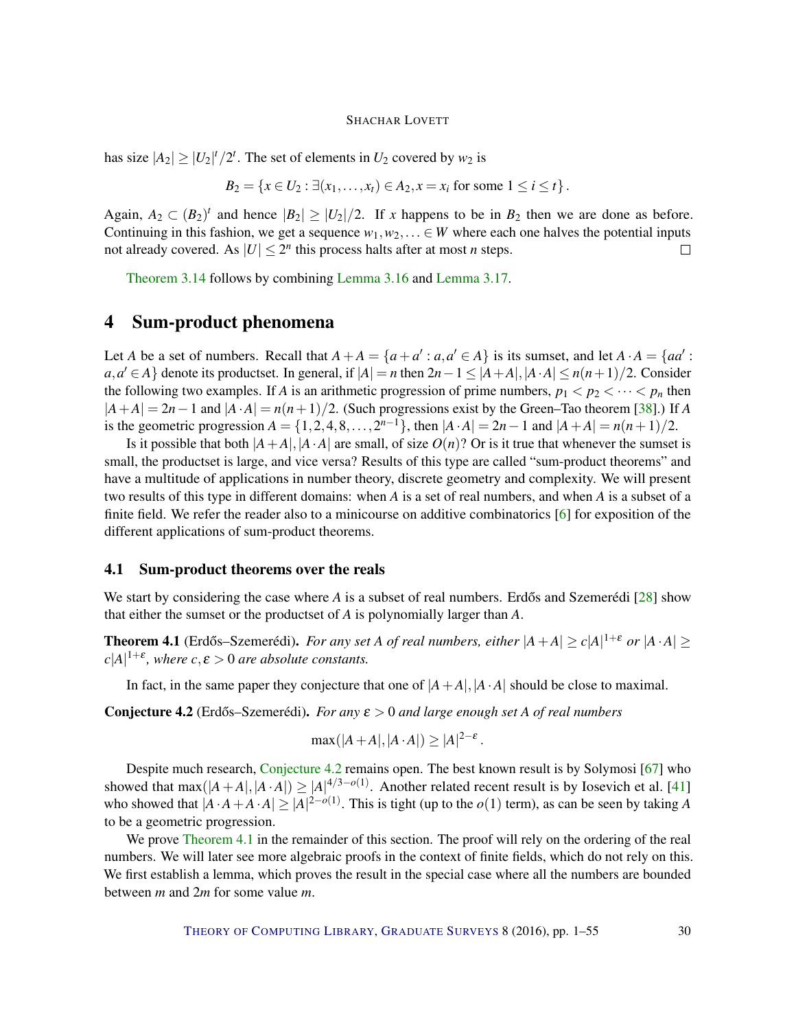has size $|A_2| \geq |U_2|^t / 2^t$. The set of elements in $U_2$ covered by $w_2$ is

$$B_2 = \{x \in U_2 : \exists (x_1, \ldots, x_t) \in A_2, x = x_i \text{ for some } 1 \leq i \leq t\}.$$

Again, $A_2 \subset (B_2)^t$ and hence $|B_2| \geq |U_2|/2$. If $x$ happens to be in $B_2$ then we are done as before. Continuing in this fashion, we get a sequence $w_1, w_2, \ldots \in W$ where each one halves the potential inputs not already covered. As $|U| \leq 2^n$ this process halts after at most $n$ steps. □

Theorem 3.14 follows by combining Lemma 3.16 and Lemma 3.17.

# 4 Sum-product phenomena

Let $A$ be a set of numbers. Recall that $A + A = \{a + a' : a, a' \in A\}$ is its sumset, and let $A \cdot A = \{aa' : a, a' \in A\}$ denote its productset. In general, if $|A| = n$ then $2n - 1 \leq |A+A|, |A \cdot A| \leq n(n+1)/2$. Consider the following two examples. If $A$ is an arithmetic progression of prime numbers, $p_1 < p_2 < \cdots < p_n$ then $|A+A| = 2n-1$ and $|A \cdot A| = n(n+1)/2$. (Such progressions exist by the Green–Tao theorem [38].) If $A$ is the geometric progression $A = \{1, 2, 4, 8, \ldots, 2^{n-1}\}$, then $|A \cdot A| = 2n - 1$ and $|A + A| = n(n+1)/2$.

Is it possible that both $|A+A|, |A \cdot A|$ are small, of size $O(n)$? Or is it true that whenever the sumset is small, the productset is large, and vice versa? Results of this type are called "sum-product theorems" and have a multitude of applications in number theory, discrete geometry and complexity. We will present two results of this type in different domains: when $A$ is a set of real numbers, and when $A$ is a subset of a finite field. We refer the reader also to a minicourse on additive combinatorics [6] for exposition of the different applications of sum-product theorems.

## 4.1 Sum-product theorems over the reals

We start by considering the case where $A$ is a subset of real numbers. Erdős and Szemerédi [28] show that either the sumset or the productset of $A$ is polynomially larger than $A$.

**Theorem 4.1** (Erdős–Szemerédi). *For any set $A$ of real numbers, either $|A+A| \geq c|A|^{1+\varepsilon}$ or $|A \cdot A| \geq c|A|^{1+\varepsilon}$, where $c, \varepsilon > 0$ are absolute constants.*

In fact, in the same paper they conjecture that one of $|A+A|, |A \cdot A|$ should be close to maximal.

**Conjecture 4.2** (Erdős–Szemerédi). *For any $\varepsilon > 0$ and large enough set $A$ of real numbers*

$$\max(|A+A|, |A \cdot A|) \geq |A|^{2-\varepsilon}.$$

Despite much research, Conjecture 4.2 remains open. The best known result is by Solymosi [67] who showed that $\max(|A+A|, |A \cdot A|) \geq |A|^{4/3 - o(1)}$. Another related recent result is by Iosevich et al. [41] who showed that $|A \cdot A + A \cdot A| \geq |A|^{2-o(1)}$. This is tight (up to the $o(1)$ term), as can be seen by taking $A$ to be a geometric progression.

We prove Theorem 4.1 in the remainder of this section. The proof will rely on the ordering of the real numbers. We will later see more algebraic proofs in the context of finite fields, which do not rely on this. We first establish a lemma, which proves the result in the special case where all the numbers are bounded between $m$ and $2m$ for some value $m$.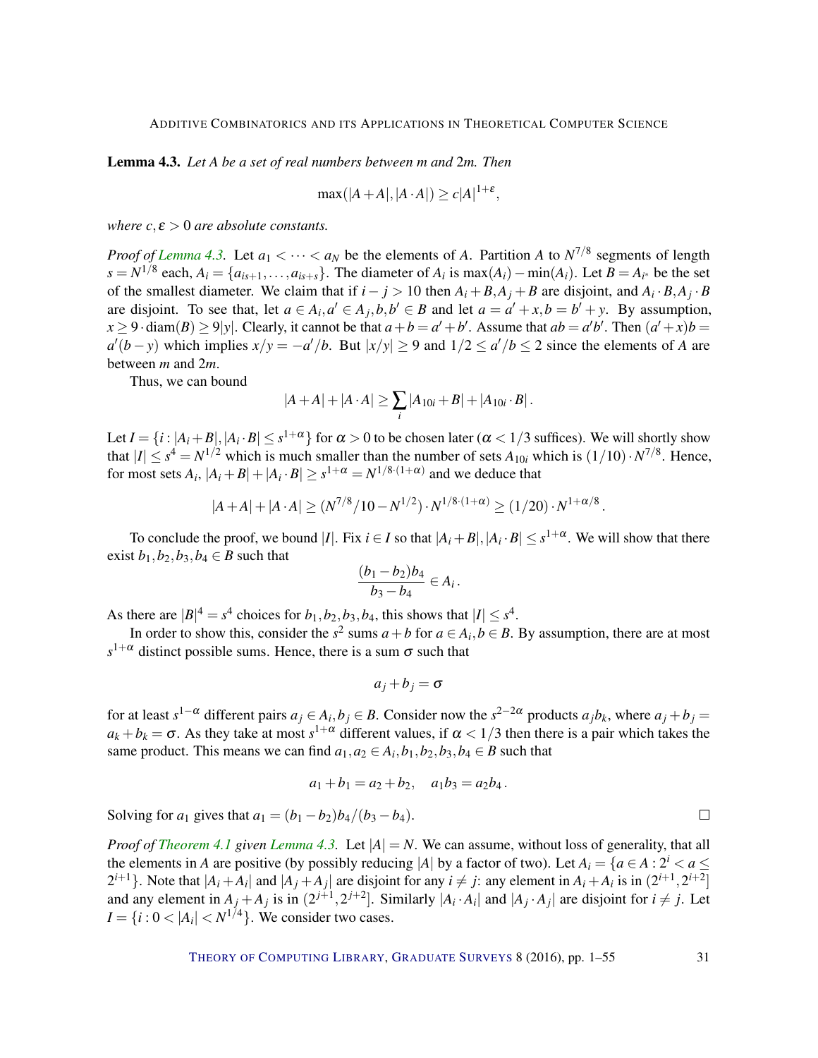**Lemma 4.3.** *Let $A$ be a set of real numbers between $m$ and $2m$. Then*

$$\max(|A+A|, |A \cdot A|) \geq c|A|^{1+\varepsilon},$$

*where $c, \varepsilon > 0$ are absolute constants.*

*Proof of Lemma 4.3.* Let $a_1 < \cdots < a_N$ be the elements of $A$. Partition $A$ to $N^{7/8}$ segments of length $s = N^{1/8}$ each, $A_i = \{a_{is+1}, \ldots, a_{is+s}\}$. The diameter of $A_i$ is $\max(A_i) - \min(A_i)$. Let $B = A_{i^*}$ be the set of the smallest diameter. We claim that if $i - j > 10$ then $A_i + B, A_j + B$ are disjoint, and $A_i \cdot B, A_j \cdot B$ are disjoint. To see that, let $a \in A_i, a' \in A_j, b, b' \in B$ and let $a = a' + x, b = b' + y$. By assumption, $x \geq 9 \cdot \mathrm{diam}(B) \geq 9|y|$. Clearly, it cannot be that $a + b = a' + b'$. Assume that $ab = a'b'$. Then $(a' + x)b = a'(b - y)$ which implies $x/y = -a'/b$. But $|x/y| \geq 9$ and $1/2 \leq a'/b \leq 2$ since the elements of $A$ are between $m$ and $2m$.

Thus, we can bound

$$|A+A| + |A \cdot A| \geq \sum_i |A_{10i} + B| + |A_{10i} \cdot B|.$$

Let $I = \{i : |A_i + B|, |A_i \cdot B| \leq s^{1+\alpha}\}$ for $\alpha > 0$ to be chosen later ($\alpha < 1/3$ suffices). We will shortly show that $|I| \leq s^4 = N^{1/2}$ which is much smaller than the number of sets $A_{10i}$ which is $(1/10) \cdot N^{7/8}$. Hence, for most sets $A_i$, $|A_i + B| + |A_i \cdot B| \geq s^{1+\alpha} = N^{1/8 \cdot (1+\alpha)}$ and we deduce that

$$|A+A| + |A \cdot A| \geq (N^{7/8}/10 - N^{1/2}) \cdot N^{1/8 \cdot (1+\alpha)} \geq (1/20) \cdot N^{1+\alpha/8}.$$

To conclude the proof, we bound $|I|$. Fix $i \in I$ so that $|A_i + B|, |A_i \cdot B| \leq s^{1+\alpha}$. We will show that there exist $b_1, b_2, b_3, b_4 \in B$ such that

$$\frac{(b_1 - b_2)b_4}{b_3 - b_4} \in A_i.$$

As there are $|B|^4 = s^4$ choices for $b_1, b_2, b_3, b_4$, this shows that $|I| \leq s^4$.

In order to show this, consider the $s^2$ sums $a + b$ for $a \in A_i, b \in B$. By assumption, there are at most $s^{1+\alpha}$ distinct possible sums. Hence, there is a sum $\sigma$ such that

$$a_j + b_j = \sigma$$

for at least $s^{1-\alpha}$ different pairs $a_j \in A_i, b_j \in B$. Consider now the $s^{2-2\alpha}$ products $a_j b_k$, where $a_j + b_j = a_k + b_k = \sigma$. As they take at most $s^{1+\alpha}$ different values, if $\alpha < 1/3$ then there is a pair which takes the same product. This means we can find $a_1, a_2 \in A_i, b_1, b_2, b_3, b_4 \in B$ such that

$$a_1 + b_1 = a_2 + b_2, \quad a_1 b_3 = a_2 b_4.$$

Solving for $a_1$ gives that $a_1 = (b_1 - b_2)b_4/(b_3 - b_4)$. $\square$

*Proof of Theorem 4.1 given Lemma 4.3.* Let $|A| = N$. We can assume, without loss of generality, that all the elements in $A$ are positive (by possibly reducing $|A|$ by a factor of two). Let $A_i = \{a \in A : 2^i < a \leq 2^{i+1}\}$. Note that $|A_i + A_i|$ and $|A_j + A_j|$ are disjoint for any $i \neq j$: any element in $A_i + A_i$ is in $(2^{i+1}, 2^{i+2}]$ and any element in $A_j + A_j$ is in $(2^{j+1}, 2^{j+2}]$. Similarly $|A_i \cdot A_i|$ and $|A_j \cdot A_j|$ are disjoint for $i \neq j$. Let $I = \{i : 0 < |A_i| < N^{1/4}\}$. We consider two cases.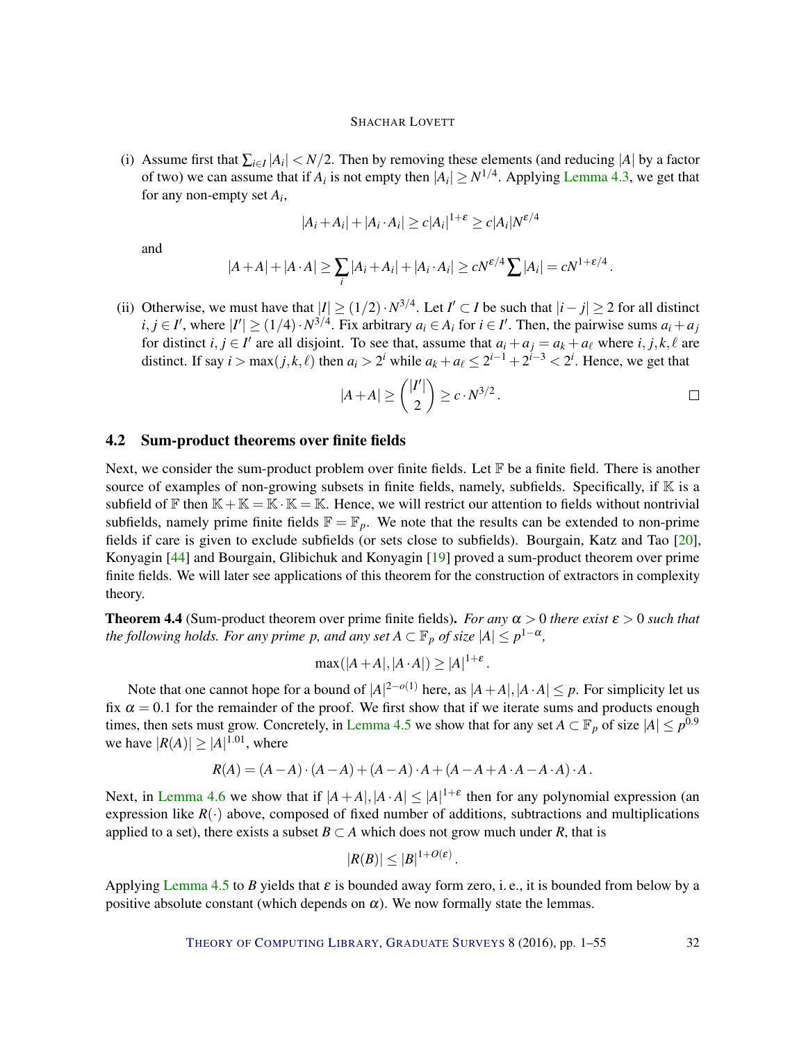(i) Assume first that $\sum_{i \in I} |A_i| < N/2$. Then by removing these elements (and reducing $|A|$ by a factor of two) we can assume that if $A_i$ is not empty then $|A_i| \geq N^{1/4}$. Applying Lemma 4.3, we get that for any non-empty set $A_i$,

$$|A_i + A_i| + |A_i \cdot A_i| \geq c|A_i|^{1+\varepsilon} \geq c|A_i|N^{\varepsilon/4}$$

and

$$|A + A| + |A \cdot A| \geq \sum_i |A_i + A_i| + |A_i \cdot A_i| \geq cN^{\varepsilon/4} \sum |A_i| = cN^{1+\varepsilon/4}.$$

(ii) Otherwise, we must have that $|I| \geq (1/2) \cdot N^{3/4}$. Let $I' \subset I$ be such that $|i - j| \geq 2$ for all distinct $i, j \in I'$, where $|I'| \geq (1/4) \cdot N^{3/4}$. Fix arbitrary $a_i \in A_i$ for $i \in I'$. Then, the pairwise sums $a_i + a_j$ for distinct $i, j \in I'$ are all disjoint. To see that, assume that $a_i + a_j = a_k + a_\ell$ where $i, j, k, \ell$ are distinct. If say $i > \max(j, k, \ell)$ then $a_i > 2^i$ while $a_k + a_\ell \leq 2^{i-1} + 2^{i-3} < 2^i$. Hence, we get that

$$|A + A| \geq \binom{|I'|}{2} \geq c \cdot N^{3/2}. \qquad \square$$

## 4.2 Sum-product theorems over finite fields

Next, we consider the sum-product problem over finite fields. Let $\mathbb{F}$ be a finite field. There is another source of examples of non-growing subsets in finite fields, namely, subfields. Specifically, if $\mathbb{K}$ is a subfield of $\mathbb{F}$ then $\mathbb{K} + \mathbb{K} = \mathbb{K} \cdot \mathbb{K} = \mathbb{K}$. Hence, we will restrict our attention to fields without nontrivial subfields, namely prime finite fields $\mathbb{F} = \mathbb{F}_p$. We note that the results can be extended to non-prime fields if care is given to exclude subfields (or sets close to subfields). Bourgain, Katz and Tao [20], Konyagin [44] and Bourgain, Glibichuk and Konyagin [19] proved a sum-product theorem over prime finite fields. We will later see applications of this theorem for the construction of extractors in complexity theory.

**Theorem 4.4** (Sum-product theorem over prime finite fields). *For any $\alpha > 0$ there exist $\varepsilon > 0$ such that the following holds. For any prime $p$, and any set $A \subset \mathbb{F}_p$ of size $|A| \leq p^{1-\alpha}$,*

$$\max(|A + A|, |A \cdot A|) \geq |A|^{1+\varepsilon}.$$

Note that one cannot hope for a bound of $|A|^{2-o(1)}$ here, as $|A + A|, |A \cdot A| \leq p$. For simplicity let us fix $\alpha = 0.1$ for the remainder of the proof. We first show that if we iterate sums and products enough times, then sets must grow. Concretely, in Lemma 4.5 we show that for any set $A \subset \mathbb{F}_p$ of size $|A| \leq p^{0.9}$ we have $|R(A)| \geq |A|^{1.01}$, where

$$R(A) = (A - A) \cdot (A - A) + (A - A) \cdot A + (A - A + A \cdot A - A \cdot A) \cdot A.$$

Next, in Lemma 4.6 we show that if $|A + A|, |A \cdot A| \leq |A|^{1+\varepsilon}$ then for any polynomial expression (an expression like $R(\cdot)$ above, composed of fixed number of additions, subtractions and multiplications applied to a set), there exists a subset $B \subset A$ which does not grow much under $R$, that is

$$|R(B)| \leq |B|^{1+O(\varepsilon)}.$$

Applying Lemma 4.5 to $B$ yields that $\varepsilon$ is bounded away form zero, i. e., it is bounded from below by a positive absolute constant (which depends on $\alpha$). We now formally state the lemmas.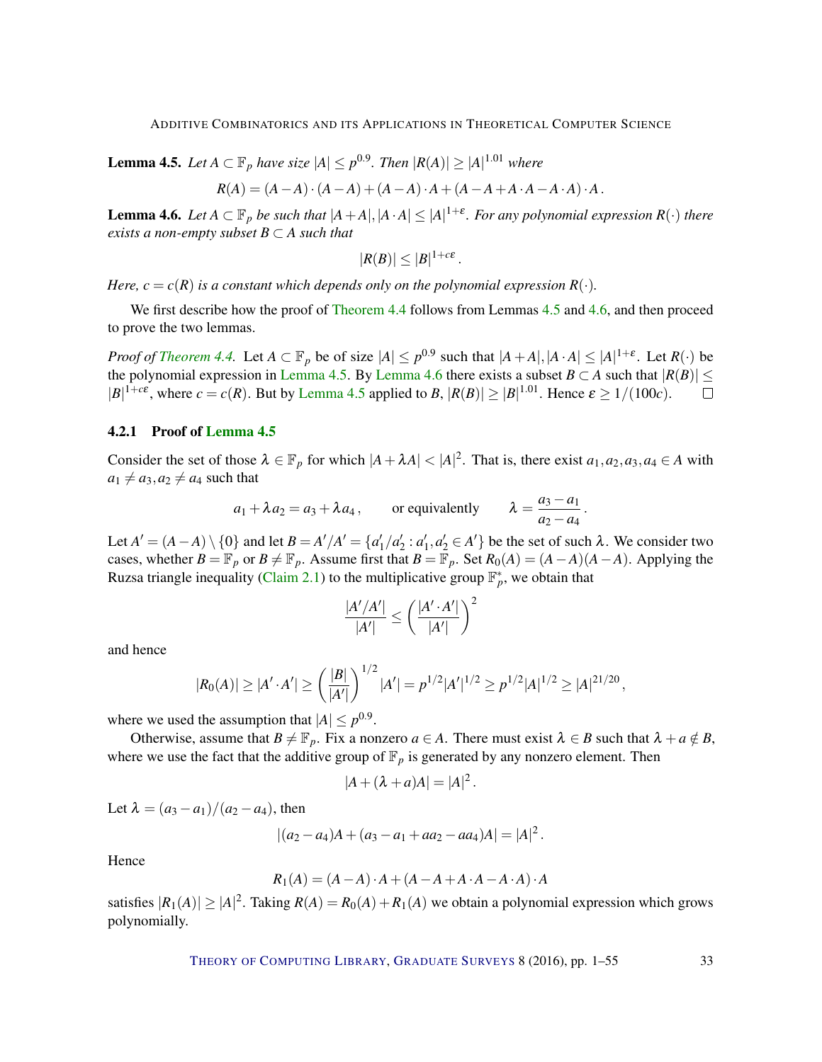**Lemma 4.5.** *Let $A \subset \mathbb{F}_p$ have size $|A| \le p^{0.9}$. Then $|R(A)| \ge |A|^{1.01}$ where*

$$R(A) = (A-A)\cdot(A-A) + (A-A)\cdot A + (A - A + A\cdot A - A\cdot A)\cdot A\,.$$

**Lemma 4.6.** *Let $A \subset \mathbb{F}_p$ be such that $|A+A|, |A\cdot A| \le |A|^{1+\varepsilon}$. For any polynomial expression $R(\cdot)$ there exists a non-empty subset $B \subset A$ such that*

$$|R(B)| \le |B|^{1+c\varepsilon}\,.$$

*Here, $c = c(R)$ is a constant which depends only on the polynomial expression $R(\cdot)$.*

We first describe how the proof of Theorem 4.4 follows from Lemmas 4.5 and 4.6, and then proceed to prove the two lemmas.

*Proof of Theorem 4.4.* Let $A \subset \mathbb{F}_p$ be of size $|A| \le p^{0.9}$ such that $|A+A|, |A\cdot A| \le |A|^{1+\varepsilon}$. Let $R(\cdot)$ be the polynomial expression in Lemma 4.5. By Lemma 4.6 there exists a subset $B \subset A$ such that $|R(B)| \le |B|^{1+c\varepsilon}$, where $c = c(R)$. But by Lemma 4.5 applied to $B$, $|R(B)| \ge |B|^{1.01}$. Hence $\varepsilon \ge 1/(100c)$. ☐

### 4.2.1 Proof of Lemma 4.5

Consider the set of those $\lambda \in \mathbb{F}_p$ for which $|A + \lambda A| < |A|^2$. That is, there exist $a_1, a_2, a_3, a_4 \in A$ with $a_1 \ne a_3, a_2 \ne a_4$ such that

$$a_1 + \lambda a_2 = a_3 + \lambda a_4\,, \qquad \text{or equivalently} \qquad \lambda = \frac{a_3 - a_1}{a_2 - a_4}\,.$$

Let $A' = (A-A)\setminus\{0\}$ and let $B = A'/A' = \{a_1'/a_2' : a_1', a_2' \in A'\}$ be the set of such $\lambda$. We consider two cases, whether $B = \mathbb{F}_p$ or $B \ne \mathbb{F}_p$. Assume first that $B = \mathbb{F}_p$. Set $R_0(A) = (A-A)(A-A)$. Applying the Ruzsa triangle inequality (Claim 2.1) to the multiplicative group $\mathbb{F}_p^*$, we obtain that

$$\frac{|A'/A'|}{|A'|} \le \left(\frac{|A'\cdot A'|}{|A'|}\right)^2$$

and hence

$$|R_0(A)| \ge |A'\cdot A'| \ge \left(\frac{|B|}{|A'|}\right)^{1/2}|A'| = p^{1/2}|A'|^{1/2} \ge p^{1/2}|A|^{1/2} \ge |A|^{21/20}\,,$$

where we used the assumption that $|A| \le p^{0.9}$.

Otherwise, assume that $B \ne \mathbb{F}_p$. Fix a nonzero $a \in A$. There must exist $\lambda \in B$ such that $\lambda + a \notin B$, where we use the fact that the additive group of $\mathbb{F}_p$ is generated by any nonzero element. Then

$$|A + (\lambda + a)A| = |A|^2\,.$$

Let $\lambda = (a_3 - a_1)/(a_2 - a_4)$, then

$$|(a_2 - a_4)A + (a_3 - a_1 + aa_2 - aa_4)A| = |A|^2\,.$$

Hence

$$R_1(A) = (A-A)\cdot A + (A - A + A\cdot A - A\cdot A)\cdot A$$

satisfies $|R_1(A)| \ge |A|^2$. Taking $R(A) = R_0(A) + R_1(A)$ we obtain a polynomial expression which grows polynomially.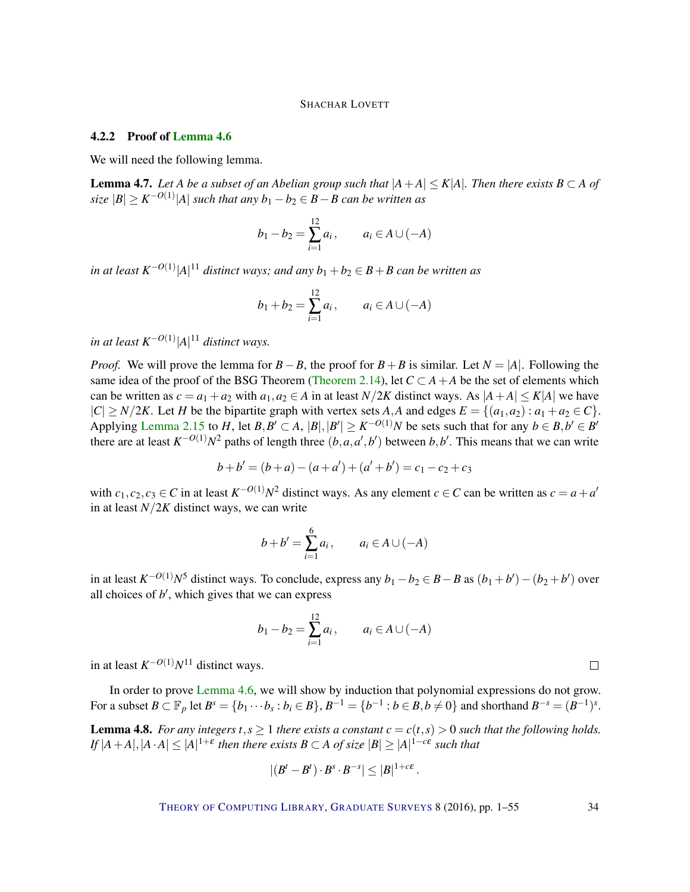#### 4.2.2 Proof of Lemma 4.6

We will need the following lemma.

**Lemma 4.7.** *Let $A$ be a subset of an Abelian group such that $|A+A| \le K|A|$. Then there exists $B \subset A$ of size $|B| \ge K^{-O(1)}|A|$ such that any $b_1 - b_2 \in B - B$ can be written as*

$$b_1 - b_2 = \sum_{i=1}^{12} a_i, \qquad a_i \in A \cup (-A)$$

*in at least $K^{-O(1)}|A|^{11}$ distinct ways; and any $b_1 + b_2 \in B + B$ can be written as*

$$b_1 + b_2 = \sum_{i=1}^{12} a_i, \qquad a_i \in A \cup (-A)$$

*in at least $K^{-O(1)}|A|^{11}$ distinct ways.*

*Proof.* We will prove the lemma for $B - B$, the proof for $B + B$ is similar. Let $N = |A|$. Following the same idea of the proof of the BSG Theorem (Theorem 2.14), let $C \subset A + A$ be the set of elements which can be written as $c = a_1 + a_2$ with $a_1, a_2 \in A$ in at least $N/2K$ distinct ways. As $|A+A| \le K|A|$ we have $|C| \ge N/2K$. Let $H$ be the bipartite graph with vertex sets $A, A$ and edges $E = \{(a_1, a_2) : a_1 + a_2 \in C\}$. Applying Lemma 2.15 to $H$, let $B, B' \subset A$, $|B|, |B'| \ge K^{-O(1)}N$ be sets such that for any $b \in B, b' \in B'$ there are at least $K^{-O(1)}N^2$ paths of length three $(b, a, a', b')$ between $b, b'$. This means that we can write

$$b + b' = (b + a) - (a + a') + (a' + b') = c_1 - c_2 + c_3$$

with $c_1, c_2, c_3 \in C$ in at least $K^{-O(1)}N^2$ distinct ways. As any element $c \in C$ can be written as $c = a + a'$ in at least $N/2K$ distinct ways, we can write

$$b + b' = \sum_{i=1}^{6} a_i, \qquad a_i \in A \cup (-A)$$

in at least $K^{-O(1)}N^5$ distinct ways. To conclude, express any $b_1 - b_2 \in B - B$ as $(b_1 + b') - (b_2 + b')$ over all choices of $b'$, which gives that we can express

$$b_1 - b_2 = \sum_{i=1}^{12} a_i, \qquad a_i \in A \cup (-A)$$

in at least $K^{-O(1)}N^{11}$ distinct ways. ∎

In order to prove Lemma 4.6, we will show by induction that polynomial expressions do not grow. For a subset $B \subset \mathbb{F}_p$ let $B^s = \{b_1 \cdots b_s : b_i \in B\}$, $B^{-1} = \{b^{-1} : b \in B, b \neq 0\}$ and shorthand $B^{-s} = (B^{-1})^s$.

**Lemma 4.8.** *For any integers $t, s \ge 1$ there exists a constant $c = c(t,s) > 0$ such that the following holds. If $|A+A|, |A \cdot A| \le |A|^{1+\varepsilon}$ then there exists $B \subset A$ of size $|B| \ge |A|^{1-c\varepsilon}$ such that*

$$|(B^t - B^t) \cdot B^s \cdot B^{-s}| \le |B|^{1+c\varepsilon}.$$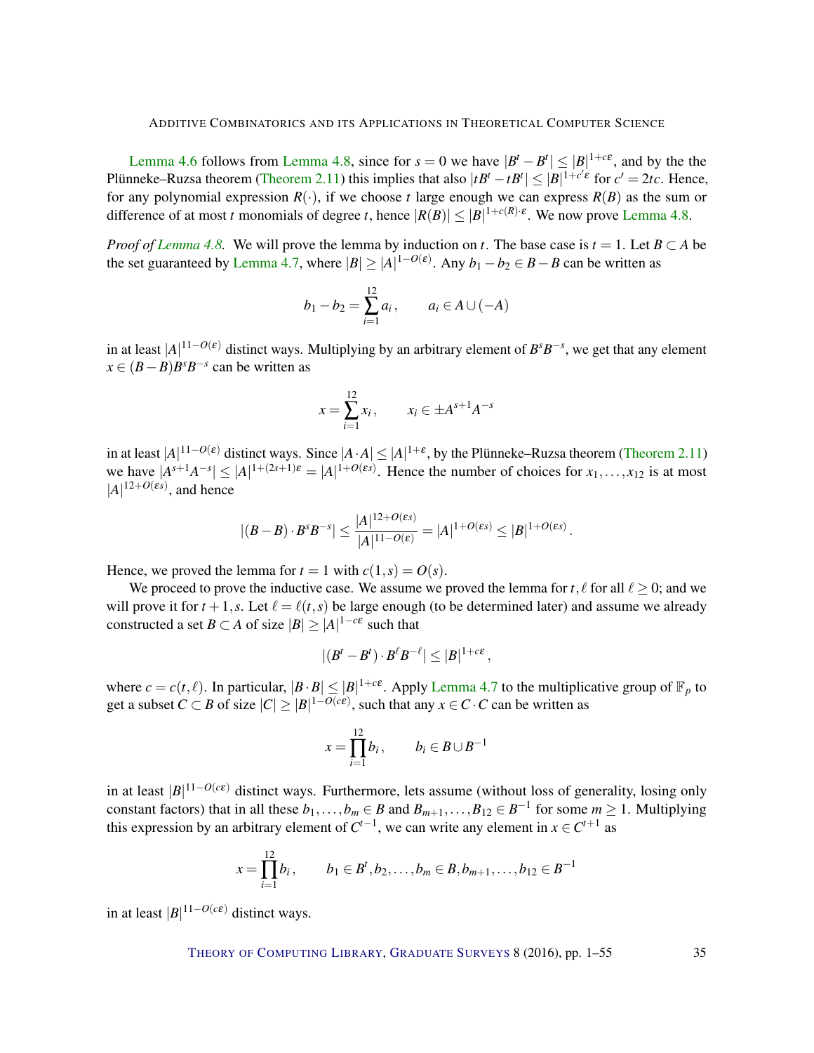Lemma 4.6 follows from Lemma 4.8, since for $s = 0$ we have $|B^t - B^t| \le |B|^{1+c\varepsilon}$, and by the the Plünneke–Ruzsa theorem (Theorem 2.11) this implies that also $|tB^t - tB^t| \le |B|^{1+c'\varepsilon}$ for $c' = 2tc$. Hence, for any polynomial expression $R(\cdot)$, if we choose $t$ large enough we can express $R(B)$ as the sum or difference of at most $t$ monomials of degree $t$, hence $|R(B)| \le |B|^{1+c(R)\cdot\varepsilon}$. We now prove Lemma 4.8.

*Proof of Lemma 4.8.* We will prove the lemma by induction on $t$. The base case is $t = 1$. Let $B \subset A$ be the set guaranteed by Lemma 4.7, where $|B| \ge |A|^{1-O(\varepsilon)}$. Any $b_1 - b_2 \in B - B$ can be written as

$$b_1 - b_2 = \sum_{i=1}^{12} a_i\,, \qquad a_i \in A \cup (-A)$$

in at least $|A|^{11-O(\varepsilon)}$ distinct ways. Multiplying by an arbitrary element of $B^s B^{-s}$, we get that any element $x \in (B - B)B^s B^{-s}$ can be written as

$$x = \sum_{i=1}^{12} x_i\,, \qquad x_i \in \pm A^{s+1}A^{-s}$$

in at least $|A|^{11-O(\varepsilon)}$ distinct ways. Since $|A \cdot A| \le |A|^{1+\varepsilon}$, by the Plünneke–Ruzsa theorem (Theorem 2.11) we have $|A^{s+1}A^{-s}| \le |A|^{1+(2s+1)\varepsilon} = |A|^{1+O(\varepsilon s)}$. Hence the number of choices for $x_1, \ldots, x_{12}$ is at most $|A|^{12+O(\varepsilon s)}$, and hence

$$|(B - B) \cdot B^s B^{-s}| \le \frac{|A|^{12+O(\varepsilon s)}}{|A|^{11-O(\varepsilon)}} = |A|^{1+O(\varepsilon s)} \le |B|^{1+O(\varepsilon s)}\,.$$

Hence, we proved the lemma for $t = 1$ with $c(1, s) = O(s)$.

We proceed to prove the inductive case. We assume we proved the lemma for $t, \ell$ for all $\ell \ge 0$; and we will prove it for $t + 1, s$. Let $\ell = \ell(t, s)$ be large enough (to be determined later) and assume we already constructed a set $B \subset A$ of size $|B| \ge |A|^{1-c\varepsilon}$ such that

$$|(B^t - B^t) \cdot B^\ell B^{-\ell}| \le |B|^{1+c\varepsilon}\,,$$

where $c = c(t, \ell)$. In particular, $|B \cdot B| \le |B|^{1+c\varepsilon}$. Apply Lemma 4.7 to the multiplicative group of $\mathbb{F}_p$ to get a subset $C \subset B$ of size $|C| \ge |B|^{1-O(c\varepsilon)}$, such that any $x \in C \cdot C$ can be written as

$$x = \prod_{i=1}^{12} b_i\,, \qquad b_i \in B \cup B^{-1}$$

in at least $|B|^{11-O(c\varepsilon)}$ distinct ways. Furthermore, lets assume (without loss of generality, losing only constant factors) that in all these $b_1, \ldots, b_m \in B$ and $B_{m+1}, \ldots, B_{12} \in B^{-1}$ for some $m \ge 1$. Multiplying this expression by an arbitrary element of $C^{t-1}$, we can write any element in $x \in C^{t+1}$ as

$$x = \prod_{i=1}^{12} b_i\,, \qquad b_1 \in B^t, b_2, \ldots, b_m \in B, b_{m+1}, \ldots, b_{12} \in B^{-1}$$

in at least $|B|^{11-O(c\varepsilon)}$ distinct ways.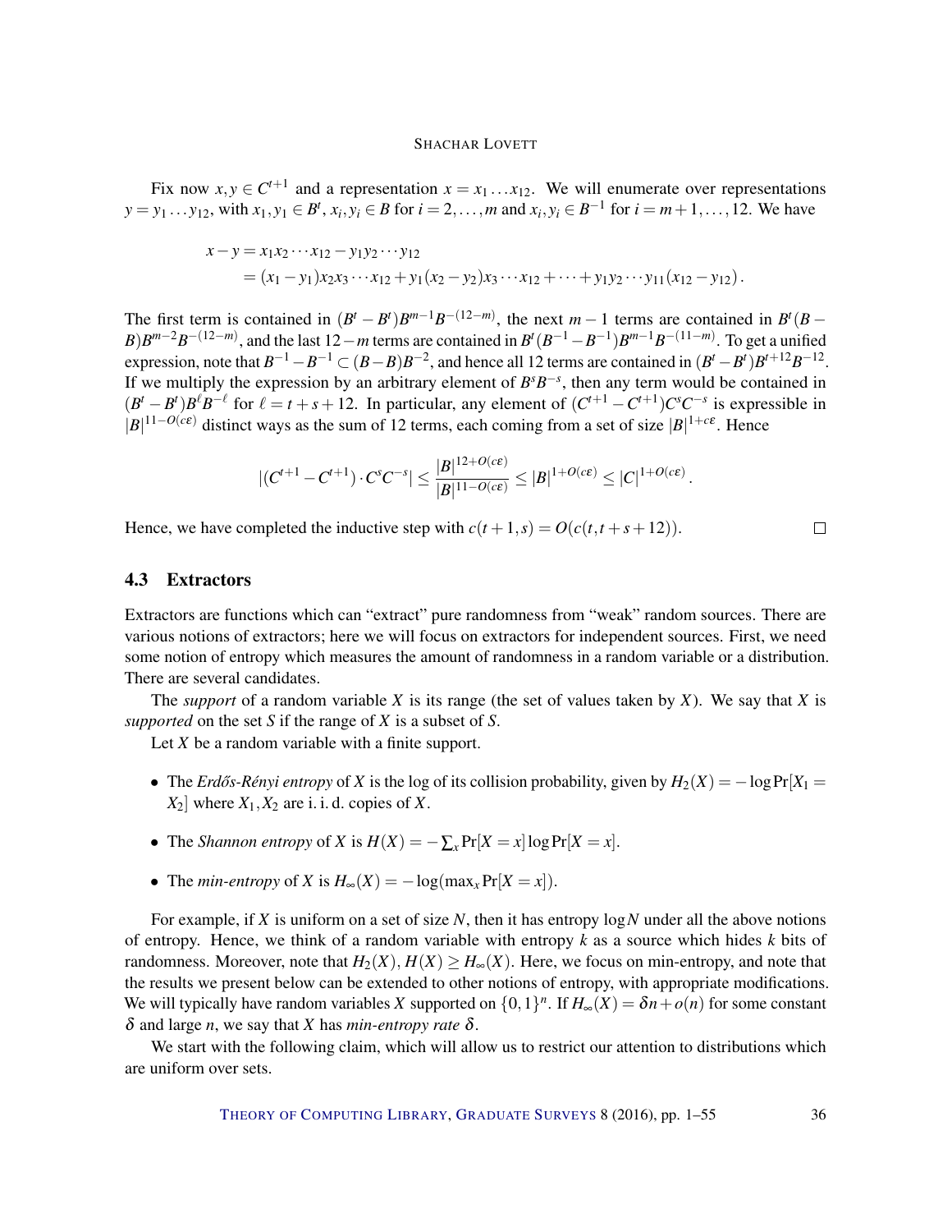Fix now $x, y \in C^{t+1}$ and a representation $x = x_1 \ldots x_{12}$. We will enumerate over representations $y = y_1 \ldots y_{12}$, with $x_1, y_1 \in B^t$, $x_i, y_i \in B$ for $i = 2, \ldots, m$ and $x_i, y_i \in B^{-1}$ for $i = m+1, \ldots, 12$. We have

$$
\begin{aligned}
x - y &= x_1 x_2 \cdots x_{12} - y_1 y_2 \cdots y_{12} \\
&= (x_1 - y_1) x_2 x_3 \cdots x_{12} + y_1 (x_2 - y_2) x_3 \cdots x_{12} + \cdots + y_1 y_2 \cdots y_{11} (x_{12} - y_{12}) \,.
\end{aligned}
$$

The first term is contained in $(B^t - B^t) B^{m-1} B^{-(12-m)}$, the next $m-1$ terms are contained in $B^t (B - B) B^{m-2} B^{-(12-m)}$, and the last $12-m$ terms are contained in $B^t (B^{-1} - B^{-1}) B^{m-1} B^{-(11-m)}$. To get a unified expression, note that $B^{-1} - B^{-1} \subset (B - B) B^{-2}$, and hence all 12 terms are contained in $(B^t - B^t) B^{t+12} B^{-12}$. If we multiply the expression by an arbitrary element of $B^s B^{-s}$, then any term would be contained in $(B^t - B^t) B^{\ell} B^{-\ell}$ for $\ell = t + s + 12$. In particular, any element of $(C^{t+1} - C^{t+1}) C^s C^{-s}$ is expressible in $|B|^{11 - O(c\varepsilon)}$ distinct ways as the sum of 12 terms, each coming from a set of size $|B|^{1+c\varepsilon}$. Hence

$$
|(C^{t+1} - C^{t+1}) \cdot C^s C^{-s}| \le \frac{|B|^{12 + O(c\varepsilon)}}{|B|^{11 - O(c\varepsilon)}} \le |B|^{1 + O(c\varepsilon)} \le |C|^{1 + O(c\varepsilon)} \,.
$$

Hence, we have completed the inductive step with $c(t+1, s) = O(c(t, t+s+12))$. □

### 4.3 Extractors

Extractors are functions which can "extract" pure randomness from "weak" random sources. There are various notions of extractors; here we will focus on extractors for independent sources. First, we need some notion of entropy which measures the amount of randomness in a random variable or a distribution. There are several candidates.

The *support* of a random variable $X$ is its range (the set of values taken by $X$). We say that $X$ is *supported* on the set $S$ if the range of $X$ is a subset of $S$.

Let $X$ be a random variable with a finite support.

- The *Erdős-Rényi entropy* of $X$ is the log of its collision probability, given by $H_2(X) = -\log \Pr[X_1 = X_2]$ where $X_1, X_2$ are i. i. d. copies of $X$.
- The *Shannon entropy* of $X$ is $H(X) = -\sum_x \Pr[X = x] \log \Pr[X = x]$.
- The *min-entropy* of $X$ is $H_\infty(X) = -\log(\max_x \Pr[X = x])$.

For example, if $X$ is uniform on a set of size $N$, then it has entropy $\log N$ under all the above notions of entropy. Hence, we think of a random variable with entropy $k$ as a source which hides $k$ bits of randomness. Moreover, note that $H_2(X), H(X) \ge H_\infty(X)$. Here, we focus on min-entropy, and note that the results we present below can be extended to other notions of entropy, with appropriate modifications. We will typically have random variables $X$ supported on $\{0,1\}^n$. If $H_\infty(X) = \delta n + o(n)$ for some constant $\delta$ and large $n$, we say that $X$ has *min-entropy rate* $\delta$.

We start with the following claim, which will allow us to restrict our attention to distributions which are uniform over sets.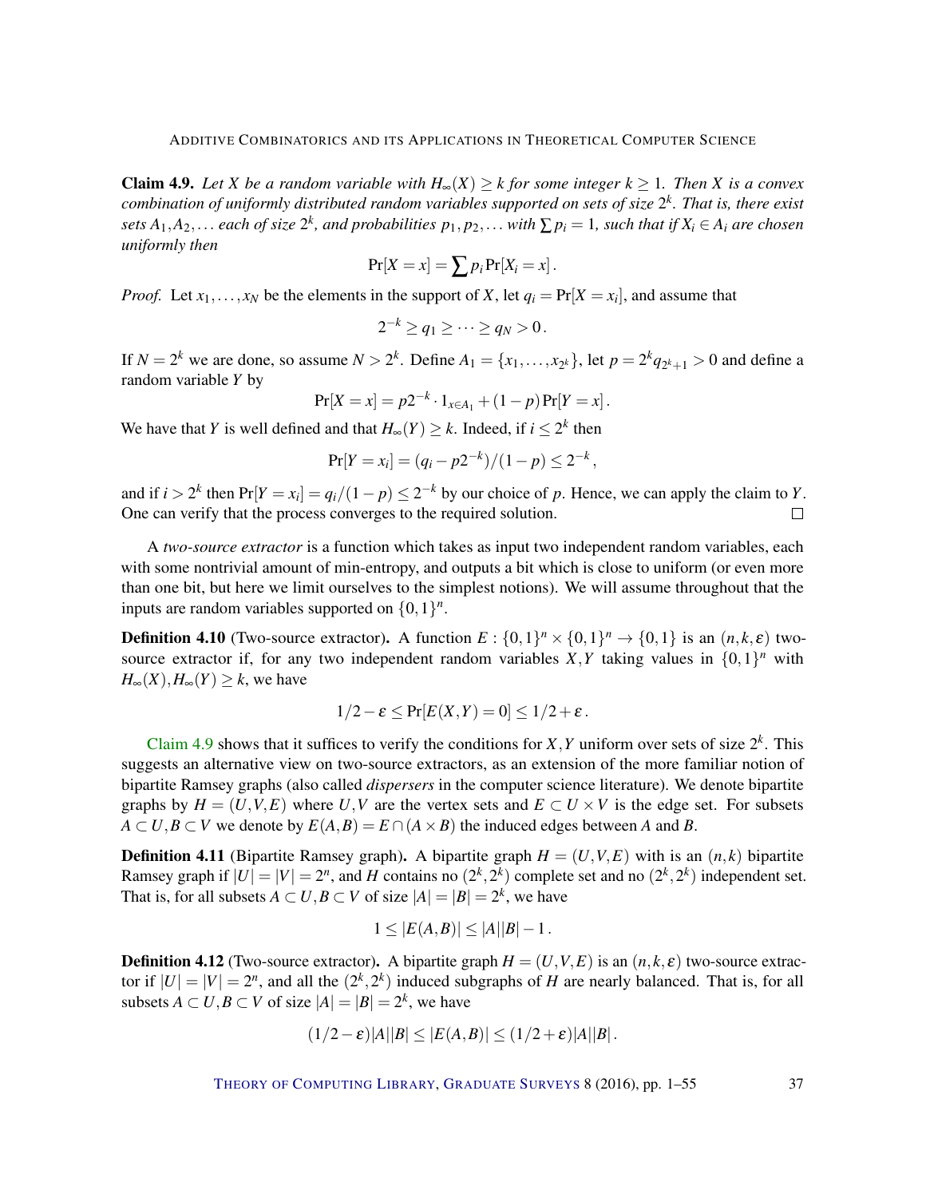**Claim 4.9.** *Let $X$ be a random variable with $H_\infty(X) \geq k$ for some integer $k \geq 1$. Then $X$ is a convex combination of uniformly distributed random variables supported on sets of size $2^k$. That is, there exist sets $A_1, A_2, \ldots$ each of size $2^k$, and probabilities $p_1, p_2, \ldots$ with $\sum p_i = 1$, such that if $X_i \in A_i$ are chosen uniformly then*

$$\Pr[X = x] = \sum p_i \Pr[X_i = x] \, .$$

*Proof.* Let $x_1, \ldots, x_N$ be the elements in the support of $X$, let $q_i = \Pr[X = x_i]$, and assume that

$$2^{-k} \geq q_1 \geq \cdots \geq q_N > 0 \, .$$

If $N = 2^k$ we are done, so assume $N > 2^k$. Define $A_1 = \{x_1, \ldots, x_{2^k}\}$, let $p = 2^k q_{2^k+1} > 0$ and define a random variable $Y$ by

$$\Pr[X = x] = p 2^{-k} \cdot 1_{x \in A_1} + (1-p) \Pr[Y = x] \, .$$

We have that $Y$ is well defined and that $H_\infty(Y) \geq k$. Indeed, if $i \leq 2^k$ then

$$\Pr[Y = x_i] = (q_i - p 2^{-k})/(1-p) \leq 2^{-k} \, ,$$

and if $i > 2^k$ then $\Pr[Y = x_i] = q_i/(1-p) \leq 2^{-k}$ by our choice of $p$. Hence, we can apply the claim to $Y$. One can verify that the process converges to the required solution. ☐

A *two-source extractor* is a function which takes as input two independent random variables, each with some nontrivial amount of min-entropy, and outputs a bit which is close to uniform (or even more than one bit, but here we limit ourselves to the simplest notions). We will assume throughout that the inputs are random variables supported on $\{0,1\}^n$.

**Definition 4.10** (Two-source extractor)**.** A function $E : \{0,1\}^n \times \{0,1\}^n \to \{0,1\}$ is an $(n,k,\varepsilon)$ two-source extractor if, for any two independent random variables $X, Y$ taking values in $\{0,1\}^n$ with $H_\infty(X), H_\infty(Y) \geq k$, we have

$$1/2 - \varepsilon \leq \Pr[E(X,Y) = 0] \leq 1/2 + \varepsilon \, .$$

Claim 4.9 shows that it suffices to verify the conditions for $X, Y$ uniform over sets of size $2^k$. This suggests an alternative view on two-source extractors, as an extension of the more familiar notion of bipartite Ramsey graphs (also called *dispersers* in the computer science literature). We denote bipartite graphs by $H = (U, V, E)$ where $U, V$ are the vertex sets and $E \subset U \times V$ is the edge set. For subsets $A \subset U, B \subset V$ we denote by $E(A,B) = E \cap (A \times B)$ the induced edges between $A$ and $B$.

**Definition 4.11** (Bipartite Ramsey graph)**.** A bipartite graph $H = (U, V, E)$ with is an $(n,k)$ bipartite Ramsey graph if $|U| = |V| = 2^n$, and $H$ contains no $(2^k, 2^k)$ complete set and no $(2^k, 2^k)$ independent set. That is, for all subsets $A \subset U, B \subset V$ of size $|A| = |B| = 2^k$, we have

$$1 \leq |E(A,B)| \leq |A||B| - 1 \, .$$

**Definition 4.12** (Two-source extractor)**.** A bipartite graph $H = (U, V, E)$ is an $(n,k,\varepsilon)$ two-source extractor if $|U| = |V| = 2^n$, and all the $(2^k, 2^k)$ induced subgraphs of $H$ are nearly balanced. That is, for all subsets $A \subset U, B \subset V$ of size $|A| = |B| = 2^k$, we have

$$(1/2 - \varepsilon)|A||B| \leq |E(A,B)| \leq (1/2 + \varepsilon)|A||B| \, .$$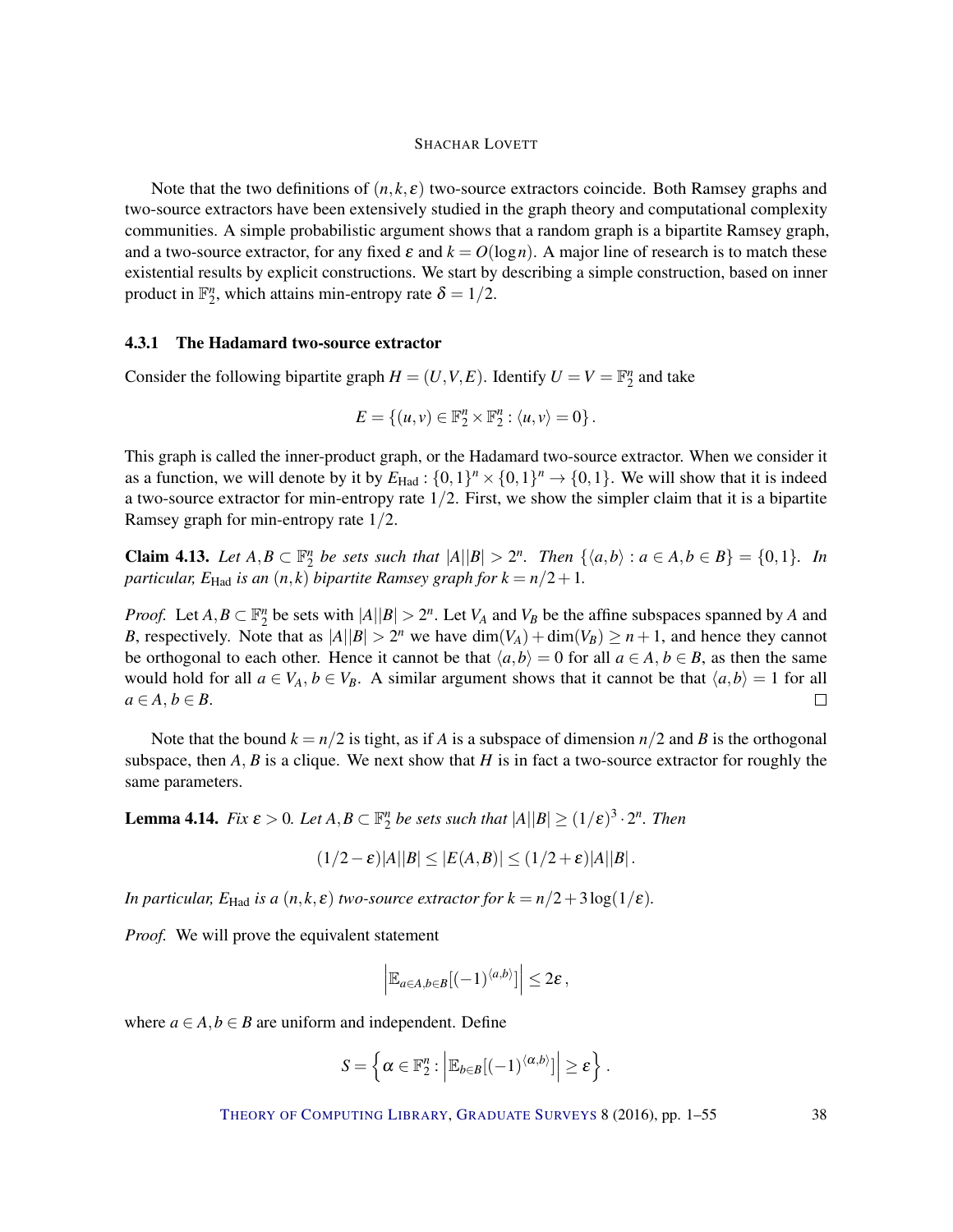Note that the two definitions of $(n,k,\varepsilon)$ two-source extractors coincide. Both Ramsey graphs and two-source extractors have been extensively studied in the graph theory and computational complexity communities. A simple probabilistic argument shows that a random graph is a bipartite Ramsey graph, and a two-source extractor, for any fixed $\varepsilon$ and $k = O(\log n)$. A major line of research is to match these existential results by explicit constructions. We start by describing a simple construction, based on inner product in $\mathbb{F}_2^n$, which attains min-entropy rate $\delta = 1/2$.

#### 4.3.1 The Hadamard two-source extractor

Consider the following bipartite graph $H = (U,V,E)$. Identify $U = V = \mathbb{F}_2^n$ and take

$$E = \{(u,v) \in \mathbb{F}_2^n \times \mathbb{F}_2^n : \langle u,v\rangle = 0\}.$$

This graph is called the inner-product graph, or the Hadamard two-source extractor. When we consider it as a function, we will denote by it by $E_{\mathrm{Had}} : \{0,1\}^n \times \{0,1\}^n \to \{0,1\}$. We will show that it is indeed a two-source extractor for min-entropy rate $1/2$. First, we show the simpler claim that it is a bipartite Ramsey graph for min-entropy rate $1/2$.

**Claim 4.13.** *Let $A,B \subset \mathbb{F}_2^n$ be sets such that $|A||B| > 2^n$. Then $\{\langle a,b\rangle : a \in A, b \in B\} = \{0,1\}$. In particular, $E_{\mathrm{Had}}$ is an $(n,k)$ bipartite Ramsey graph for $k = n/2+1$.*

*Proof.* Let $A,B \subset \mathbb{F}_2^n$ be sets with $|A||B| > 2^n$. Let $V_A$ and $V_B$ be the affine subspaces spanned by $A$ and $B$, respectively. Note that as $|A||B| > 2^n$ we have $\dim(V_A) + \dim(V_B) \geq n+1$, and hence they cannot be orthogonal to each other. Hence it cannot be that $\langle a,b\rangle = 0$ for all $a \in A$, $b \in B$, as then the same would hold for all $a \in V_A$, $b \in V_B$. A similar argument shows that it cannot be that $\langle a,b\rangle = 1$ for all $a \in A$, $b \in B$. $\square$

Note that the bound $k = n/2$ is tight, as if $A$ is a subspace of dimension $n/2$ and $B$ is the orthogonal subspace, then $A$, $B$ is a clique. We next show that $H$ is in fact a two-source extractor for roughly the same parameters.

**Lemma 4.14.** *Fix $\varepsilon > 0$. Let $A,B \subset \mathbb{F}_2^n$ be sets such that $|A||B| \geq (1/\varepsilon)^3 \cdot 2^n$. Then*

$$(1/2-\varepsilon)|A||B| \leq |E(A,B)| \leq (1/2+\varepsilon)|A||B|.$$

*In particular, $E_{\mathrm{Had}}$ is a $(n,k,\varepsilon)$ two-source extractor for $k = n/2 + 3\log(1/\varepsilon)$.*

*Proof.* We will prove the equivalent statement

$$\left|\mathbb{E}_{a\in A, b\in B}[(-1)^{\langle a,b\rangle}]\right| \leq 2\varepsilon,$$

where $a \in A, b \in B$ are uniform and independent. Define

$$S = \left\{\alpha \in \mathbb{F}_2^n : \left|\mathbb{E}_{b\in B}[(-1)^{\langle \alpha,b\rangle}]\right| \geq \varepsilon\right\}.$$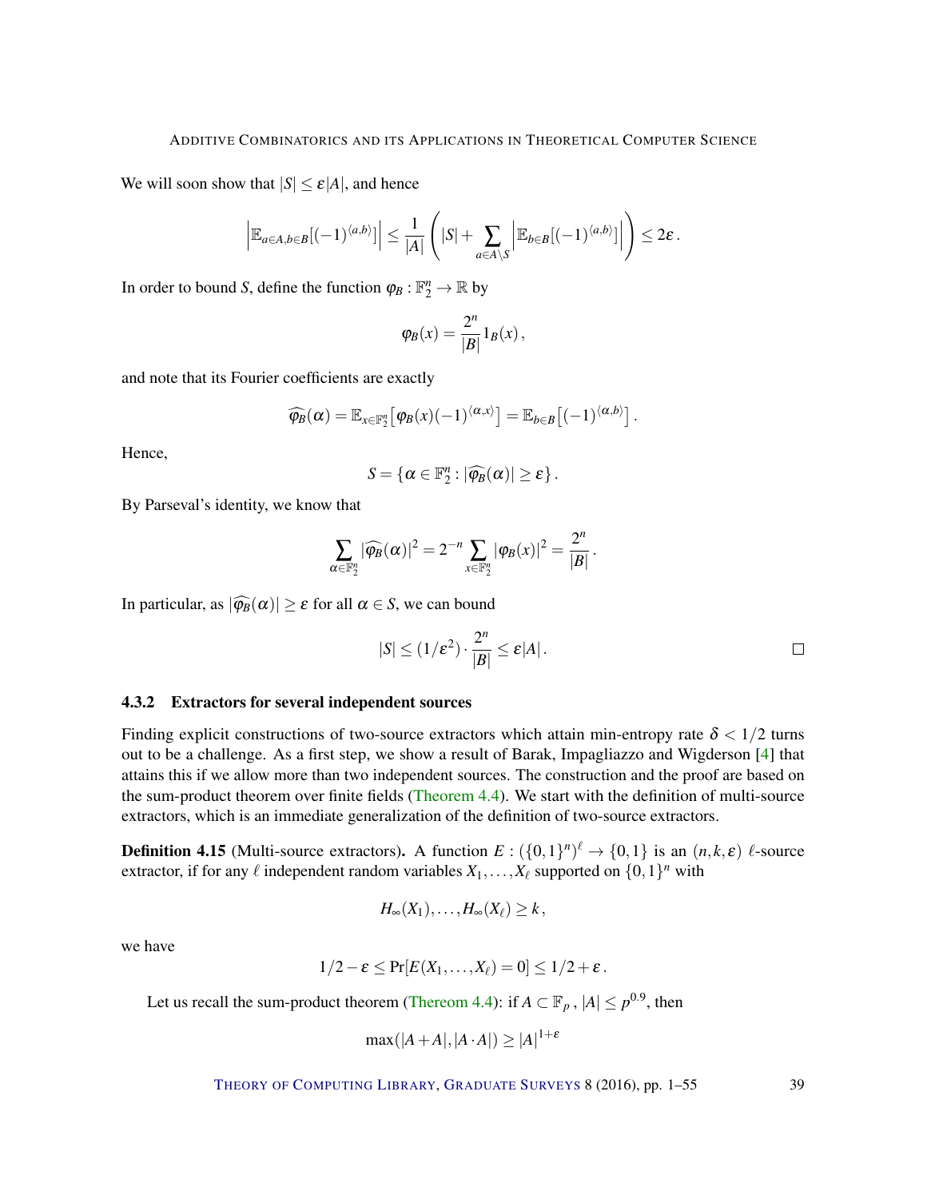We will soon show that $|S| \le \varepsilon |A|$, and hence

$$\left| \mathbb{E}_{a\in A, b\in B}[(-1)^{\langle a,b\rangle}] \right| \le \frac{1}{|A|}\left( |S| + \sum_{a\in A\setminus S} \left| \mathbb{E}_{b\in B}[(-1)^{\langle a,b\rangle}] \right| \right) \le 2\varepsilon\,.$$

In order to bound $S$, define the function $\varphi_B : \mathbb{F}_2^n \to \mathbb{R}$ by

$$\varphi_B(x) = \frac{2^n}{|B|} 1_B(x)\,,$$

and note that its Fourier coefficients are exactly

$$\widehat{\varphi_B}(\alpha) = \mathbb{E}_{x\in \mathbb{F}_2^n}\big[\varphi_B(x)(-1)^{\langle \alpha, x\rangle}\big] = \mathbb{E}_{b\in B}\big[(-1)^{\langle \alpha, b\rangle}\big]\,.$$

Hence,

$$S = \{\alpha \in \mathbb{F}_2^n : |\widehat{\varphi_B}(\alpha)| \ge \varepsilon\}\,.$$

By Parseval's identity, we know that

$$\sum_{\alpha\in \mathbb{F}_2^n} |\widehat{\varphi_B}(\alpha)|^2 = 2^{-n} \sum_{x\in \mathbb{F}_2^n} |\varphi_B(x)|^2 = \frac{2^n}{|B|}\,.$$

In particular, as $|\widehat{\varphi_B}(\alpha)| \ge \varepsilon$ for all $\alpha \in S$, we can bound

$$|S| \le (1/\varepsilon^2)\cdot \frac{2^n}{|B|} \le \varepsilon |A|\,.$$

□

### 4.3.2 Extractors for several independent sources

Finding explicit constructions of two-source extractors which attain min-entropy rate $\delta < 1/2$ turns out to be a challenge. As a first step, we show a result of Barak, Impagliazzo and Wigderson [4] that attains this if we allow more than two independent sources. The construction and the proof are based on the sum-product theorem over finite fields (Theorem 4.4). We start with the definition of multi-source extractors, which is an immediate generalization of the definition of two-source extractors.

**Definition 4.15** (Multi-source extractors). A function $E : (\{0,1\}^n)^\ell \to \{0,1\}$ is an $(n,k,\varepsilon)$ $\ell$-source extractor, if for any $\ell$ independent random variables $X_1,\ldots,X_\ell$ supported on $\{0,1\}^n$ with

$$H_\infty(X_1),\ldots,H_\infty(X_\ell) \ge k\,,$$

we have

$$1/2-\varepsilon \le \Pr[E(X_1,\ldots,X_\ell)=0] \le 1/2+\varepsilon\,.$$

Let us recall the sum-product theorem (Thereom 4.4): if $A \subset \mathbb{F}_p$, $|A| \le p^{0.9}$, then

$$\max(|A+A|, |A\cdot A|) \ge |A|^{1+\varepsilon}$$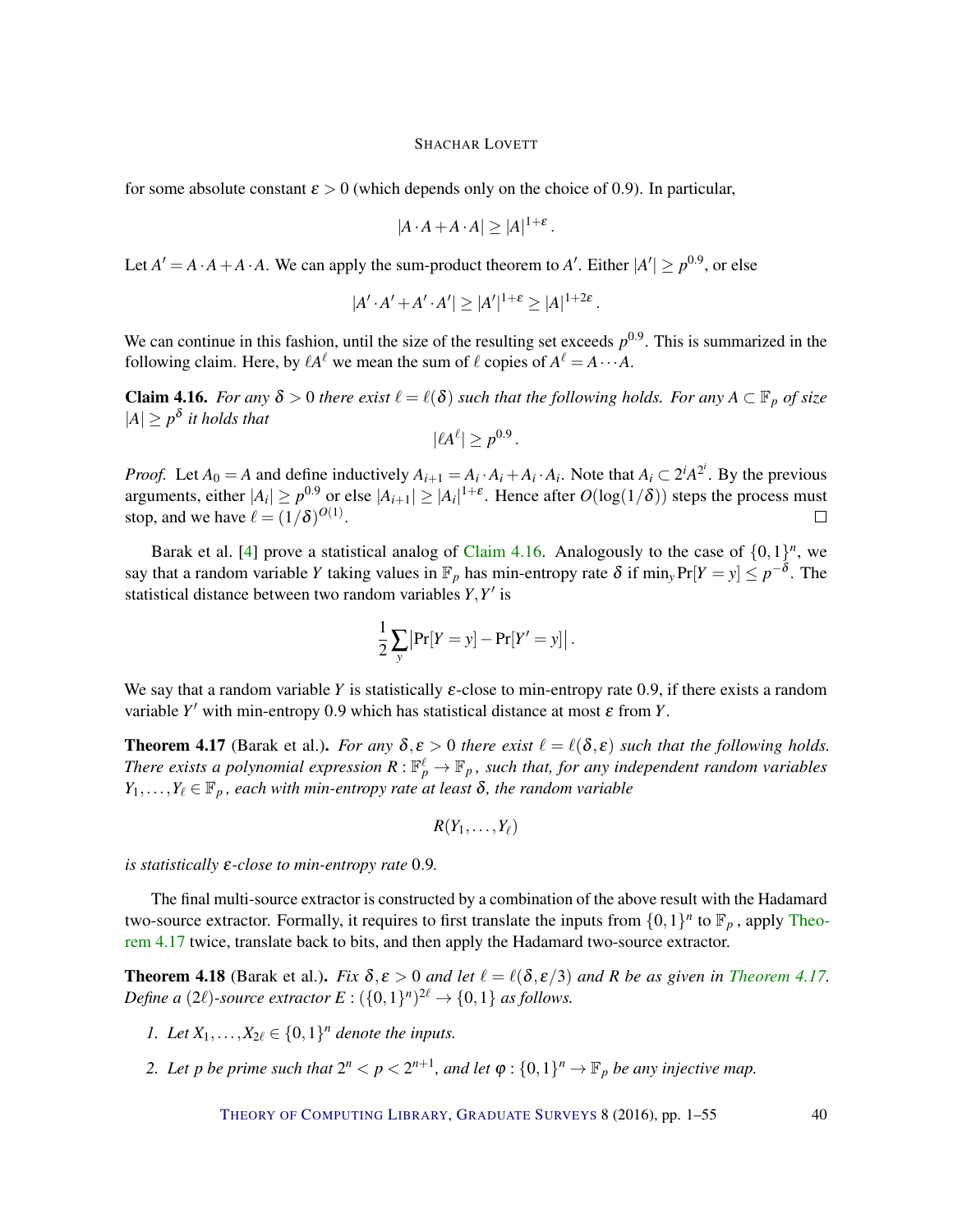for some absolute constant $\varepsilon > 0$ (which depends only on the choice of 0.9). In particular,

$$|A \cdot A + A \cdot A| \geq |A|^{1+\varepsilon}.$$

Let $A' = A \cdot A + A \cdot A$. We can apply the sum-product theorem to $A'$. Either $|A'| \geq p^{0.9}$, or else

$$|A' \cdot A' + A' \cdot A'| \geq |A'|^{1+\varepsilon} \geq |A|^{1+2\varepsilon}.$$

We can continue in this fashion, until the size of the resulting set exceeds $p^{0.9}$. This is summarized in the following claim. Here, by $\ell A^\ell$ we mean the sum of $\ell$ copies of $A^\ell = A \cdots A$.

**Claim 4.16.** *For any $\delta > 0$ there exist $\ell = \ell(\delta)$ such that the following holds. For any $A \subset \mathbb{F}_p$ of size $|A| \geq p^\delta$ it holds that*

$$|\ell A^\ell| \geq p^{0.9}.$$

*Proof.* Let $A_0 = A$ and define inductively $A_{i+1} = A_i \cdot A_i + A_i \cdot A_i$. Note that $A_i \subset 2^i A^{2^i}$. By the previous arguments, either $|A_i| \geq p^{0.9}$ or else $|A_{i+1}| \geq |A_i|^{1+\varepsilon}$. Hence after $O(\log(1/\delta))$ steps the process must stop, and we have $\ell = (1/\delta)^{O(1)}$. □

Barak et al. [4] prove a statistical analog of Claim 4.16. Analogously to the case of $\{0,1\}^n$, we say that a random variable $Y$ taking values in $\mathbb{F}_p$ has min-entropy rate $\delta$ if $\min_y \Pr[Y = y] \leq p^{-\delta}$. The statistical distance between two random variables $Y, Y'$ is

$$\frac{1}{2} \sum_y \left| \Pr[Y = y] - \Pr[Y' = y] \right|.$$

We say that a random variable $Y$ is statistically $\varepsilon$-close to min-entropy rate 0.9, if there exists a random variable $Y'$ with min-entropy 0.9 which has statistical distance at most $\varepsilon$ from $Y$.

**Theorem 4.17** (Barak et al.). *For any $\delta, \varepsilon > 0$ there exist $\ell = \ell(\delta, \varepsilon)$ such that the following holds. There exists a polynomial expression $R : \mathbb{F}_p^\ell \to \mathbb{F}_p$, such that, for any independent random variables $Y_1, \ldots, Y_\ell \in \mathbb{F}_p$, each with min-entropy rate at least $\delta$, the random variable*

$$R(Y_1, \ldots, Y_\ell)$$

*is statistically $\varepsilon$-close to min-entropy rate 0.9.*

The final multi-source extractor is constructed by a combination of the above result with the Hadamard two-source extractor. Formally, it requires to first translate the inputs from $\{0,1\}^n$ to $\mathbb{F}_p$, apply Theorem 4.17 twice, translate back to bits, and then apply the Hadamard two-source extractor.

**Theorem 4.18** (Barak et al.). *Fix $\delta, \varepsilon > 0$ and let $\ell = \ell(\delta, \varepsilon/3)$ and $R$ be as given in Theorem 4.17. Define a $(2\ell)$-source extractor $E : (\{0,1\}^n)^{2\ell} \to \{0,1\}$ as follows.*

1. *Let $X_1, \ldots, X_{2\ell} \in \{0,1\}^n$ denote the inputs.*
2. *Let $p$ be prime such that $2^n < p < 2^{n+1}$, and let $\varphi : \{0,1\}^n \to \mathbb{F}_p$ be any injective map.*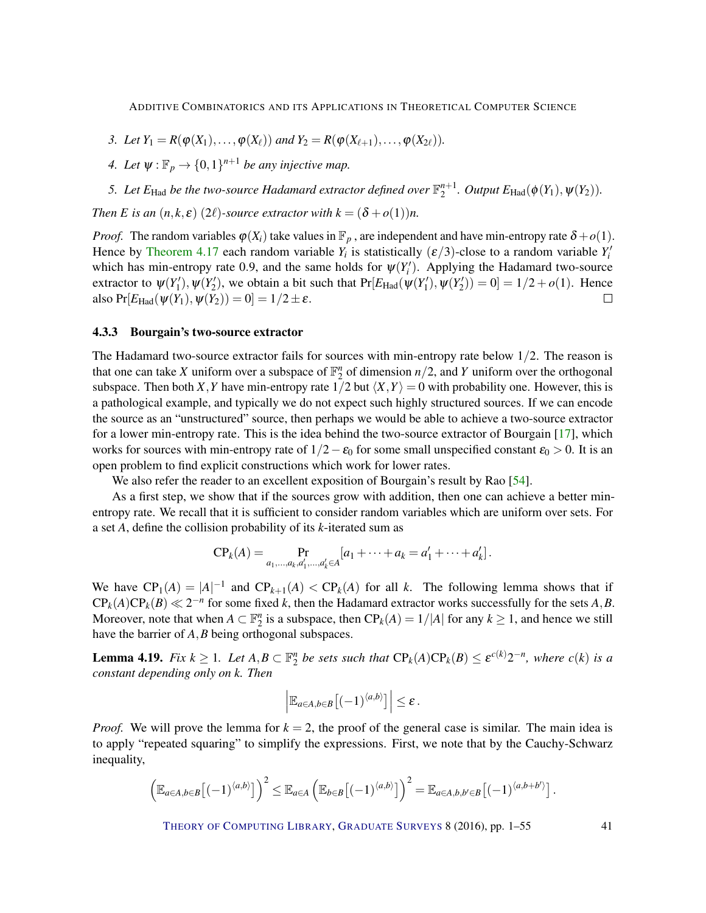3. *Let $Y_1 = R(\varphi(X_1), \dots, \varphi(X_\ell))$ and $Y_2 = R(\varphi(X_{\ell+1}), \dots, \varphi(X_{2\ell}))$.*

4. *Let $\psi : \mathbb{F}_p \to \{0,1\}^{n+1}$ be any injective map.*

5. *Let $E_{\text{Had}}$ be the two-source Hadamard extractor defined over $\mathbb{F}_2^{n+1}$. Output $E_{\text{Had}}(\phi(Y_1), \psi(Y_2))$.*

*Then $E$ is an $(n,k,\varepsilon)$ $(2\ell)$-source extractor with $k = (\delta + o(1))n$.*

*Proof.* The random variables $\varphi(X_i)$ take values in $\mathbb{F}_p$, are independent and have min-entropy rate $\delta + o(1)$. Hence by Theorem 4.17 each random variable $Y_i$ is statistically $(\varepsilon/3)$-close to a random variable $Y_i'$ which has min-entropy rate 0.9, and the same holds for $\psi(Y_i')$. Applying the Hadamard two-source extractor to $\psi(Y_1'), \psi(Y_2')$, we obtain a bit such that $\Pr[E_{\text{Had}}(\psi(Y_1'), \psi(Y_2')) = 0] = 1/2 + o(1)$. Hence also $\Pr[E_{\text{Had}}(\psi(Y_1), \psi(Y_2)) = 0] = 1/2 \pm \varepsilon$. $\square$

### 4.3.3 Bourgain's two-source extractor

The Hadamard two-source extractor fails for sources with min-entropy rate below $1/2$. The reason is that one can take $X$ uniform over a subspace of $\mathbb{F}_2^n$ of dimension $n/2$, and $Y$ uniform over the orthogonal subspace. Then both $X, Y$ have min-entropy rate $1/2$ but $\langle X, Y\rangle = 0$ with probability one. However, this is a pathological example, and typically we do not expect such highly structured sources. If we can encode the source as an "unstructured" source, then perhaps we would be able to achieve a two-source extractor for a lower min-entropy rate. This is the idea behind the two-source extractor of Bourgain [17], which works for sources with min-entropy rate of $1/2 - \varepsilon_0$ for some small unspecified constant $\varepsilon_0 > 0$. It is an open problem to find explicit constructions which work for lower rates.

We also refer the reader to an excellent exposition of Bourgain's result by Rao [54].

As a first step, we show that if the sources grow with addition, then one can achieve a better min-entropy rate. We recall that it is sufficient to consider random variables which are uniform over sets. For a set $A$, define the collision probability of its $k$-iterated sum as

$$\text{CP}_k(A) = \Pr_{a_1,\dots,a_k,a_1',\dots,a_k' \in A}[a_1 + \dots + a_k = a_1' + \dots + a_k'] .$$

We have $\text{CP}_1(A) = |A|^{-1}$ and $\text{CP}_{k+1}(A) < \text{CP}_k(A)$ for all $k$. The following lemma shows that if $\text{CP}_k(A)\text{CP}_k(B) \ll 2^{-n}$ for some fixed $k$, then the Hadamard extractor works successfully for the sets $A, B$. Moreover, note that when $A \subset \mathbb{F}_2^n$ is a subspace, then $\text{CP}_k(A) = 1/|A|$ for any $k \geq 1$, and hence we still have the barrier of $A, B$ being orthogonal subspaces.

**Lemma 4.19.** *Fix $k \geq 1$. Let $A, B \subset \mathbb{F}_2^n$ be sets such that $\text{CP}_k(A)\text{CP}_k(B) \leq \varepsilon^{c(k)} 2^{-n}$, where $c(k)$ is a constant depending only on $k$. Then*

$$\left| \mathbb{E}_{a \in A, b \in B}\big[(-1)^{\langle a,b \rangle}\big] \right| \leq \varepsilon .$$

*Proof.* We will prove the lemma for $k = 2$, the proof of the general case is similar. The main idea is to apply "repeated squaring" to simplify the expressions. First, we note that by the Cauchy-Schwarz inequality,

$$\left( \mathbb{E}_{a \in A, b \in B}\big[(-1)^{\langle a,b \rangle}\big] \right)^2 \leq \mathbb{E}_{a \in A} \left( \mathbb{E}_{b \in B}\big[(-1)^{\langle a,b \rangle}\big] \right)^2 = \mathbb{E}_{a \in A, b, b' \in B}\big[(-1)^{\langle a, b+b' \rangle}\big] .$$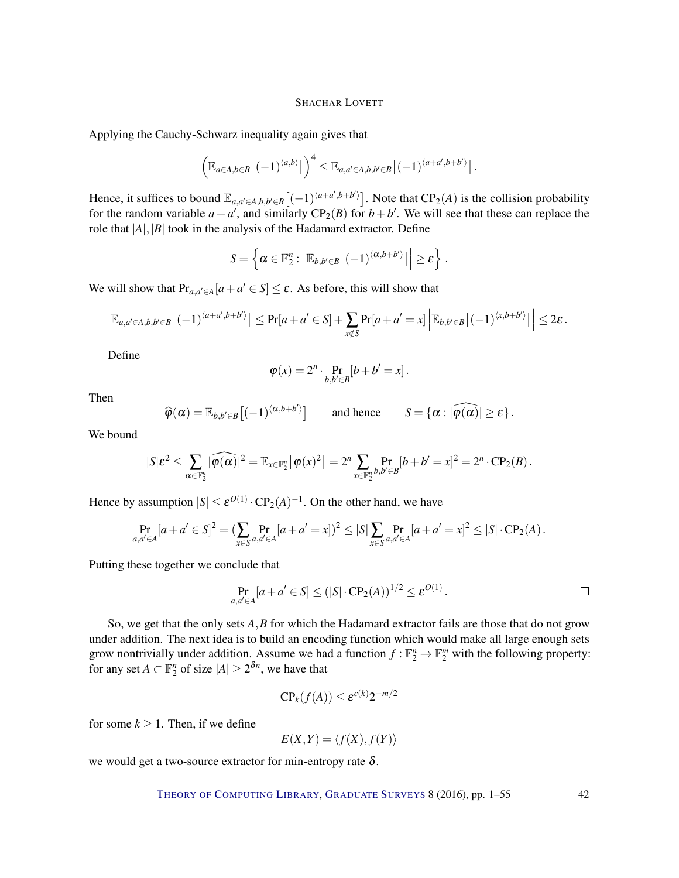Applying the Cauchy-Schwarz inequality again gives that

$$\left(\mathbb{E}_{a\in A,b\in B}\left[(-1)^{\langle a,b\rangle}\right]\right)^4 \le \mathbb{E}_{a,a'\in A,b,b'\in B}\left[(-1)^{\langle a+a',b+b'\rangle}\right].$$

Hence, it suffices to bound $\mathbb{E}_{a,a'\in A,b,b'\in B}\left[(-1)^{\langle a+a',b+b'\rangle}\right]$. Note that $\mathrm{CP}_2(A)$ is the collision probability for the random variable $a+a'$, and similarly $\mathrm{CP}_2(B)$ for $b+b'$. We will see that these can replace the role that $|A|,|B|$ took in the analysis of the Hadamard extractor. Define

$$S = \left\{\alpha \in \mathbb{F}_2^n : \left|\mathbb{E}_{b,b'\in B}\left[(-1)^{\langle \alpha, b+b'\rangle}\right]\right| \ge \varepsilon\right\}.$$

We will show that $\Pr_{a,a'\in A}[a+a'\in S] \le \varepsilon$. As before, this will show that

$$\mathbb{E}_{a,a'\in A,b,b'\in B}\left[(-1)^{\langle a+a',b+b'\rangle}\right] \le \Pr[a+a'\in S] + \sum_{x\notin S}\Pr[a+a'=x]\left|\mathbb{E}_{b,b'\in B}\left[(-1)^{\langle x,b+b'\rangle}\right]\right| \le 2\varepsilon.$$

Define

$$\varphi(x) = 2^n \cdot \Pr_{b,b'\in B}[b+b'=x].$$

Then

$$\widehat{\varphi}(\alpha) = \mathbb{E}_{b,b'\in B}\left[(-1)^{\langle \alpha,b+b'\rangle}\right] \qquad \text{and hence} \qquad S = \{\alpha : |\widehat{\varphi(\alpha)}| \ge \varepsilon\}.$$

We bound

$$|S|\varepsilon^2 \le \sum_{\alpha\in\mathbb{F}_2^n} |\widehat{\varphi(\alpha)}|^2 = \mathbb{E}_{x\in\mathbb{F}_2^n}\left[\varphi(x)^2\right] = 2^n \sum_{x\in\mathbb{F}_2^n}\Pr_{b,b'\in B}[b+b'=x]^2 = 2^n\cdot \mathrm{CP}_2(B).$$

Hence by assumption $|S| \le \varepsilon^{O(1)}\cdot \mathrm{CP}_2(A)^{-1}$. On the other hand, we have

$$\Pr_{a,a'\in A}[a+a'\in S]^2 = \Big(\sum_{x\in S}\Pr_{a,a'\in A}[a+a'=x]\Big)^2 \le |S|\sum_{x\in S}\Pr_{a,a'\in A}[a+a'=x]^2 \le |S|\cdot\mathrm{CP}_2(A).$$

Putting these together we conclude that

$$\Pr_{a,a'\in A}[a+a'\in S] \le (|S|\cdot \mathrm{CP}_2(A))^{1/2} \le \varepsilon^{O(1)}.$$

□

So, we get that the only sets $A,B$ for which the Hadamard extractor fails are those that do not grow under addition. The next idea is to build an encoding function which would make all large enough sets grow nontrivially under addition. Assume we had a function $f:\mathbb{F}_2^n \to \mathbb{F}_2^m$ with the following property: for any set $A\subset\mathbb{F}_2^n$ of size $|A|\ge 2^{\delta n}$, we have that

$$\mathrm{CP}_k(f(A)) \le \varepsilon^{c(k)}2^{-m/2}$$

for some $k\ge 1$. Then, if we define

$$E(X,Y) = \langle f(X), f(Y)\rangle$$

we would get a two-source extractor for min-entropy rate $\delta$.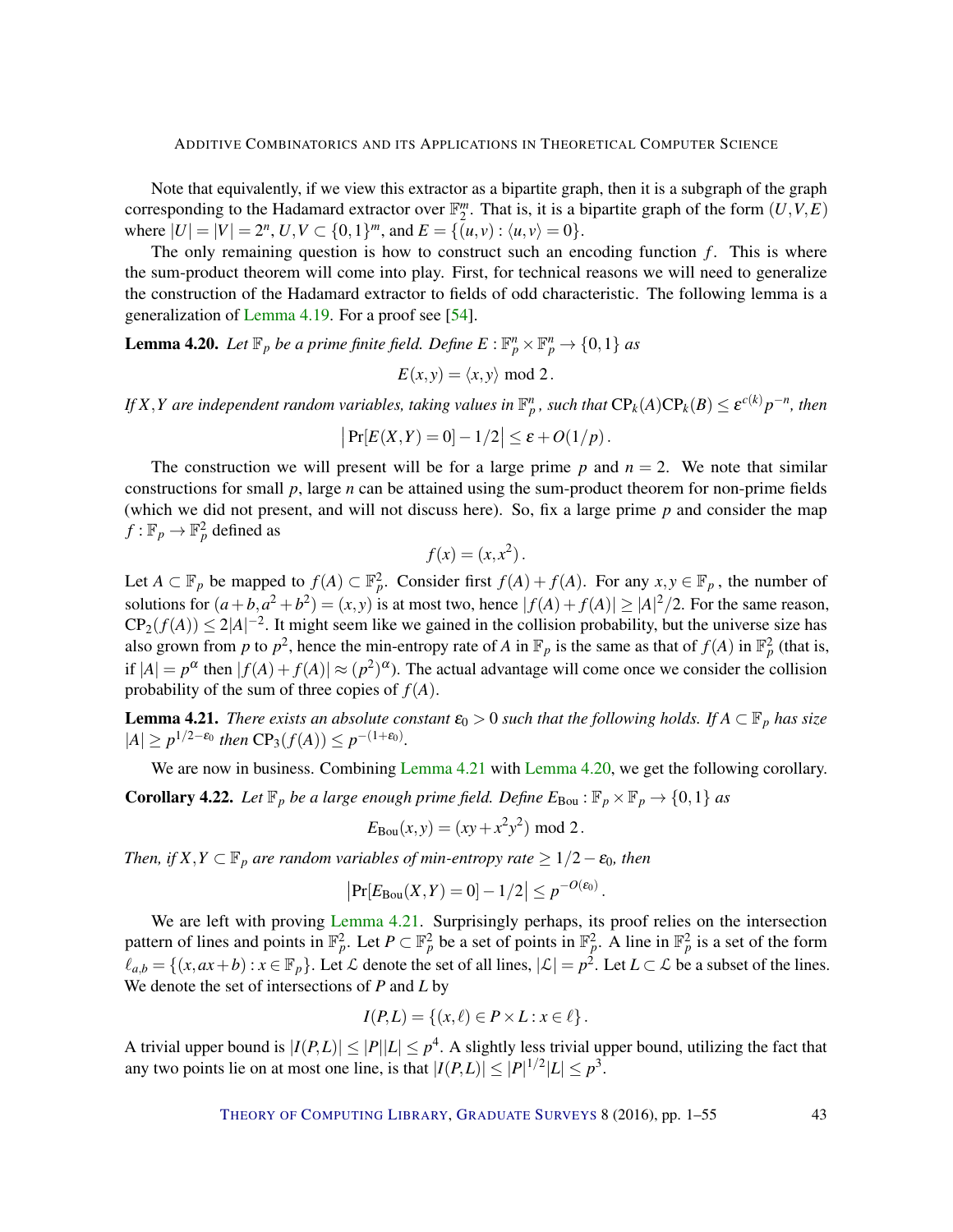Note that equivalently, if we view this extractor as a bipartite graph, then it is a subgraph of the graph corresponding to the Hadamard extractor over $\mathbb{F}_2^m$. That is, it is a bipartite graph of the form $(U,V,E)$ where $|U| = |V| = 2^n$, $U,V \subset \{0,1\}^m$, and $E = \{(u,v) : \langle u,v\rangle = 0\}$.

The only remaining question is how to construct such an encoding function $f$. This is where the sum-product theorem will come into play. First, for technical reasons we will need to generalize the construction of the Hadamard extractor to fields of odd characteristic. The following lemma is a generalization of Lemma 4.19. For a proof see [54].

**Lemma 4.20.** *Let $\mathbb{F}_p$ be a prime finite field. Define $E : \mathbb{F}_p^n \times \mathbb{F}_p^n \to \{0,1\}$ as*

$$E(x,y) = \langle x,y\rangle \bmod 2\,.$$

*If $X,Y$ are independent random variables, taking values in $\mathbb{F}_p^n$, such that $\mathrm{CP}_k(A)\mathrm{CP}_k(B) \le \varepsilon^{c(k)} p^{-n}$, then*

$$\left|\Pr[E(X,Y) = 0] - 1/2\right| \le \varepsilon + O(1/p)\,.$$

The construction we will present will be for a large prime $p$ and $n = 2$. We note that similar constructions for small $p$, large $n$ can be attained using the sum-product theorem for non-prime fields (which we did not present, and will not discuss here). So, fix a large prime $p$ and consider the map $f : \mathbb{F}_p \to \mathbb{F}_p^2$ defined as

$$f(x) = (x, x^2)\,.$$

Let $A \subset \mathbb{F}_p$ be mapped to $f(A) \subset \mathbb{F}_p^2$. Consider first $f(A) + f(A)$. For any $x,y \in \mathbb{F}_p$, the number of solutions for $(a+b, a^2+b^2) = (x,y)$ is at most two, hence $|f(A)+f(A)| \ge |A|^2/2$. For the same reason, $\mathrm{CP}_2(f(A)) \le 2|A|^{-2}$. It might seem like we gained in the collision probability, but the universe size has also grown from $p$ to $p^2$, hence the min-entropy rate of $A$ in $\mathbb{F}_p$ is the same as that of $f(A)$ in $\mathbb{F}_p^2$ (that is, if $|A| = p^\alpha$ then $|f(A)+f(A)| \approx (p^2)^\alpha$). The actual advantage will come once we consider the collision probability of the sum of three copies of $f(A)$.

**Lemma 4.21.** *There exists an absolute constant $\varepsilon_0 > 0$ such that the following holds. If $A \subset \mathbb{F}_p$ has size $|A| \ge p^{1/2-\varepsilon_0}$ then $\mathrm{CP}_3(f(A)) \le p^{-(1+\varepsilon_0)}$.*

We are now in business. Combining Lemma 4.21 with Lemma 4.20, we get the following corollary.

**Corollary 4.22.** *Let $\mathbb{F}_p$ be a large enough prime field. Define $E_{\mathrm{Bou}} : \mathbb{F}_p \times \mathbb{F}_p \to \{0,1\}$ as*

$$E_{\mathrm{Bou}}(x,y) = (xy + x^2y^2) \bmod 2\,.$$

*Then, if $X,Y \subset \mathbb{F}_p$ are random variables of min-entropy rate $\ge 1/2 - \varepsilon_0$, then*

$$\left|\Pr[E_{\mathrm{Bou}}(X,Y) = 0] - 1/2\right| \le p^{-O(\varepsilon_0)}\,.$$

We are left with proving Lemma 4.21. Surprisingly perhaps, its proof relies on the intersection pattern of lines and points in $\mathbb{F}_p^2$. Let $P \subset \mathbb{F}_p^2$ be a set of points in $\mathbb{F}_p^2$. A line in $\mathbb{F}_p^2$ is a set of the form $\ell_{a,b} = \{(x, ax+b) : x \in \mathbb{F}_p\}$. Let $\mathcal{L}$ denote the set of all lines, $|\mathcal{L}| = p^2$. Let $L \subset \mathcal{L}$ be a subset of the lines. We denote the set of intersections of $P$ and $L$ by

$$I(P,L) = \{(x,\ell) \in P \times L : x \in \ell\}\,.$$

A trivial upper bound is $|I(P,L)| \le |P||L| \le p^4$. A slightly less trivial upper bound, utilizing the fact that any two points lie on at most one line, is that $|I(P,L)| \le |P|^{1/2}|L| \le p^3$.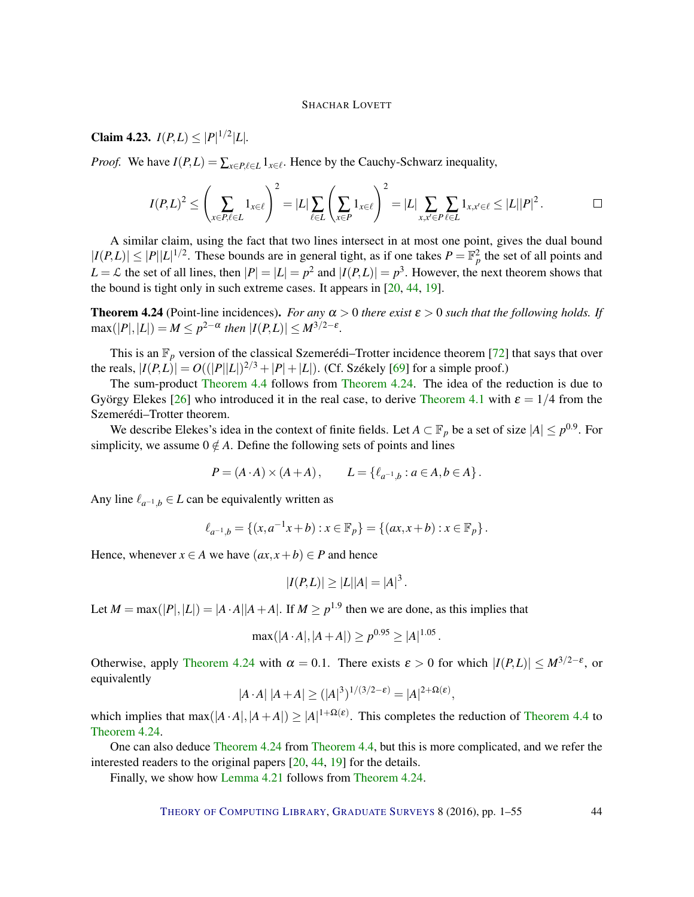**Claim 4.23.** $I(P,L) \le |P|^{1/2}|L|$.

*Proof.* We have $I(P,L) = \sum_{x \in P, \ell \in L} 1_{x \in \ell}$. Hence by the Cauchy-Schwarz inequality,

$$I(P,L)^2 \le \left( \sum_{x \in P, \ell \in L} 1_{x \in \ell} \right)^2 = |L| \sum_{\ell \in L} \left( \sum_{x \in P} 1_{x \in \ell} \right)^2 = |L| \sum_{x,x' \in P} \sum_{\ell \in L} 1_{x,x' \in \ell} \le |L||P|^2 . \qquad \square$$

A similar claim, using the fact that two lines intersect in at most one point, gives the dual bound $|I(P,L)| \le |P||L|^{1/2}$. These bounds are in general tight, as if one takes $P = \mathbb{F}_p^2$ the set of all points and $L = \mathcal{L}$ the set of all lines, then $|P| = |L| = p^2$ and $|I(P,L)| = p^3$. However, the next theorem shows that the bound is tight only in such extreme cases. It appears in [20, 44, 19].

**Theorem 4.24** (Point-line incidences). *For any $\alpha > 0$ there exist $\varepsilon > 0$ such that the following holds. If $\max(|P|,|L|) = M \le p^{2-\alpha}$ then $|I(P,L)| \le M^{3/2-\varepsilon}$.*

This is an $\mathbb{F}_p$ version of the classical Szemerédi–Trotter incidence theorem [72] that says that over the reals, $|I(P,L)| = O((|P||L|)^{2/3} + |P| + |L|)$. (Cf. Székely [69] for a simple proof.)

The sum-product Theorem 4.4 follows from Theorem 4.24. The idea of the reduction is due to György Elekes [26] who introduced it in the real case, to derive Theorem 4.1 with $\varepsilon = 1/4$ from the Szemerédi–Trotter theorem.

We describe Elekes's idea in the context of finite fields. Let $A \subset \mathbb{F}_p$ be a set of size $|A| \le p^{0.9}$. For simplicity, we assume $0 \notin A$. Define the following sets of points and lines

$$P = (A \cdot A) \times (A + A), \qquad L = \{\ell_{a^{-1},b} : a \in A, b \in A\}.$$

Any line $\ell_{a^{-1},b} \in L$ can be equivalently written as

$$\ell_{a^{-1},b} = \{(x, a^{-1}x + b) : x \in \mathbb{F}_p\} = \{(ax, x + b) : x \in \mathbb{F}_p\}.$$

Hence, whenever $x \in A$ we have $(ax, x+b) \in P$ and hence

$$|I(P,L)| \ge |L||A| = |A|^3 .$$

Let $M = \max(|P|,|L|) = |A \cdot A||A + A|$. If $M \ge p^{1.9}$ then we are done, as this implies that

$$\max(|A \cdot A|, |A + A|) \ge p^{0.95} \ge |A|^{1.05} .$$

Otherwise, apply Theorem 4.24 with $\alpha = 0.1$. There exists $\varepsilon > 0$ for which $|I(P,L)| \le M^{3/2-\varepsilon}$, or equivalently

$$|A \cdot A| \, |A + A| \ge (|A|^3)^{1/(3/2-\varepsilon)} = |A|^{2+\Omega(\varepsilon)},$$

which implies that $\max(|A \cdot A|, |A + A|) \ge |A|^{1+\Omega(\varepsilon)}$. This completes the reduction of Theorem 4.4 to Theorem 4.24.

One can also deduce Theorem 4.24 from Theorem 4.4, but this is more complicated, and we refer the interested readers to the original papers [20, 44, 19] for the details.

Finally, we show how Lemma 4.21 follows from Theorem 4.24.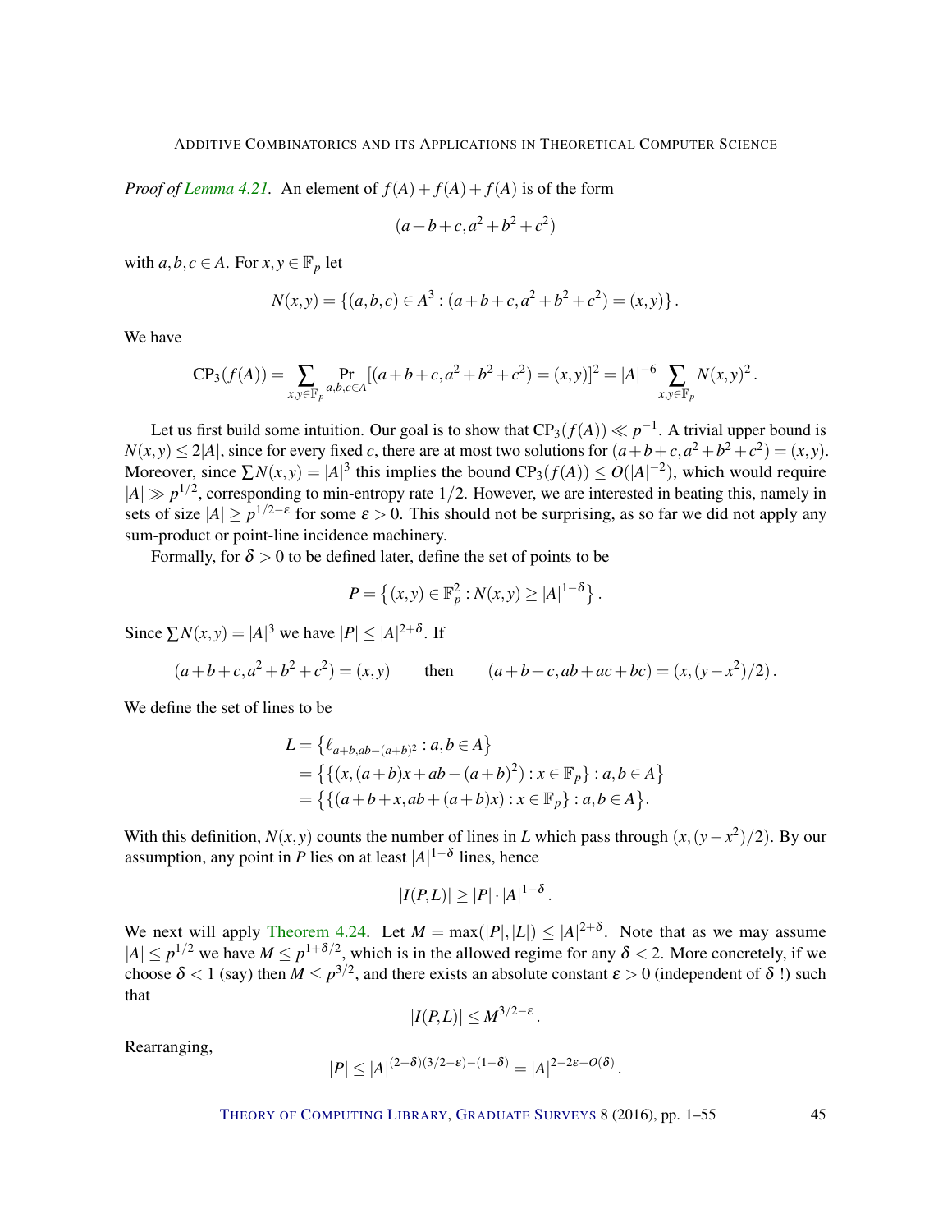*Proof of Lemma 4.21.* An element of $f(A)+f(A)+f(A)$ is of the form

$$(a+b+c, a^2+b^2+c^2)$$

with $a,b,c \in A$. For $x,y \in \mathbb{F}_p$ let

$$N(x,y) = \{(a,b,c) \in A^3 : (a+b+c, a^2+b^2+c^2) = (x,y)\}.$$

We have

$$\mathrm{CP}_3(f(A)) = \sum_{x,y \in \mathbb{F}_p} \Pr_{a,b,c \in A}[(a+b+c, a^2+b^2+c^2) = (x,y)]^2 = |A|^{-6} \sum_{x,y \in \mathbb{F}_p} N(x,y)^2.$$

Let us first build some intuition. Our goal is to show that $\mathrm{CP}_3(f(A)) \ll p^{-1}$. A trivial upper bound is $N(x,y) \leq 2|A|$, since for every fixed $c$, there are at most two solutions for $(a+b+c, a^2+b^2+c^2) = (x,y)$. Moreover, since $\sum N(x,y) = |A|^3$ this implies the bound $\mathrm{CP}_3(f(A)) \leq O(|A|^{-2})$, which would require $|A| \gg p^{1/2}$, corresponding to min-entropy rate $1/2$. However, we are interested in beating this, namely in sets of size $|A| \geq p^{1/2-\varepsilon}$ for some $\varepsilon > 0$. This should not be surprising, as so far we did not apply any sum-product or point-line incidence machinery.

Formally, for $\delta > 0$ to be defined later, define the set of points to be

$$P = \left\{(x,y) \in \mathbb{F}_p^2 : N(x,y) \geq |A|^{1-\delta}\right\}.$$

Since $\sum N(x,y) = |A|^3$ we have $|P| \leq |A|^{2+\delta}$. If

$$(a+b+c, a^2+b^2+c^2) = (x,y) \qquad \text{then} \qquad (a+b+c, ab+ac+bc) = (x, (y-x^2)/2).$$

We define the set of lines to be

$$\begin{aligned}
L &= \left\{\ell_{a+b, ab-(a+b)^2} : a,b \in A\right\} \\
&= \left\{\{(x, (a+b)x + ab - (a+b)^2) : x \in \mathbb{F}_p\} : a,b \in A\right\} \\
&= \left\{\{(a+b+x, ab+(a+b)x) : x \in \mathbb{F}_p\} : a,b \in A\right\}.
\end{aligned}$$

With this definition, $N(x,y)$ counts the number of lines in $L$ which pass through $(x,(y-x^2)/2)$. By our assumption, any point in $P$ lies on at least $|A|^{1-\delta}$ lines, hence

$$|I(P,L)| \geq |P| \cdot |A|^{1-\delta}.$$

We next will apply Theorem 4.24. Let $M = \max(|P|,|L|) \leq |A|^{2+\delta}$. Note that as we may assume $|A| \leq p^{1/2}$ we have $M \leq p^{1+\delta/2}$, which is in the allowed regime for any $\delta < 2$. More concretely, if we choose $\delta < 1$ (say) then $M \leq p^{3/2}$, and there exists an absolute constant $\varepsilon > 0$ (independent of $\delta$ !) such that

$$|I(P,L)| \leq M^{3/2-\varepsilon}.$$

Rearranging,

$$|P| \leq |A|^{(2+\delta)(3/2-\varepsilon)-(1-\delta)} = |A|^{2-2\varepsilon+O(\delta)}.$$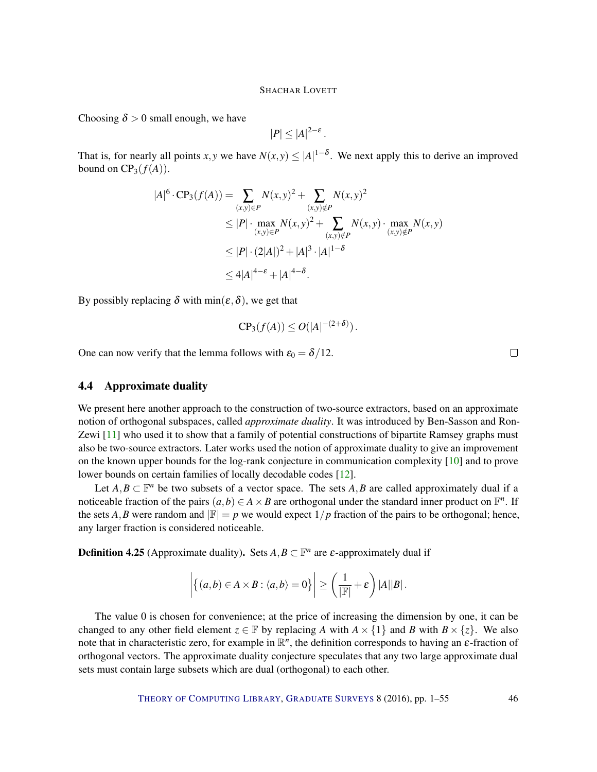Choosing $\delta > 0$ small enough, we have

$$|P| \le |A|^{2-\varepsilon}.$$

That is, for nearly all points $x, y$ we have $N(x,y) \le |A|^{1-\delta}$. We next apply this to derive an improved bound on $\mathrm{CP}_3(f(A))$.

$$\begin{aligned}
|A|^6 \cdot \mathrm{CP}_3(f(A)) &= \sum_{(x,y)\in P} N(x,y)^2 + \sum_{(x,y)\notin P} N(x,y)^2 \\
&\le |P| \cdot \max_{(x,y)\in P} N(x,y)^2 + \sum_{(x,y)\notin P} N(x,y) \cdot \max_{(x,y)\notin P} N(x,y) \\
&\le |P| \cdot (2|A|)^2 + |A|^3 \cdot |A|^{1-\delta} \\
&\le 4|A|^{4-\varepsilon} + |A|^{4-\delta}.
\end{aligned}$$

By possibly replacing $\delta$ with $\min(\varepsilon, \delta)$, we get that

$$\mathrm{CP}_3(f(A)) \le O(|A|^{-(2+\delta)}).$$

One can now verify that the lemma follows with $\varepsilon_0 = \delta/12$. □

### 4.4 Approximate duality

We present here another approach to the construction of two-source extractors, based on an approximate notion of orthogonal subspaces, called *approximate duality*. It was introduced by Ben-Sasson and Ron-Zewi [11] who used it to show that a family of potential constructions of bipartite Ramsey graphs must also be two-source extractors. Later works used the notion of approximate duality to give an improvement on the known upper bounds for the log-rank conjecture in communication complexity [10] and to prove lower bounds on certain families of locally decodable codes [12].

Let $A, B \subset \mathbb{F}^n$ be two subsets of a vector space. The sets $A, B$ are called approximately dual if a noticeable fraction of the pairs $(a,b) \in A \times B$ are orthogonal under the standard inner product on $\mathbb{F}^n$. If the sets $A, B$ were random and $|\mathbb{F}| = p$ we would expect $1/p$ fraction of the pairs to be orthogonal; hence, any larger fraction is considered noticeable.

**Definition 4.25** (Approximate duality)**.** Sets $A, B \subset \mathbb{F}^n$ are $\varepsilon$-approximately dual if

$$\left| \left\{ (a,b) \in A \times B : \langle a,b \rangle = 0 \right\} \right| \ge \left( \frac{1}{|\mathbb{F}|} + \varepsilon \right) |A||B|.$$

The value 0 is chosen for convenience; at the price of increasing the dimension by one, it can be changed to any other field element $z \in \mathbb{F}$ by replacing $A$ with $A \times \{1\}$ and $B$ with $B \times \{z\}$. We also note that in characteristic zero, for example in $\mathbb{R}^n$, the definition corresponds to having an $\varepsilon$-fraction of orthogonal vectors. The approximate duality conjecture speculates that any two large approximate dual sets must contain large subsets which are dual (orthogonal) to each other.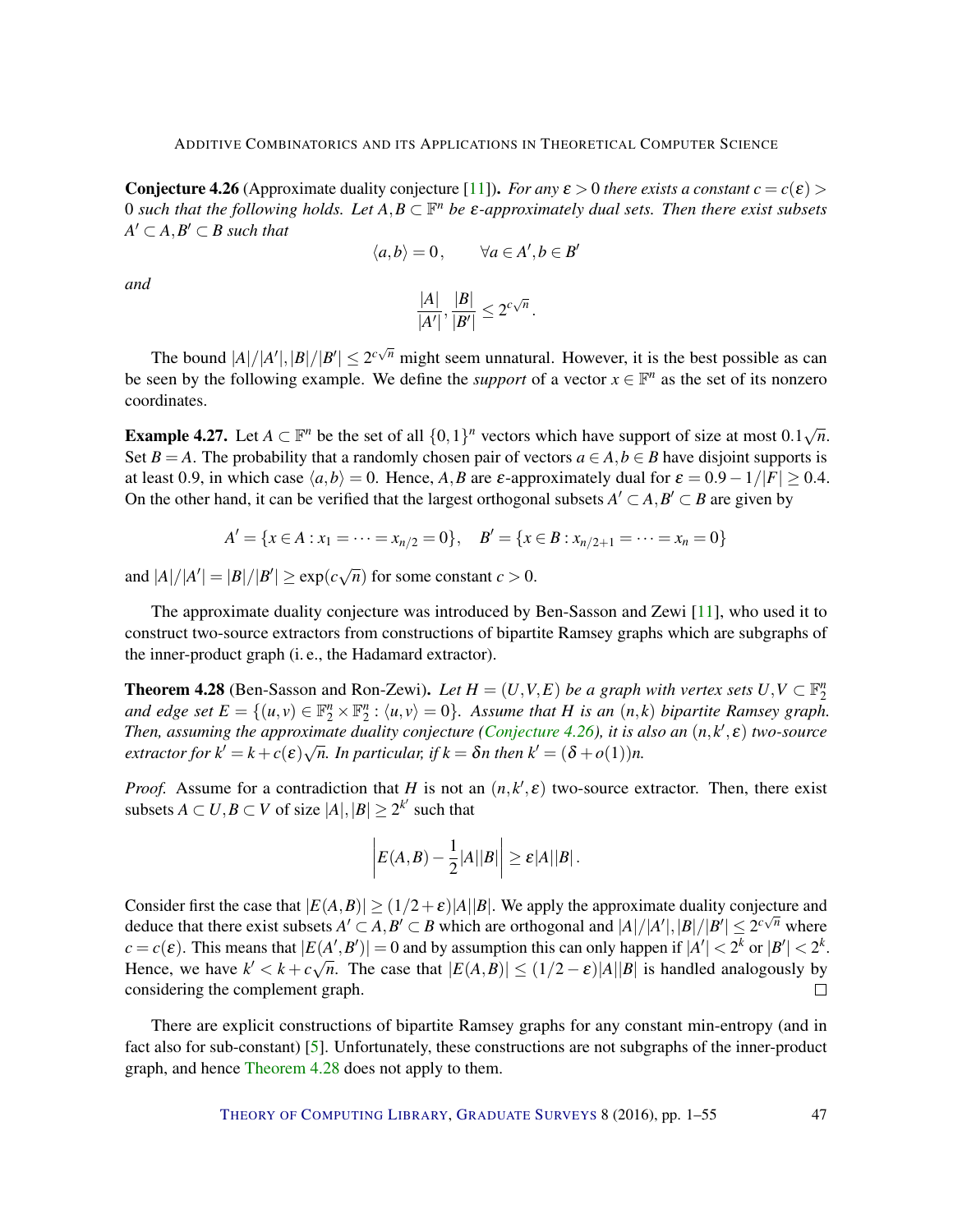**Conjecture 4.26** (Approximate duality conjecture [11])**.** *For any $\varepsilon > 0$ there exists a constant $c = c(\varepsilon) > 0$ such that the following holds. Let $A, B \subset \mathbb{F}^n$ be $\varepsilon$-approximately dual sets. Then there exist subsets $A' \subset A, B' \subset B$ such that*

$$\langle a, b \rangle = 0\,, \qquad \forall a \in A', b \in B'$$

*and*

$$\frac{|A|}{|A'|}, \frac{|B|}{|B'|} \leq 2^{c\sqrt{n}}\,.$$

The bound $|A|/|A'|, |B|/|B'| \leq 2^{c\sqrt{n}}$ might seem unnatural. However, it is the best possible as can be seen by the following example. We define the *support* of a vector $x \in \mathbb{F}^n$ as the set of its nonzero coordinates.

**Example 4.27.** Let $A \subset \mathbb{F}^n$ be the set of all $\{0,1\}^n$ vectors which have support of size at most $0.1\sqrt{n}$. Set $B = A$. The probability that a randomly chosen pair of vectors $a \in A, b \in B$ have disjoint supports is at least 0.9, in which case $\langle a, b \rangle = 0$. Hence, $A, B$ are $\varepsilon$-approximately dual for $\varepsilon = 0.9 - 1/|F| \geq 0.4$. On the other hand, it can be verified that the largest orthogonal subsets $A' \subset A, B' \subset B$ are given by

$$A' = \{x \in A : x_1 = \cdots = x_{n/2} = 0\}, \quad B' = \{x \in B : x_{n/2+1} = \cdots = x_n = 0\}$$

and $|A|/|A'| = |B|/|B'| \geq \exp(c\sqrt{n})$ for some constant $c > 0$.

The approximate duality conjecture was introduced by Ben-Sasson and Zewi [11], who used it to construct two-source extractors from constructions of bipartite Ramsey graphs which are subgraphs of the inner-product graph (i. e., the Hadamard extractor).

**Theorem 4.28** (Ben-Sasson and Ron-Zewi)**.** *Let $H = (U, V, E)$ be a graph with vertex sets $U, V \subset \mathbb{F}_2^n$ and edge set $E = \{(u, v) \in \mathbb{F}_2^n \times \mathbb{F}_2^n : \langle u, v \rangle = 0\}$. Assume that $H$ is an $(n, k)$ bipartite Ramsey graph. Then, assuming the approximate duality conjecture (Conjecture 4.26), it is also an $(n, k', \varepsilon)$ two-source extractor for $k' = k + c(\varepsilon)\sqrt{n}$. In particular, if $k = \delta n$ then $k' = (\delta + o(1))n$.*

*Proof.* Assume for a contradiction that $H$ is not an $(n, k', \varepsilon)$ two-source extractor. Then, there exist subsets $A \subset U, B \subset V$ of size $|A|, |B| \geq 2^{k'}$ such that

$$\left| E(A,B) - \frac{1}{2}|A||B| \right| \geq \varepsilon |A||B|\,.$$

Consider first the case that $|E(A,B)| \geq (1/2 + \varepsilon)|A||B|$. We apply the approximate duality conjecture and deduce that there exist subsets $A' \subset A, B' \subset B$ which are orthogonal and $|A|/|A'|, |B|/|B'| \leq 2^{c\sqrt{n}}$ where $c = c(\varepsilon)$. This means that $|E(A', B')| = 0$ and by assumption this can only happen if $|A'| < 2^k$ or $|B'| < 2^k$. Hence, we have $k' < k + c\sqrt{n}$. The case that $|E(A,B)| \leq (1/2 - \varepsilon)|A||B|$ is handled analogously by considering the complement graph. □

There are explicit constructions of bipartite Ramsey graphs for any constant min-entropy (and in fact also for sub-constant) [5]. Unfortunately, these constructions are not subgraphs of the inner-product graph, and hence Theorem 4.28 does not apply to them.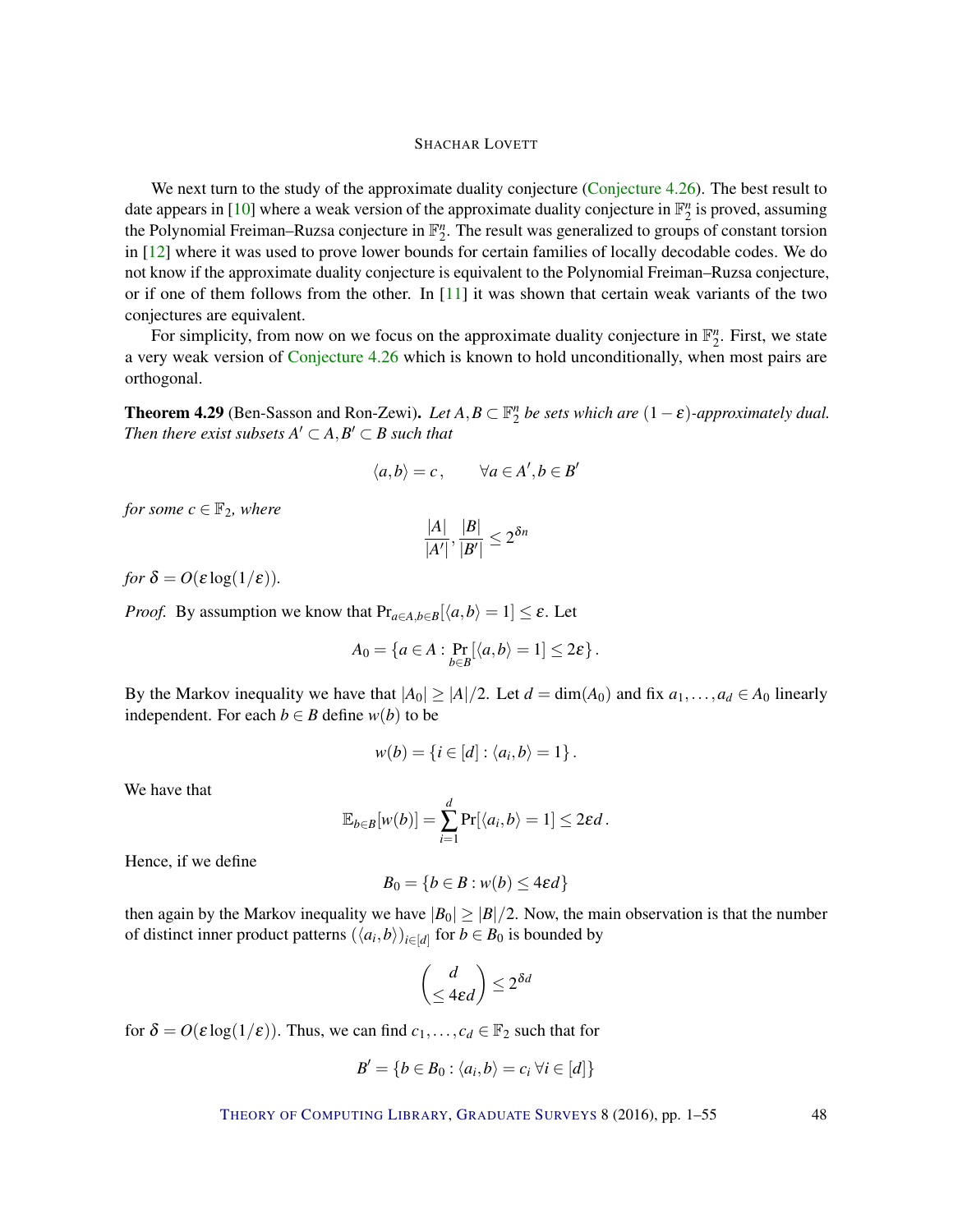We next turn to the study of the approximate duality conjecture (Conjecture 4.26). The best result to date appears in [10] where a weak version of the approximate duality conjecture in $\mathbb{F}_2^n$ is proved, assuming the Polynomial Freiman–Ruzsa conjecture in $\mathbb{F}_2^n$. The result was generalized to groups of constant torsion in [12] where it was used to prove lower bounds for certain families of locally decodable codes. We do not know if the approximate duality conjecture is equivalent to the Polynomial Freiman–Ruzsa conjecture, or if one of them follows from the other. In [11] it was shown that certain weak variants of the two conjectures are equivalent.

For simplicity, from now on we focus on the approximate duality conjecture in $\mathbb{F}_2^n$. First, we state a very weak version of Conjecture 4.26 which is known to hold unconditionally, when most pairs are orthogonal.

**Theorem 4.29** (Ben-Sasson and Ron-Zewi). *Let $A, B \subset \mathbb{F}_2^n$ be sets which are $(1-\varepsilon)$-approximately dual. Then there exist subsets $A' \subset A, B' \subset B$ such that*

$$\langle a, b \rangle = c\,, \qquad \forall a \in A', b \in B'$$

*for some $c \in \mathbb{F}_2$, where*

$$\frac{|A|}{|A'|}, \frac{|B|}{|B'|} \leq 2^{\delta n}$$

*for $\delta = O(\varepsilon \log(1/\varepsilon))$.*

*Proof.* By assumption we know that $\Pr_{a \in A, b \in B}[\langle a, b \rangle = 1] \leq \varepsilon$. Let

$$A_0 = \{a \in A : \Pr_{b \in B}[\langle a, b \rangle = 1] \leq 2\varepsilon\}.$$

By the Markov inequality we have that $|A_0| \geq |A|/2$. Let $d = \dim(A_0)$ and fix $a_1, \ldots, a_d \in A_0$ linearly independent. For each $b \in B$ define $w(b)$ to be

$$w(b) = \{i \in [d] : \langle a_i, b \rangle = 1\}.$$

We have that

$$\mathbb{E}_{b \in B}[w(b)] = \sum_{i=1}^{d} \Pr[\langle a_i, b \rangle = 1] \leq 2\varepsilon d.$$

Hence, if we define

$$B_0 = \{b \in B : w(b) \leq 4\varepsilon d\}$$

then again by the Markov inequality we have $|B_0| \geq |B|/2$. Now, the main observation is that the number of distinct inner product patterns $(\langle a_i, b \rangle)_{i \in [d]}$ for $b \in B_0$ is bounded by

$$\binom{d}{\leq 4\varepsilon d} \leq 2^{\delta d}$$

for $\delta = O(\varepsilon \log(1/\varepsilon))$. Thus, we can find $c_1, \ldots, c_d \in \mathbb{F}_2$ such that for

$$B' = \{b \in B_0 : \langle a_i, b \rangle = c_i \; \forall i \in [d]\}$$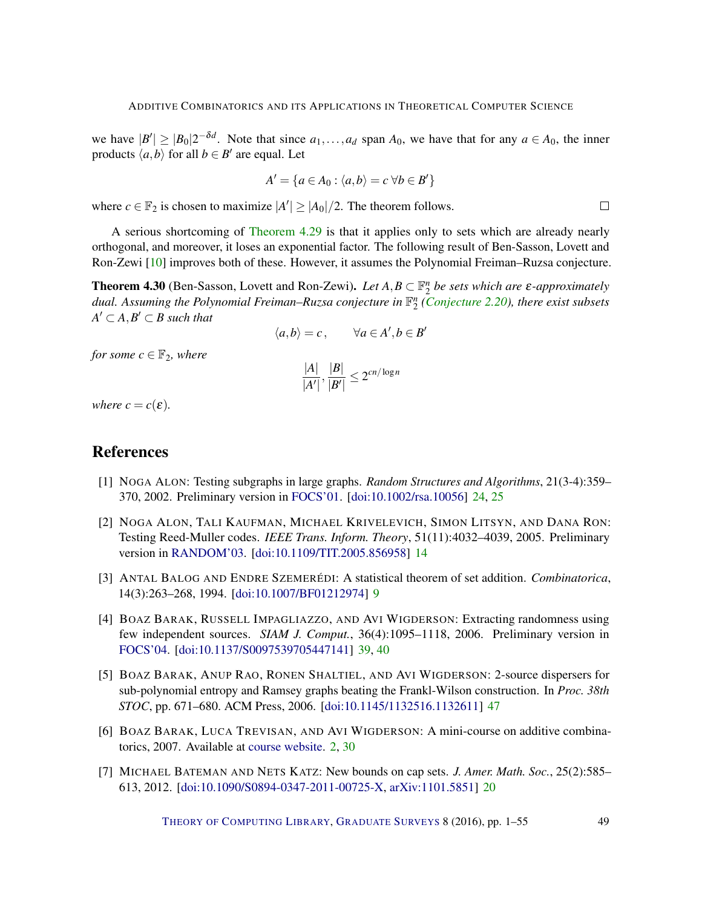we have $|B'| \geq |B_0| 2^{-\delta d}$. Note that since $a_1, \dots, a_d$ span $A_0$, we have that for any $a \in A_0$, the inner products $\langle a, b \rangle$ for all $b \in B'$ are equal. Let

$$A' = \{a \in A_0 : \langle a, b \rangle = c \; \forall b \in B'\}$$

where $c \in \mathbb{F}_2$ is chosen to maximize $|A'| \geq |A_0|/2$. The theorem follows. □

A serious shortcoming of Theorem 4.29 is that it applies only to sets which are already nearly orthogonal, and moreover, it loses an exponential factor. The following result of Ben-Sasson, Lovett and Ron-Zewi [10] improves both of these. However, it assumes the Polynomial Freiman–Ruzsa conjecture.

**Theorem 4.30** (Ben-Sasson, Lovett and Ron-Zewi). *Let $A, B \subset \mathbb{F}_2^n$ be sets which are $\varepsilon$-approximately dual. Assuming the Polynomial Freiman–Ruzsa conjecture in $\mathbb{F}_2^n$ (Conjecture 2.20), there exist subsets $A' \subset A, B' \subset B$ such that*

$$\langle a, b \rangle = c, \qquad \forall a \in A', b \in B'$$

*for some $c \in \mathbb{F}_2$, where*

$$\frac{|A|}{|A'|}, \frac{|B|}{|B'|} \leq 2^{cn/\log n}$$

*where $c = c(\varepsilon)$.*

## References

[1] Noga Alon: Testing subgraphs in large graphs. *Random Structures and Algorithms*, 21(3-4):359–370, 2002. Preliminary version in FOCS'01. [doi:10.1002/rsa.10056] 24, 25

[2] Noga Alon, Tali Kaufman, Michael Krivelevich, Simon Litsyn, and Dana Ron: Testing Reed-Muller codes. *IEEE Trans. Inform. Theory*, 51(11):4032–4039, 2005. Preliminary version in RANDOM'03. [doi:10.1109/TIT.2005.856958] 14

[3] Antal Balog and Endre Szemerédi: A statistical theorem of set addition. *Combinatorica*, 14(3):263–268, 1994. [doi:10.1007/BF01212974] 9

[4] Boaz Barak, Russell Impagliazzo, and Avi Wigderson: Extracting randomness using few independent sources. *SIAM J. Comput.*, 36(4):1095–1118, 2006. Preliminary version in FOCS'04. [doi:10.1137/S0097539705447141] 39, 40

[5] Boaz Barak, Anup Rao, Ronen Shaltiel, and Avi Wigderson: 2-source dispersers for sub-polynomial entropy and Ramsey graphs beating the Frankl-Wilson construction. In *Proc. 38th STOC*, pp. 671–680. ACM Press, 2006. [doi:10.1145/1132516.1132611] 47

[6] Boaz Barak, Luca Trevisan, and Avi Wigderson: A mini-course on additive combinatorics, 2007. Available at course website. 2, 30

[7] Michael Bateman and Nets Katz: New bounds on cap sets. *J. Amer. Math. Soc.*, 25(2):585–613, 2012. [doi:10.1090/S0894-0347-2011-00725-X, arXiv:1101.5851] 20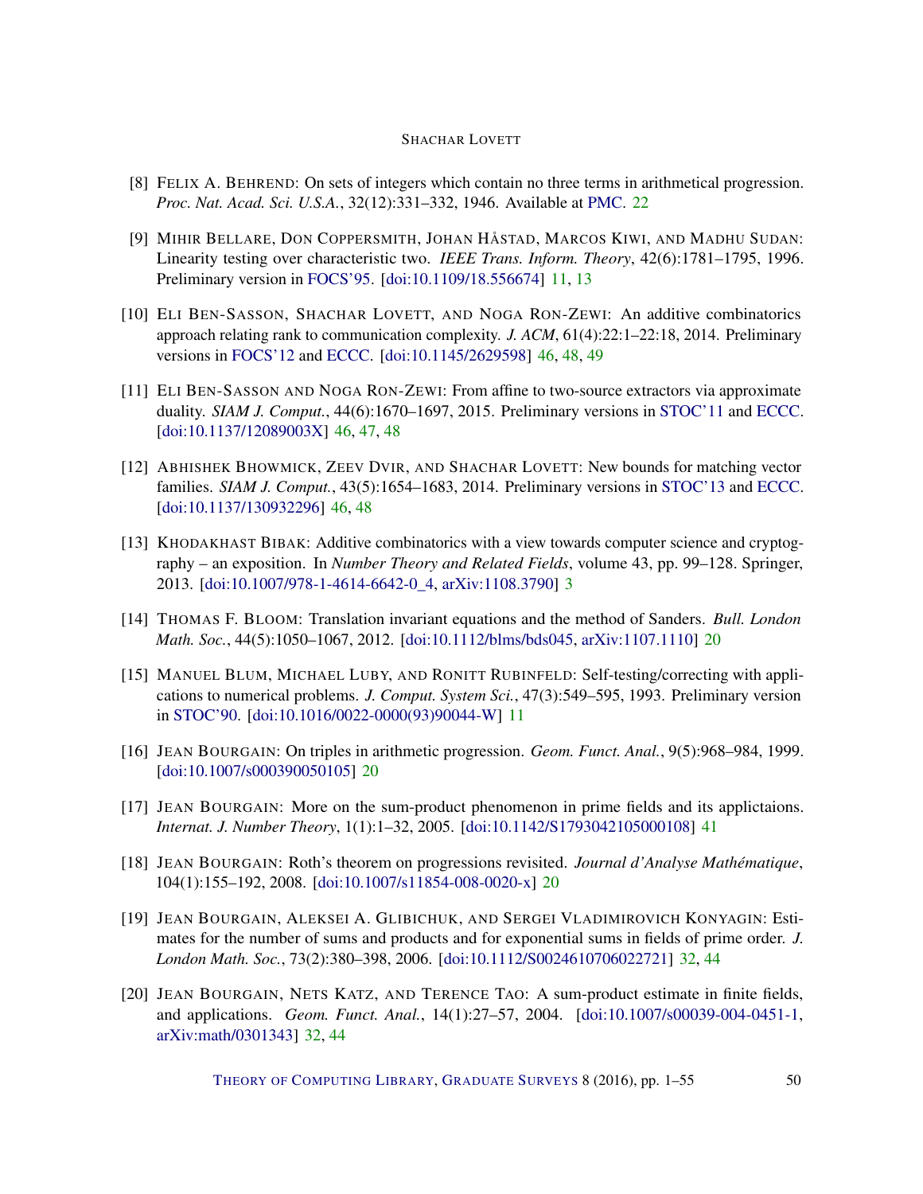[8] Felix A. Behrend: On sets of integers which contain no three terms in arithmetical progression. *Proc. Nat. Acad. Sci. U.S.A.*, 32(12):331–332, 1946. Available at PMC. 22

[9] Mihir Bellare, Don Coppersmith, Johan Håstad, Marcos Kiwi, and Madhu Sudan: Linearity testing over characteristic two. *IEEE Trans. Inform. Theory*, 42(6):1781–1795, 1996. Preliminary version in FOCS'95. [doi:10.1109/18.556674] 11, 13

[10] Eli Ben-Sasson, Shachar Lovett, and Noga Ron-Zewi: An additive combinatorics approach relating rank to communication complexity. *J. ACM*, 61(4):22:1–22:18, 2014. Preliminary versions in FOCS'12 and ECCC. [doi:10.1145/2629598] 46, 48, 49

[11] Eli Ben-Sasson and Noga Ron-Zewi: From affine to two-source extractors via approximate duality. *SIAM J. Comput.*, 44(6):1670–1697, 2015. Preliminary versions in STOC'11 and ECCC. [doi:10.1137/12089003X] 46, 47, 48

[12] Abhishek Bhowmick, Zeev Dvir, and Shachar Lovett: New bounds for matching vector families. *SIAM J. Comput.*, 43(5):1654–1683, 2014. Preliminary versions in STOC'13 and ECCC. [doi:10.1137/130932296] 46, 48

[13] Khodakhast Bibak: Additive combinatorics with a view towards computer science and cryptography – an exposition. In *Number Theory and Related Fields*, volume 43, pp. 99–128. Springer, 2013. [doi:10.1007/978-1-4614-6642-0_4, arXiv:1108.3790] 3

[14] Thomas F. Bloom: Translation invariant equations and the method of Sanders. *Bull. London Math. Soc.*, 44(5):1050–1067, 2012. [doi:10.1112/blms/bds045, arXiv:1107.1110] 20

[15] Manuel Blum, Michael Luby, and Ronitt Rubinfeld: Self-testing/correcting with applications to numerical problems. *J. Comput. System Sci.*, 47(3):549–595, 1993. Preliminary version in STOC'90. [doi:10.1016/0022-0000(93)90044-W] 11

[16] Jean Bourgain: On triples in arithmetic progression. *Geom. Funct. Anal.*, 9(5):968–984, 1999. [doi:10.1007/s000390050105] 20

[17] Jean Bourgain: More on the sum-product phenomenon in prime fields and its applictaions. *Internat. J. Number Theory*, 1(1):1–32, 2005. [doi:10.1142/S1793042105000108] 41

[18] Jean Bourgain: Roth's theorem on progressions revisited. *Journal d'Analyse Mathématique*, 104(1):155–192, 2008. [doi:10.1007/s11854-008-0020-x] 20

[19] Jean Bourgain, Aleksei A. Glibichuk, and Sergei Vladimirovich Konyagin: Estimates for the number of sums and products and for exponential sums in fields of prime order. *J. London Math. Soc.*, 73(2):380–398, 2006. [doi:10.1112/S0024610706022721] 32, 44

[20] Jean Bourgain, Nets Katz, and Terence Tao: A sum-product estimate in finite fields, and applications. *Geom. Funct. Anal.*, 14(1):27–57, 2004. [doi:10.1007/s00039-004-0451-1, arXiv:math/0301343] 32, 44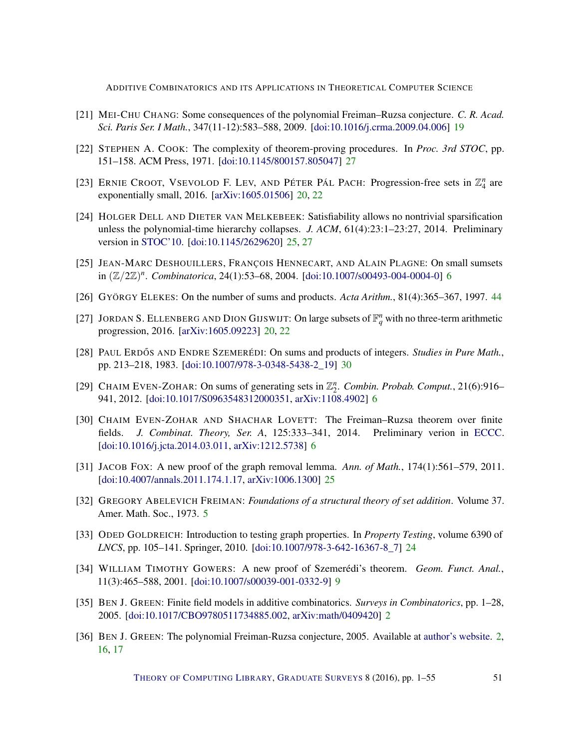[21] Mei-Chu Chang: Some consequences of the polynomial Freiman–Ruzsa conjecture. *C. R. Acad. Sci. Paris Ser. I Math.*, 347(11-12):583–588, 2009. [doi:10.1016/j.crma.2009.04.006] 19

[22] Stephen A. Cook: The complexity of theorem-proving procedures. In *Proc. 3rd STOC*, pp. 151–158. ACM Press, 1971. [doi:10.1145/800157.805047] 27

[23] Ernie Croot, Vsevolod F. Lev, and Péter Pál Pach: Progression-free sets in $\mathbb{Z}_4^n$ are exponentially small, 2016. [arXiv:1605.01506] 20, 22

[24] Holger Dell and Dieter van Melkebeek: Satisfiability allows no nontrivial sparsification unless the polynomial-time hierarchy collapses. *J. ACM*, 61(4):23:1–23:27, 2014. Preliminary version in STOC'10. [doi:10.1145/2629620] 25, 27

[25] Jean-Marc Deshouillers, François Hennecart, and Alain Plagne: On small sumsets in $(\mathbb{Z}/2\mathbb{Z})^n$. *Combinatorica*, 24(1):53–68, 2004. [doi:10.1007/s00493-004-0004-0] 6

[26] György Elekes: On the number of sums and products. *Acta Arithm.*, 81(4):365–367, 1997. 44

[27] Jordan S. Ellenberg and Dion Gijswijt: On large subsets of $\mathbb{F}_q^n$ with no three-term arithmetic progression, 2016. [arXiv:1605.09223] 20, 22

[28] Paul Erdős and Endre Szemerédi: On sums and products of integers. *Studies in Pure Math.*, pp. 213–218, 1983. [doi:10.1007/978-3-0348-5438-2_19] 30

[29] Chaim Even-Zohar: On sums of generating sets in $\mathbb{Z}_2^n$. *Combin. Probab. Comput.*, 21(6):916–941, 2012. [doi:10.1017/S0963548312000351, arXiv:1108.4902] 6

[30] Chaim Even-Zohar and Shachar Lovett: The Freiman–Ruzsa theorem over finite fields. *J. Combinat. Theory, Ser. A*, 125:333–341, 2014. Preliminary verion in ECCC. [doi:10.1016/j.jcta.2014.03.011, arXiv:1212.5738] 6

[31] Jacob Fox: A new proof of the graph removal lemma. *Ann. of Math.*, 174(1):561–579, 2011. [doi:10.4007/annals.2011.174.1.17, arXiv:1006.1300] 25

[32] Gregory Abelevich Freiman: *Foundations of a structural theory of set addition*. Volume 37. Amer. Math. Soc., 1973. 5

[33] Oded Goldreich: Introduction to testing graph properties. In *Property Testing*, volume 6390 of *LNCS*, pp. 105–141. Springer, 2010. [doi:10.1007/978-3-642-16367-8_7] 24

[34] William Timothy Gowers: A new proof of Szemerédi's theorem. *Geom. Funct. Anal.*, 11(3):465–588, 2001. [doi:10.1007/s00039-001-0332-9] 9

[35] Ben J. Green: Finite field models in additive combinatorics. *Surveys in Combinatorics*, pp. 1–28, 2005. [doi:10.1017/CBO9780511734885.002, arXiv:math/0409420] 2

[36] Ben J. Green: The polynomial Freiman-Ruzsa conjecture, 2005. Available at author's website. 2, 16, 17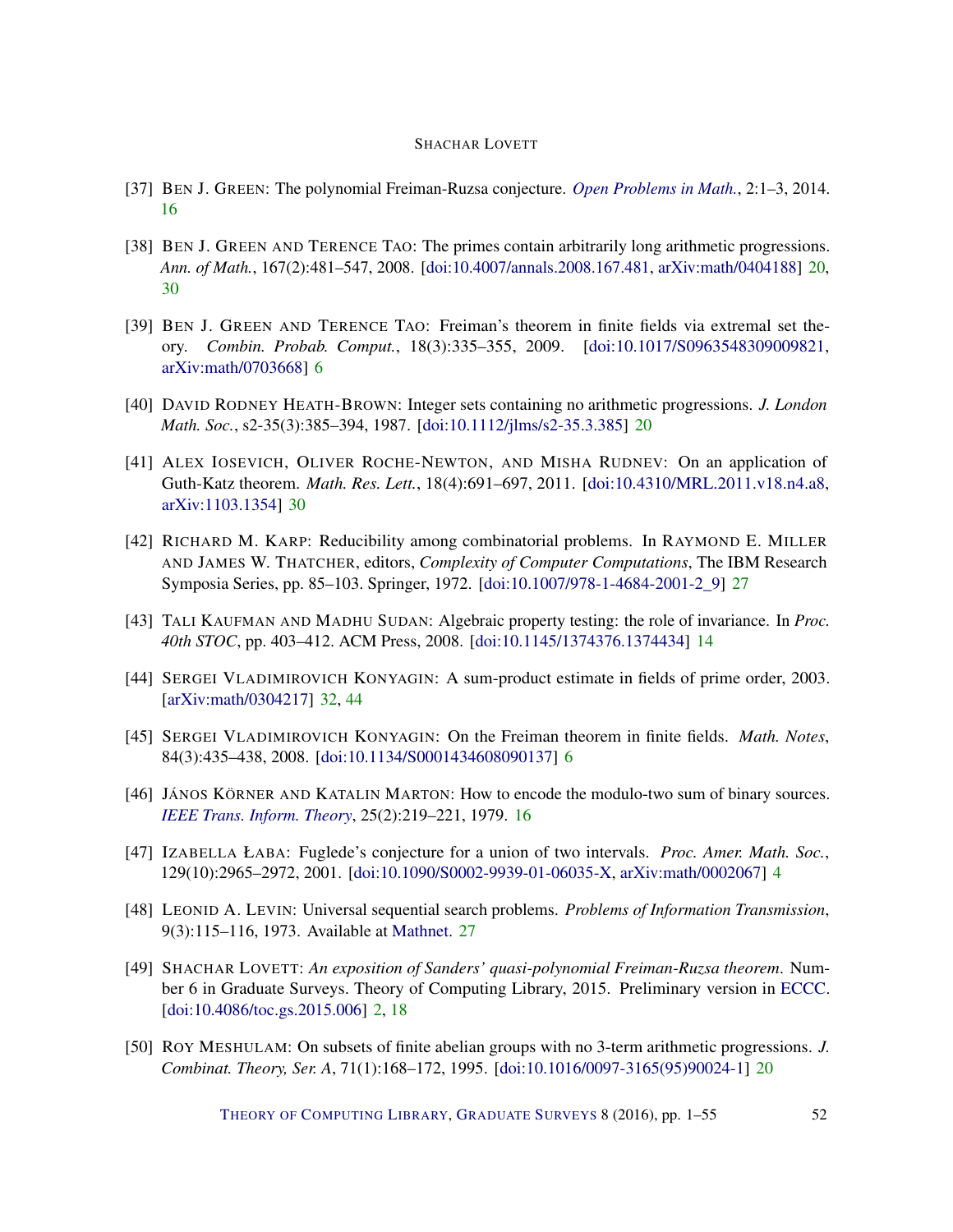[37] Ben J. Green: The polynomial Freiman-Ruzsa conjecture. *Open Problems in Math.*, 2:1–3, 2014. 16

[38] Ben J. Green and Terence Tao: The primes contain arbitrarily long arithmetic progressions. *Ann. of Math.*, 167(2):481–547, 2008. [doi:10.4007/annals.2008.167.481, arXiv:math/0404188] 20, 30

[39] Ben J. Green and Terence Tao: Freiman's theorem in finite fields via extremal set theory. *Combin. Probab. Comput.*, 18(3):335–355, 2009. [doi:10.1017/S0963548309009821, arXiv:math/0703668] 6

[40] David Rodney Heath-Brown: Integer sets containing no arithmetic progressions. *J. London Math. Soc.*, s2-35(3):385–394, 1987. [doi:10.1112/jlms/s2-35.3.385] 20

[41] Alex Iosevich, Oliver Roche-Newton, and Misha Rudnev: On an application of Guth-Katz theorem. *Math. Res. Lett.*, 18(4):691–697, 2011. [doi:10.4310/MRL.2011.v18.n4.a8, arXiv:1103.1354] 30

[42] Richard M. Karp: Reducibility among combinatorial problems. In Raymond E. Miller and James W. Thatcher, editors, *Complexity of Computer Computations*, The IBM Research Symposia Series, pp. 85–103. Springer, 1972. [doi:10.1007/978-1-4684-2001-2_9] 27

[43] Tali Kaufman and Madhu Sudan: Algebraic property testing: the role of invariance. In *Proc. 40th STOC*, pp. 403–412. ACM Press, 2008. [doi:10.1145/1374376.1374434] 14

[44] Sergei Vladimirovich Konyagin: A sum-product estimate in fields of prime order, 2003. [arXiv:math/0304217] 32, 44

[45] Sergei Vladimirovich Konyagin: On the Freiman theorem in finite fields. *Math. Notes*, 84(3):435–438, 2008. [doi:10.1134/S0001434608090137] 6

[46] János Körner and Katalin Marton: How to encode the modulo-two sum of binary sources. *IEEE Trans. Inform. Theory*, 25(2):219–221, 1979. 16

[47] Izabella Łaba: Fuglede's conjecture for a union of two intervals. *Proc. Amer. Math. Soc.*, 129(10):2965–2972, 2001. [doi:10.1090/S0002-9939-01-06035-X, arXiv:math/0002067] 4

[48] Leonid A. Levin: Universal sequential search problems. *Problems of Information Transmission*, 9(3):115–116, 1973. Available at Mathnet. 27

[49] Shachar Lovett: *An exposition of Sanders' quasi-polynomial Freiman-Ruzsa theorem*. Number 6 in Graduate Surveys. Theory of Computing Library, 2015. Preliminary version in ECCC. [doi:10.4086/toc.gs.2015.006] 2, 18

[50] Roy Meshulam: On subsets of finite abelian groups with no 3-term arithmetic progressions. *J. Combinat. Theory, Ser. A*, 71(1):168–172, 1995. [doi:10.1016/0097-3165(95)90024-1] 20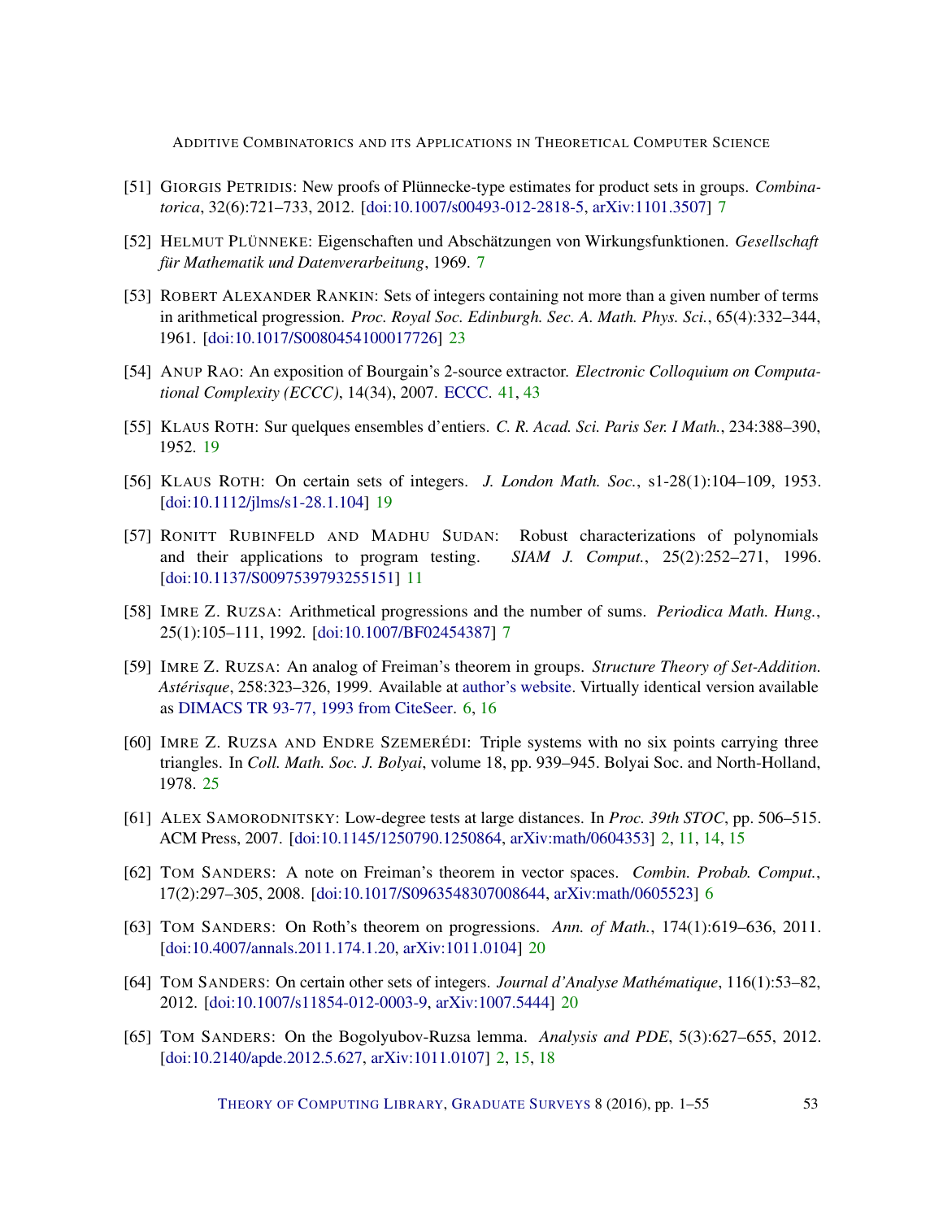[51] GIORGIS PETRIDIS: New proofs of Plünnecke-type estimates for product sets in groups. *Combinatorica*, 32(6):721–733, 2012. [doi:10.1007/s00493-012-2818-5, arXiv:1101.3507] 7

[52] HELMUT PLÜNNEKE: Eigenschaften und Abschätzungen von Wirkungsfunktionen. *Gesellschaft für Mathematik und Datenverarbeitung*, 1969. 7

[53] ROBERT ALEXANDER RANKIN: Sets of integers containing not more than a given number of terms in arithmetical progression. *Proc. Royal Soc. Edinburgh. Sec. A. Math. Phys. Sci.*, 65(4):332–344, 1961. [doi:10.1017/S0080454100017726] 23

[54] ANUP RAO: An exposition of Bourgain's 2-source extractor. *Electronic Colloquium on Computational Complexity (ECCC)*, 14(34), 2007. ECCC. 41, 43

[55] KLAUS ROTH: Sur quelques ensembles d'entiers. *C. R. Acad. Sci. Paris Ser. I Math.*, 234:388–390, 1952. 19

[56] KLAUS ROTH: On certain sets of integers. *J. London Math. Soc.*, s1-28(1):104–109, 1953. [doi:10.1112/jlms/s1-28.1.104] 19

[57] RONITT RUBINFELD AND MADHU SUDAN: Robust characterizations of polynomials and their applications to program testing. *SIAM J. Comput.*, 25(2):252–271, 1996. [doi:10.1137/S0097539793255151] 11

[58] IMRE Z. RUZSA: Arithmetical progressions and the number of sums. *Periodica Math. Hung.*, 25(1):105–111, 1992. [doi:10.1007/BF02454387] 7

[59] IMRE Z. RUZSA: An analog of Freiman's theorem in groups. *Structure Theory of Set-Addition. Astérisque*, 258:323–326, 1999. Available at author's website. Virtually identical version available as DIMACS TR 93-77, 1993 from CiteSeer. 6, 16

[60] IMRE Z. RUZSA AND ENDRE SZEMERÉDI: Triple systems with no six points carrying three triangles. In *Coll. Math. Soc. J. Bolyai*, volume 18, pp. 939–945. Bolyai Soc. and North-Holland, 1978. 25

[61] ALEX SAMORODNITSKY: Low-degree tests at large distances. In *Proc. 39th STOC*, pp. 506–515. ACM Press, 2007. [doi:10.1145/1250790.1250864, arXiv:math/0604353] 2, 11, 14, 15

[62] TOM SANDERS: A note on Freiman's theorem in vector spaces. *Combin. Probab. Comput.*, 17(2):297–305, 2008. [doi:10.1017/S0963548307008644, arXiv:math/0605523] 6

[63] TOM SANDERS: On Roth's theorem on progressions. *Ann. of Math.*, 174(1):619–636, 2011. [doi:10.4007/annals.2011.174.1.20, arXiv:1011.0104] 20

[64] TOM SANDERS: On certain other sets of integers. *Journal d'Analyse Mathématique*, 116(1):53–82, 2012. [doi:10.1007/s11854-012-0003-9, arXiv:1007.5444] 20

[65] TOM SANDERS: On the Bogolyubov-Ruzsa lemma. *Analysis and PDE*, 5(3):627–655, 2012. [doi:10.2140/apde.2012.5.627, arXiv:1011.0107] 2, 15, 18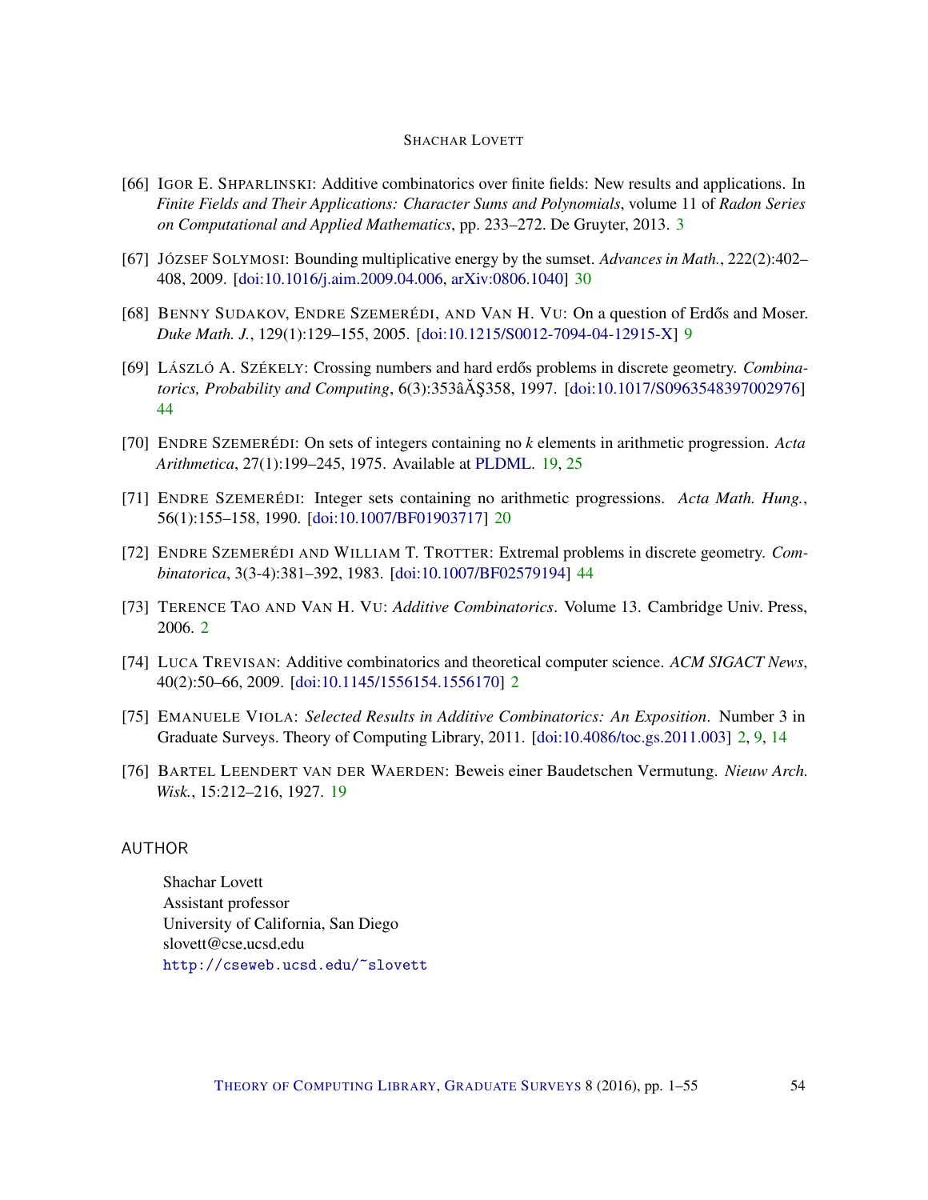[66] IGOR E. SHPARLINSKI: Additive combinatorics over finite fields: New results and applications. In *Finite Fields and Their Applications: Character Sums and Polynomials*, volume 11 of *Radon Series on Computational and Applied Mathematics*, pp. 233–272. De Gruyter, 2013. 3

[67] JÓZSEF SOLYMOSI: Bounding multiplicative energy by the sumset. *Advances in Math.*, 222(2):402–408, 2009. [doi:10.1016/j.aim.2009.04.006, arXiv:0806.1040] 30

[68] BENNY SUDAKOV, ENDRE SZEMERÉDI, AND VAN H. VU: On a question of Erdős and Moser. *Duke Math. J.*, 129(1):129–155, 2005. [doi:10.1215/S0012-7094-04-12915-X] 9

[69] LÁSZLÓ A. SZÉKELY: Crossing numbers and hard erdős problems in discrete geometry. *Combinatorics, Probability and Computing*, 6(3):353âĂŞ358, 1997. [doi:10.1017/S0963548397002976] 44

[70] ENDRE SZEMERÉDI: On sets of integers containing no $k$ elements in arithmetic progression. *Acta Arithmetica*, 27(1):199–245, 1975. Available at PLDML. 19, 25

[71] ENDRE SZEMERÉDI: Integer sets containing no arithmetic progressions. *Acta Math. Hung.*, 56(1):155–158, 1990. [doi:10.1007/BF01903717] 20

[72] ENDRE SZEMERÉDI AND WILLIAM T. TROTTER: Extremal problems in discrete geometry. *Combinatorica*, 3(3-4):381–392, 1983. [doi:10.1007/BF02579194] 44

[73] TERENCE TAO AND VAN H. VU: *Additive Combinatorics*. Volume 13. Cambridge Univ. Press, 2006. 2

[74] LUCA TREVISAN: Additive combinatorics and theoretical computer science. *ACM SIGACT News*, 40(2):50–66, 2009. [doi:10.1145/1556154.1556170] 2

[75] EMANUELE VIOLA: *Selected Results in Additive Combinatorics: An Exposition*. Number 3 in Graduate Surveys. Theory of Computing Library, 2011. [doi:10.4086/toc.gs.2011.003] 2, 9, 14

[76] BARTEL LEENDERT VAN DER WAERDEN: Beweis einer Baudetschen Vermutung. *Nieuw Arch. Wisk.*, 15:212–216, 1927. 19

## AUTHOR

Shachar Lovett
Assistant professor
University of California, San Diego
slovett@cse.ucsd.edu
http://cseweb.ucsd.edu/~slovett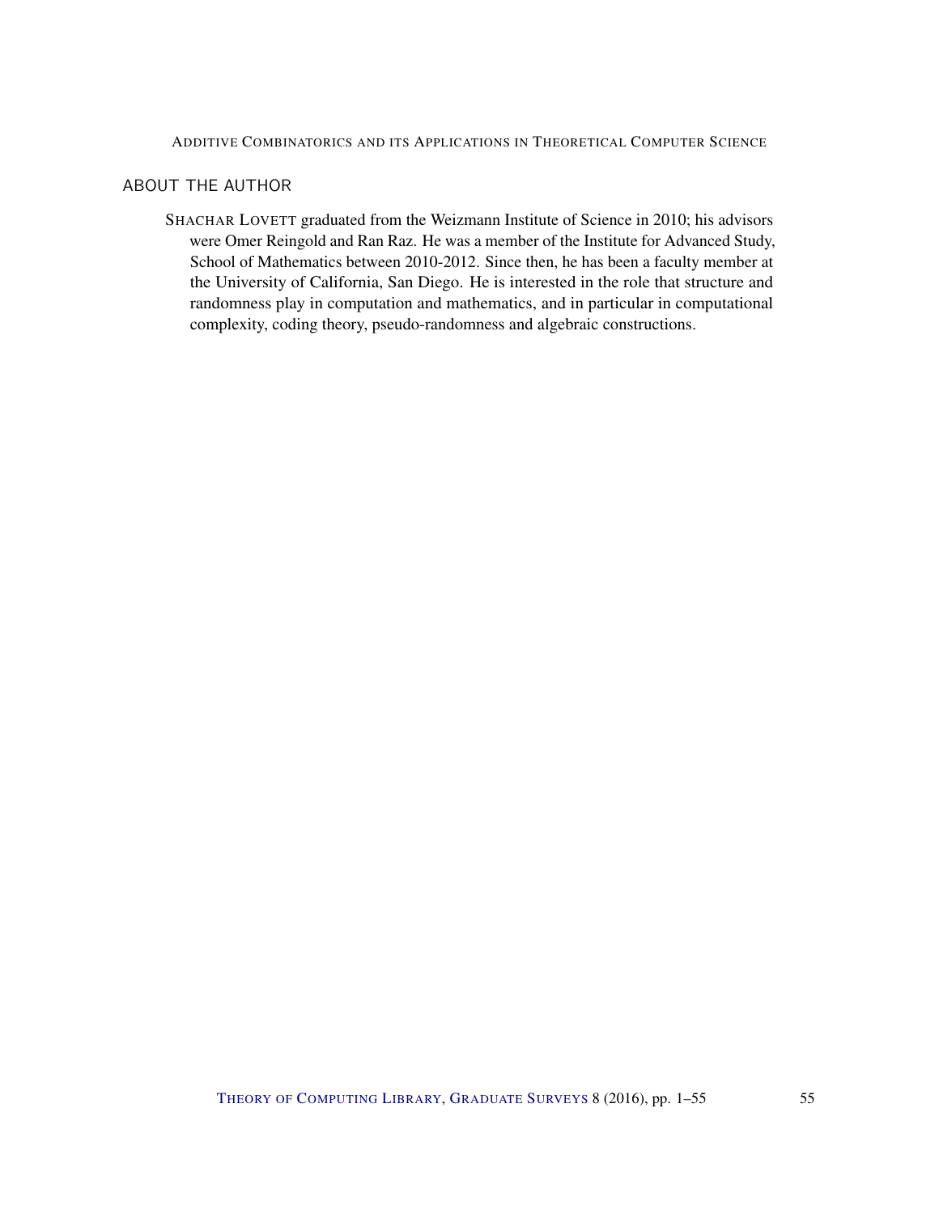## ABOUT THE AUTHOR

SHACHAR LOVETT graduated from the Weizmann Institute of Science in 2010; his advisors were Omer Reingold and Ran Raz. He was a member of the Institute for Advanced Study, School of Mathematics between 2010-2012. Since then, he has been a faculty member at the University of California, San Diego. He is interested in the role that structure and randomness play in computation and mathematics, and in particular in computational complexity, coding theory, pseudo-randomness and algebraic constructions.